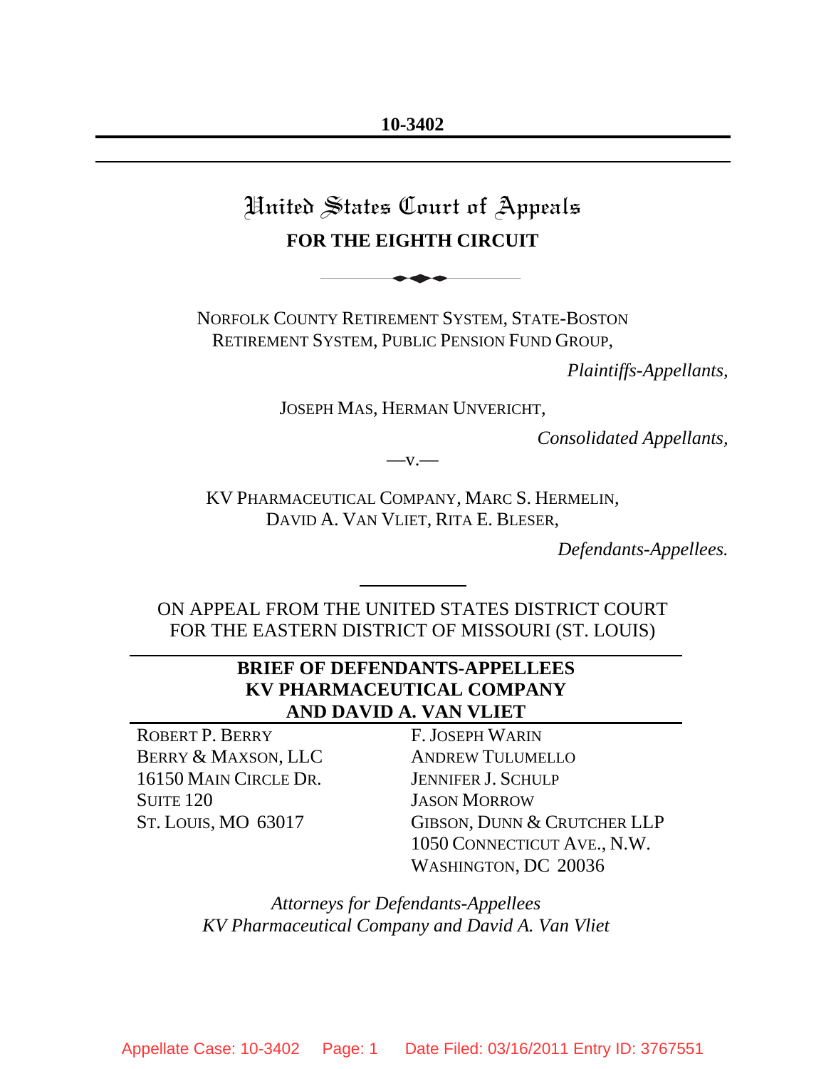**10-3402**

# United States Court of Appeals
## FOR THE EIGHTH CIRCUIT

NORFOLK COUNTY RETIREMENT SYSTEM, STATE-BOSTON RETIREMENT SYSTEM, PUBLIC PENSION FUND GROUP,

*Plaintiffs-Appellants,*

JOSEPH MAS, HERMAN UNVERICHT,

*Consolidated Appellants,*

—v.—

KV PHARMACEUTICAL COMPANY, MARC S. HERMELIN, DAVID A. VAN VLIET, RITA E. BLESER,

*Defendants-Appellees.*

ON APPEAL FROM THE UNITED STATES DISTRICT COURT FOR THE EASTERN DISTRICT OF MISSOURI (ST. LOUIS)

**BRIEF OF DEFENDANTS-APPELLEES KV PHARMACEUTICAL COMPANY AND DAVID A. VAN VLIET**

ROBERT P. BERRY
BERRY & MAXSON, LLC
16150 MAIN CIRCLE DR.
SUITE 120
ST. LOUIS, MO 63017

F. JOSEPH WARIN
ANDREW TULUMELLO
JENNIFER J. SCHULP
JASON MORROW
GIBSON, DUNN & CRUTCHER LLP
1050 CONNECTICUT AVE., N.W.
WASHINGTON, DC 20036

*Attorneys for Defendants-Appellees KV Pharmaceutical Company and David A. Van Vliet*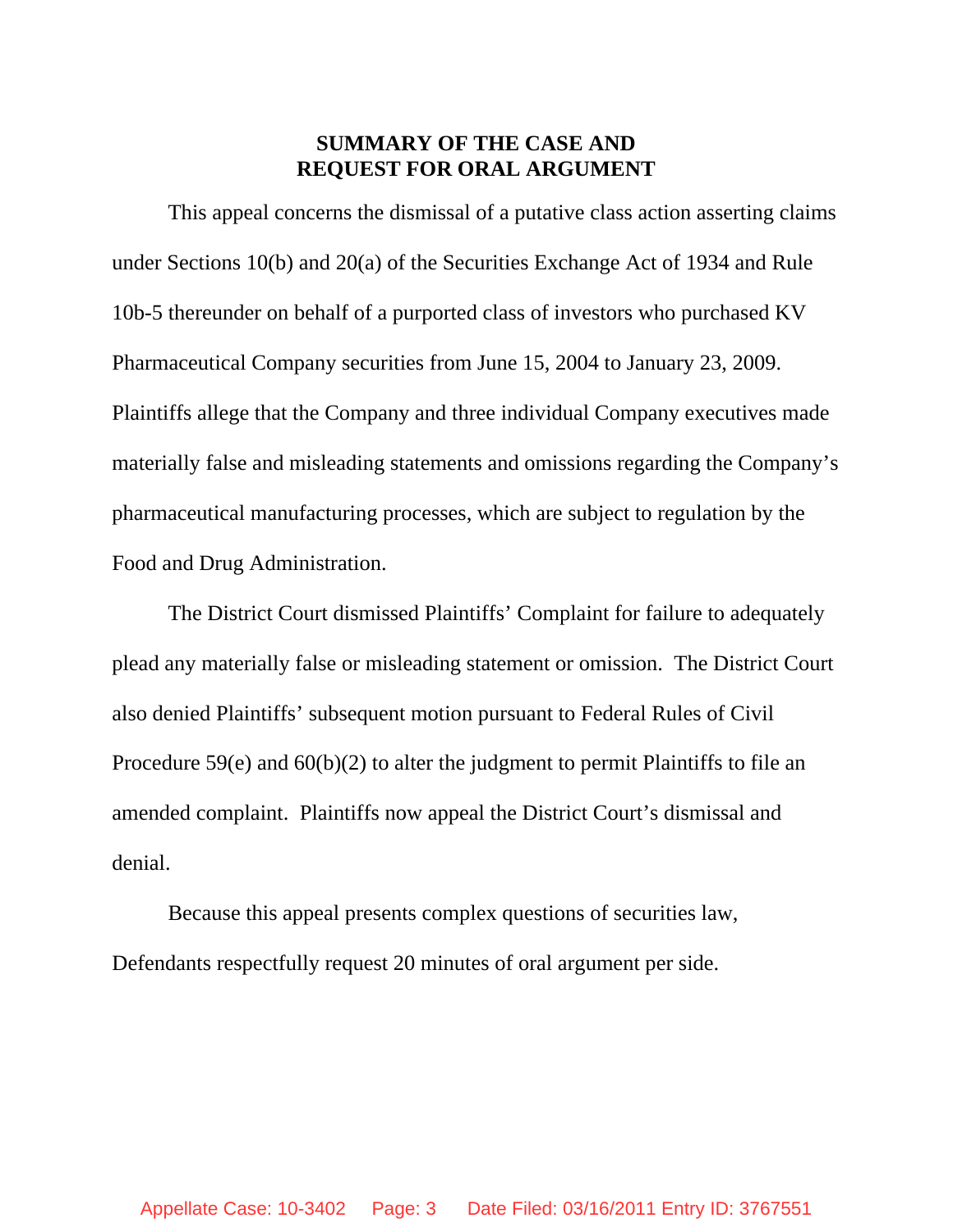# SUMMARY OF THE CASE AND REQUEST FOR ORAL ARGUMENT

This appeal concerns the dismissal of a putative class action asserting claims under Sections 10(b) and 20(a) of the Securities Exchange Act of 1934 and Rule 10b-5 thereunder on behalf of a purported class of investors who purchased KV Pharmaceutical Company securities from June 15, 2004 to January 23, 2009. Plaintiffs allege that the Company and three individual Company executives made materially false and misleading statements and omissions regarding the Company's pharmaceutical manufacturing processes, which are subject to regulation by the Food and Drug Administration.

The District Court dismissed Plaintiffs' Complaint for failure to adequately plead any materially false or misleading statement or omission. The District Court also denied Plaintiffs' subsequent motion pursuant to Federal Rules of Civil Procedure 59(e) and 60(b)(2) to alter the judgment to permit Plaintiffs to file an amended complaint. Plaintiffs now appeal the District Court's dismissal and denial.

Because this appeal presents complex questions of securities law, Defendants respectfully request 20 minutes of oral argument per side.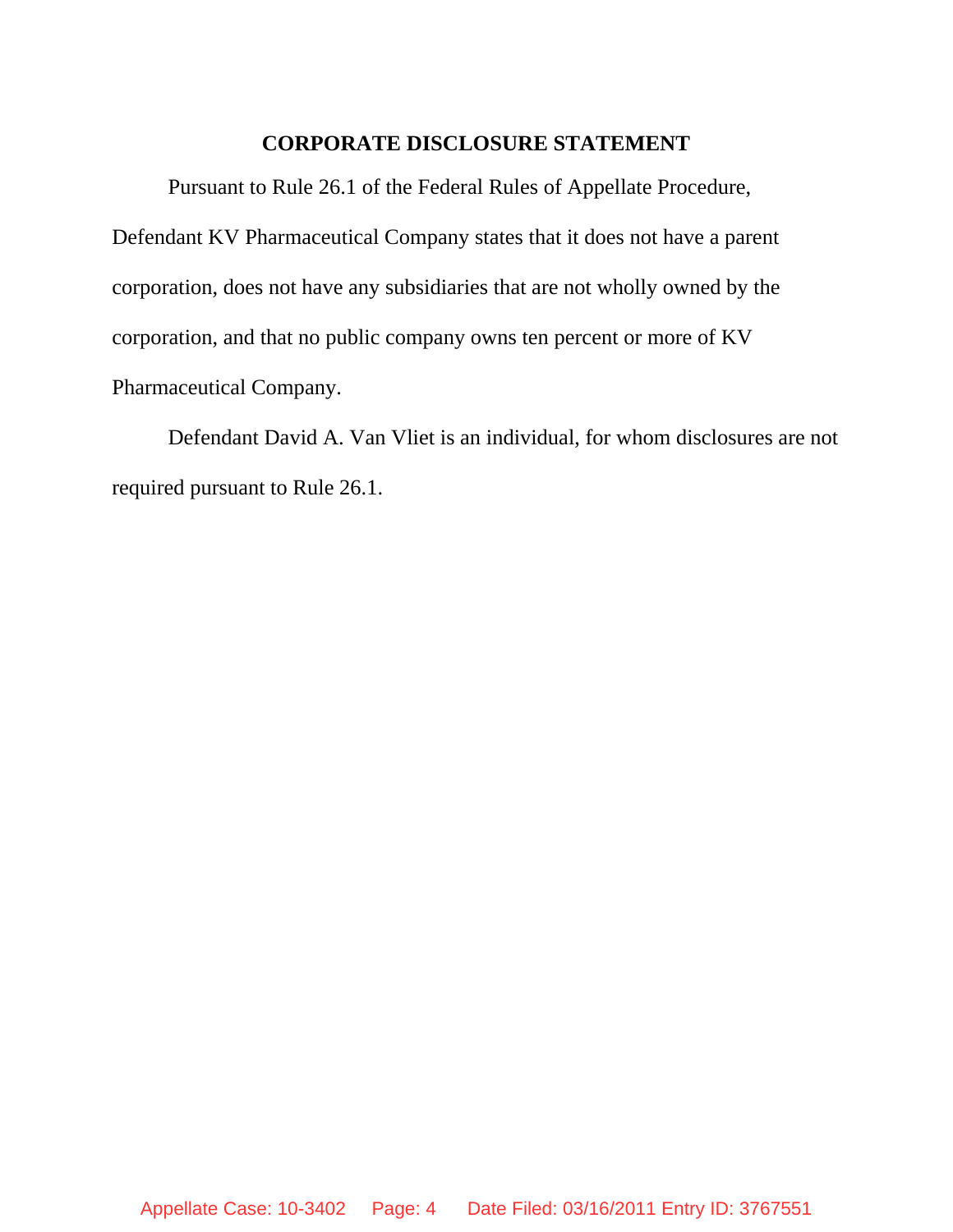## CORPORATE DISCLOSURE STATEMENT

Pursuant to Rule 26.1 of the Federal Rules of Appellate Procedure, Defendant KV Pharmaceutical Company states that it does not have a parent corporation, does not have any subsidiaries that are not wholly owned by the corporation, and that no public company owns ten percent or more of KV Pharmaceutical Company.

Defendant David A. Van Vliet is an individual, for whom disclosures are not required pursuant to Rule 26.1.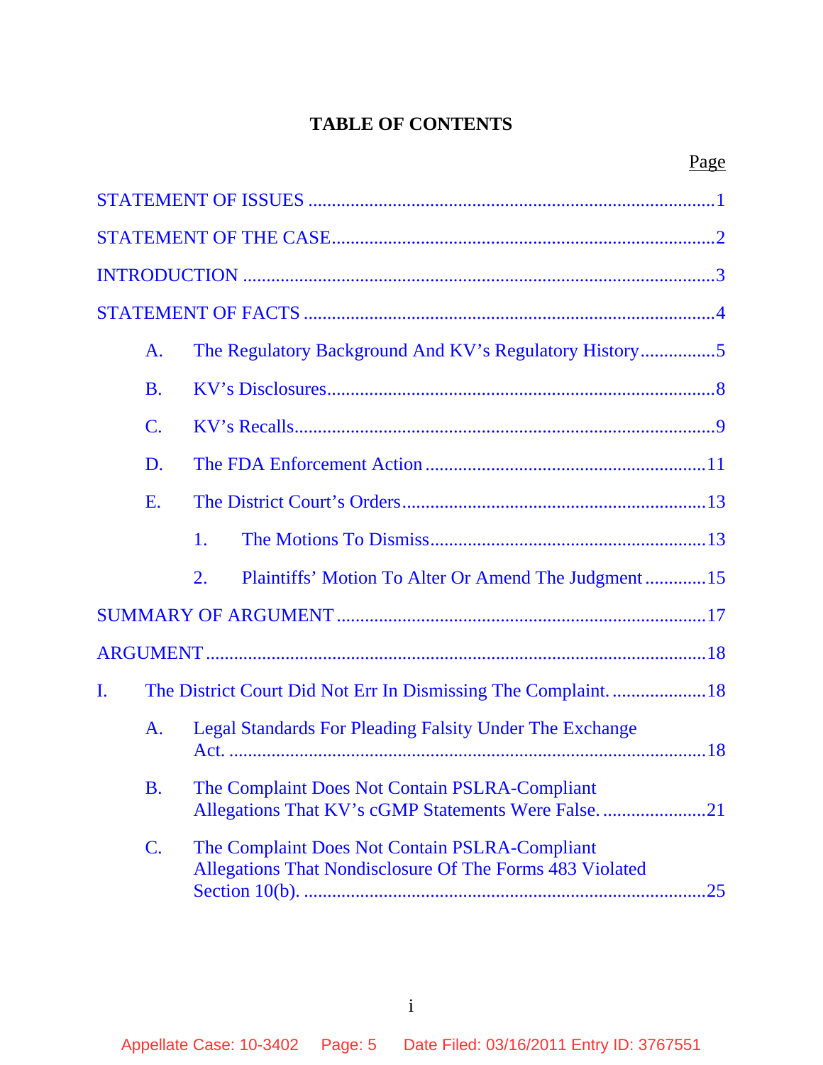# TABLE OF CONTENTS

| | Page |
|---|---|
| STATEMENT OF ISSUES | 1 |
| STATEMENT OF THE CASE | 2 |
| INTRODUCTION | 3 |
| STATEMENT OF FACTS | 4 |
| A. The Regulatory Background And KV's Regulatory History | 5 |
| B. KV's Disclosures | 8 |
| C. KV's Recalls | 9 |
| D. The FDA Enforcement Action | 11 |
| E. The District Court's Orders | 13 |
| 1. The Motions To Dismiss | 13 |
| 2. Plaintiffs' Motion To Alter Or Amend The Judgment | 15 |
| SUMMARY OF ARGUMENT | 17 |
| ARGUMENT | 18 |
| I. The District Court Did Not Err In Dismissing The Complaint. | 18 |
| A. Legal Standards For Pleading Falsity Under The Exchange Act. | 18 |
| B. The Complaint Does Not Contain PSLRA-Compliant Allegations That KV's cGMP Statements Were False. | 21 |
| C. The Complaint Does Not Contain PSLRA-Compliant Allegations That Nondisclosure Of The Forms 483 Violated Section 10(b). | 25 |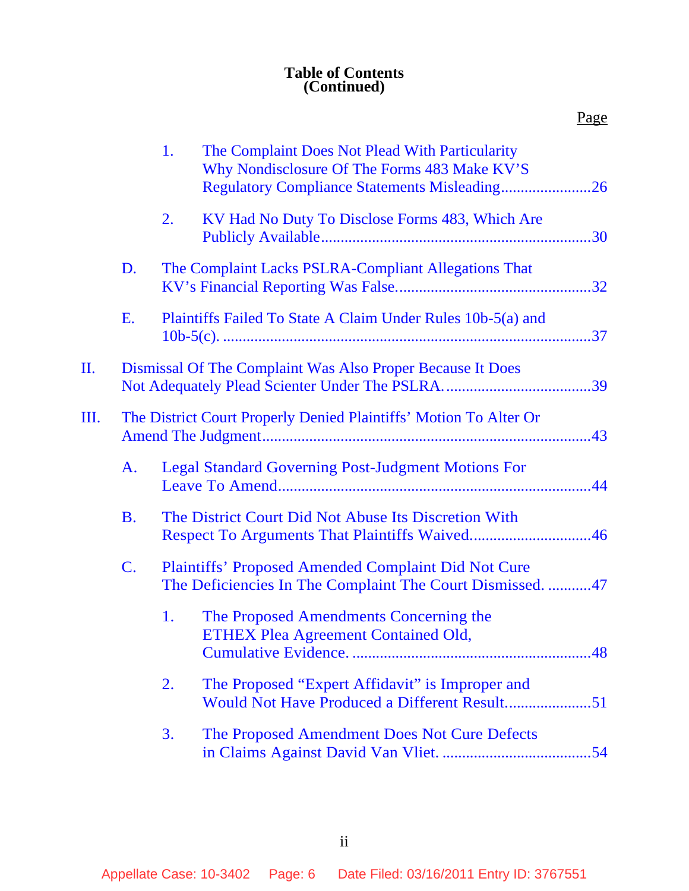**Table of Contents**
**(Continued)**

Page

1. The Complaint Does Not Plead With Particularity Why Nondisclosure Of The Forms 483 Make KV'S Regulatory Compliance Statements Misleading.......................26

2. KV Had No Duty To Disclose Forms 483, Which Are Publicly Available....................................................................30

D. The Complaint Lacks PSLRA-Compliant Allegations That KV's Financial Reporting Was False.................................................32

E. Plaintiffs Failed To State A Claim Under Rules 10b-5(a) and 10b-5(c). ............................................................................................37

II. Dismissal Of The Complaint Was Also Proper Because It Does Not Adequately Plead Scienter Under The PSLRA. .....................................39

III. The District Court Properly Denied Plaintiffs' Motion To Alter Or Amend The Judgment...................................................................................43

A. Legal Standard Governing Post-Judgment Motions For Leave To Amend..............................................................................44

B. The District Court Did Not Abuse Its Discretion With Respect To Arguments That Plaintiffs Waived...............................46

C. Plaintiffs' Proposed Amended Complaint Did Not Cure The Deficiencies In The Complaint The Court Dismissed. ...........47

1. The Proposed Amendments Concerning the ETHEX Plea Agreement Contained Old, Cumulative Evidence. ............................................................48

2. The Proposed "Expert Affidavit" is Improper and Would Not Have Produced a Different Result......................51

3. The Proposed Amendment Does Not Cure Defects in Claims Against David Van Vliet. ......................................54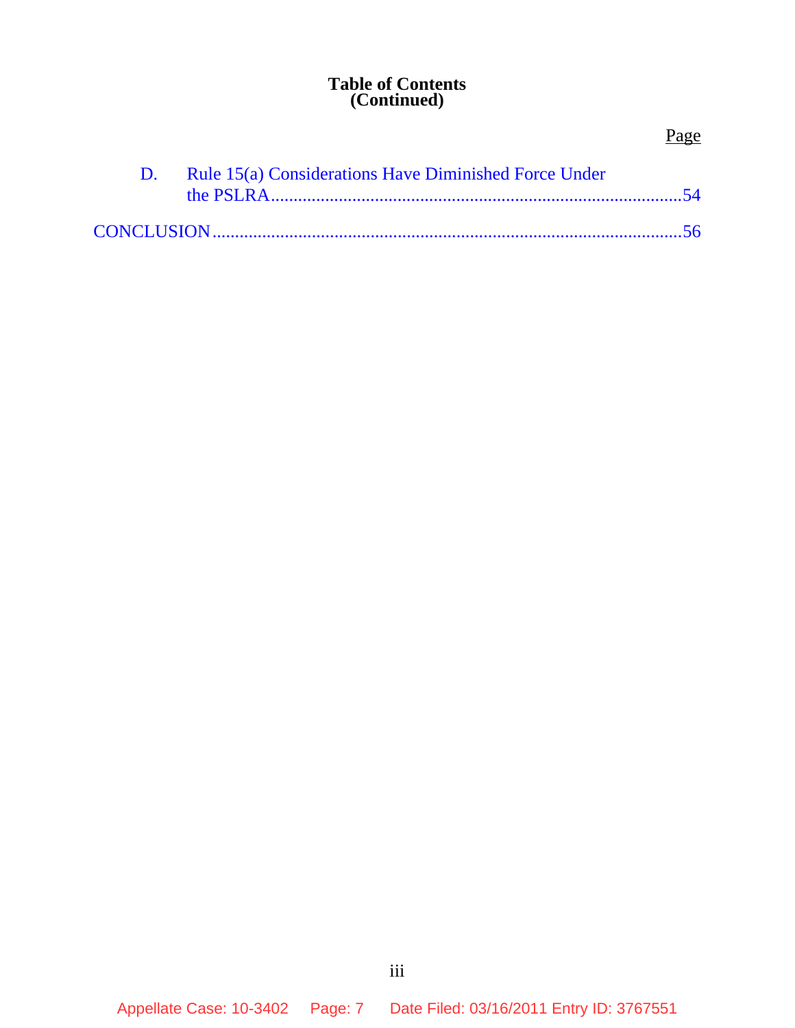**Table of Contents**
**(Continued)**

Page

D. Rule 15(a) Considerations Have Diminished Force Under the PSLRA.......................................................................................54

CONCLUSION.......................................................................................................56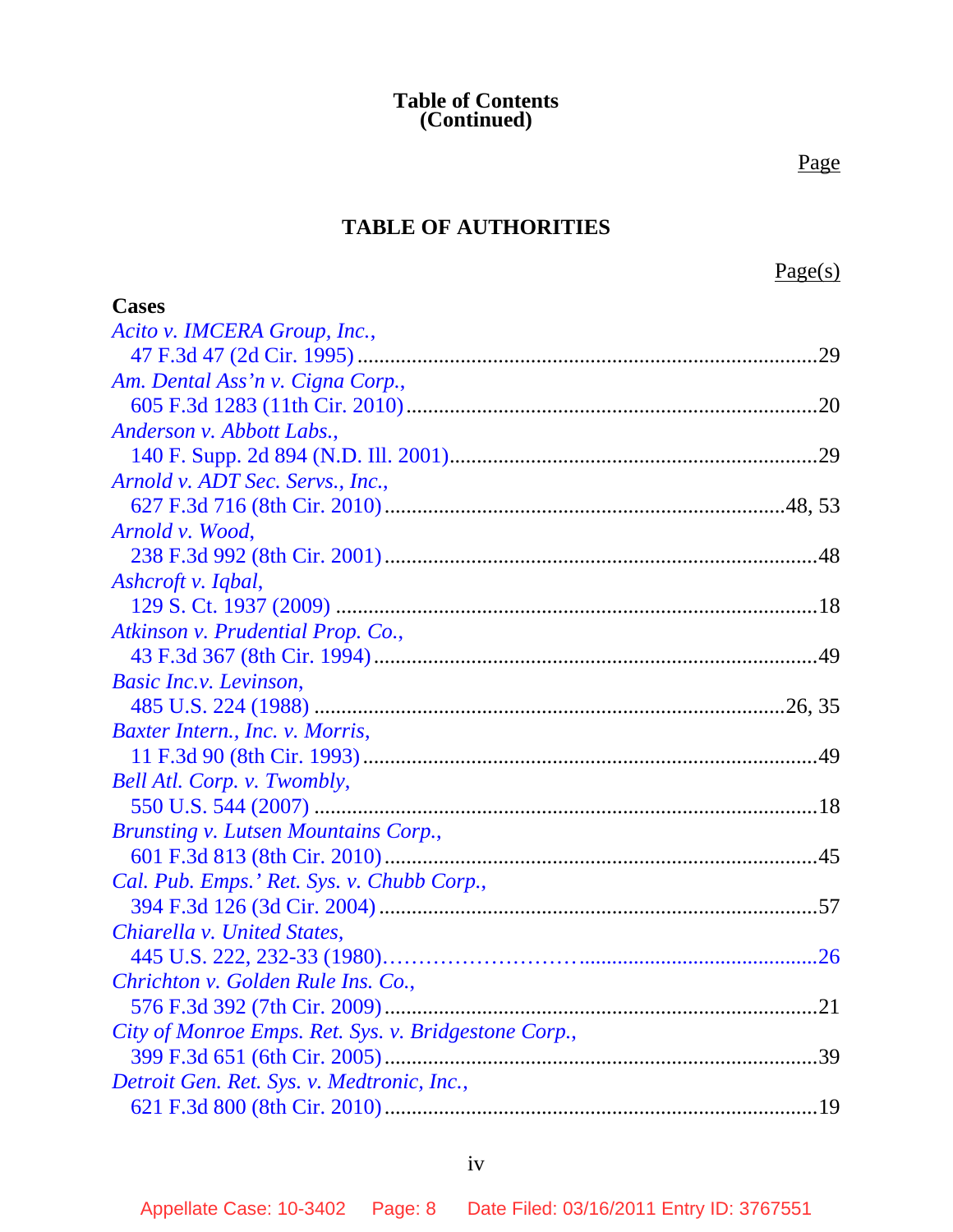**Table of Contents**
**(Continued)**

Page

## TABLE OF AUTHORITIES

Page(s)

**Cases**

*Acito v. IMCERA Group, Inc.*,
47 F.3d 47 (2d Cir. 1995) ....................................................................................29

*Am. Dental Ass'n v. Cigna Corp.*,
605 F.3d 1283 (11th Cir. 2010) ...........................................................................20

*Anderson v. Abbott Labs.*,
140 F. Supp. 2d 894 (N.D. Ill. 2001) ....................................................................29

*Arnold v. ADT Sec. Servs., Inc.*,
627 F.3d 716 (8th Cir. 2010) ........................................................................48, 53

*Arnold v. Wood*,
238 F.3d 992 (8th Cir. 2001) ...............................................................................48

*Ashcroft v. Iqbal*,
129 S. Ct. 1937 (2009) .........................................................................................18

*Atkinson v. Prudential Prop. Co.*,
43 F.3d 367 (8th Cir. 1994) .................................................................................49

*Basic Inc.v. Levinson*,
485 U.S. 224 (1988) ........................................................................................26, 35

*Baxter Intern., Inc. v. Morris*,
11 F.3d 90 (8th Cir. 1993) ...................................................................................49

*Bell Atl. Corp. v. Twombly*,
550 U.S. 544 (2007) .............................................................................................18

*Brunsting v. Lutsen Mountains Corp.*,
601 F.3d 813 (8th Cir. 2010) ...............................................................................45

*Cal. Pub. Emps.' Ret. Sys. v. Chubb Corp.*,
394 F.3d 126 (3d Cir. 2004) .................................................................................57

*Chiarella v. United States*,
445 U.S. 222, 232-33 (1980)……………………….........................................26

*Chrichton v. Golden Rule Ins. Co.*,
576 F.3d 392 (7th Cir. 2009) ...............................................................................21

*City of Monroe Emps. Ret. Sys. v. Bridgestone Corp.*,
399 F.3d 651 (6th Cir. 2005) ...............................................................................39

*Detroit Gen. Ret. Sys. v. Medtronic, Inc.*,
621 F.3d 800 (8th Cir. 2010) ...............................................................................19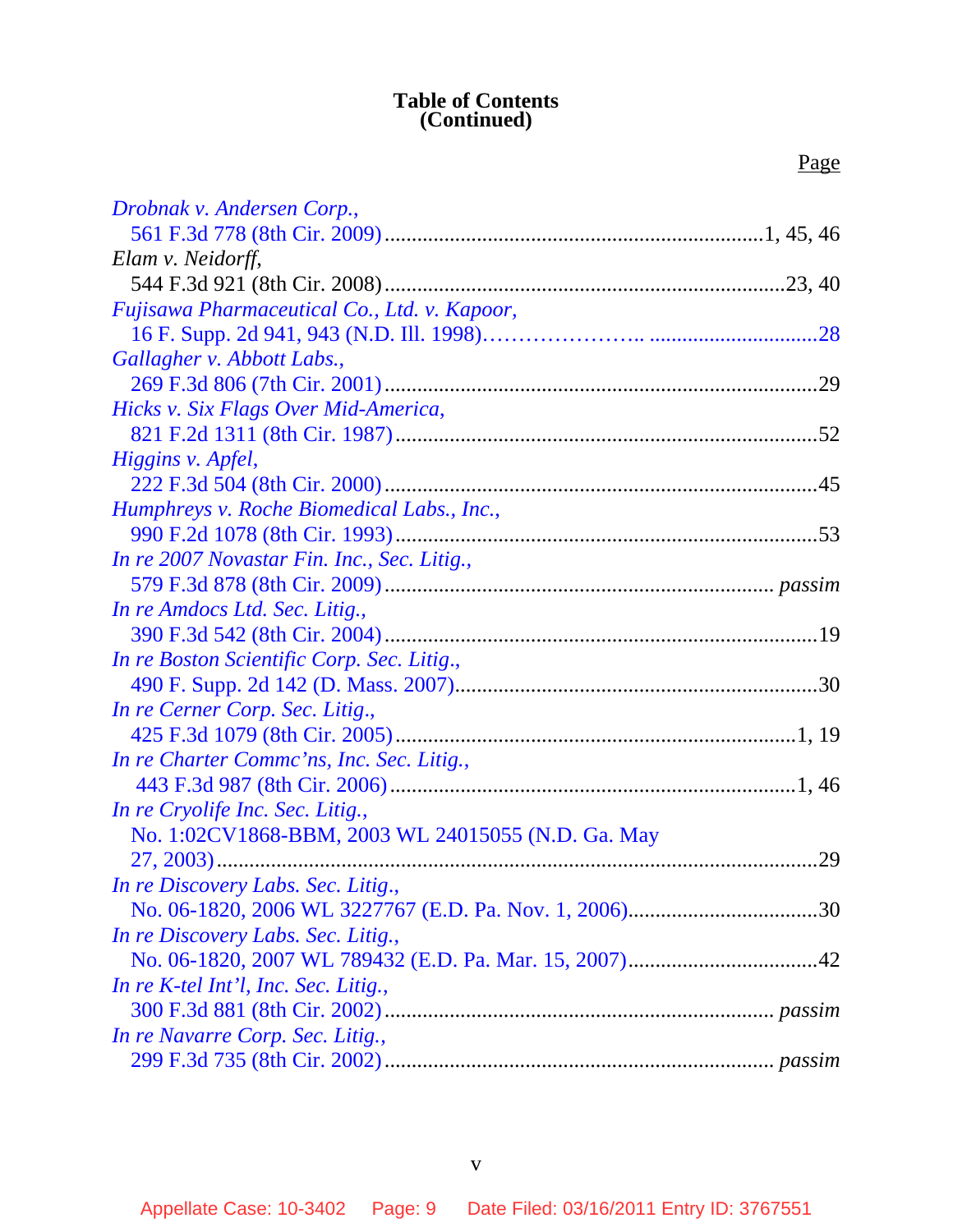# Table of Contents
# (Continued)

Page

*Drobnak v. Andersen Corp.*,
561 F.3d 778 (8th Cir. 2009)....................................................................1, 45, 46

*Elam v. Neidorff*,
544 F.3d 921 (8th Cir. 2008)........................................................................23, 40

*Fujisawa Pharmaceutical Co., Ltd. v. Kapoor*,
16 F. Supp. 2d 941, 943 (N.D. Ill. 1998)………………….. ..............................28

*Gallagher v. Abbott Labs.*,
269 F.3d 806 (7th Cir. 2001)..............................................................................29

*Hicks v. Six Flags Over Mid-America*,
821 F.2d 1311 (8th Cir. 1987)............................................................................52

*Higgins v. Apfel*,
222 F.3d 504 (8th Cir. 2000)..............................................................................45

*Humphreys v. Roche Biomedical Labs., Inc.*,
990 F.2d 1078 (8th Cir. 1993)............................................................................53

*In re 2007 Novastar Fin. Inc., Sec. Litig.*,
579 F.3d 878 (8th Cir. 2009).................................................................... *passim*

*In re Amdocs Ltd. Sec. Litig.*,
390 F.3d 542 (8th Cir. 2004)..............................................................................19

*In re Boston Scientific Corp. Sec. Litig*.,
490 F. Supp. 2d 142 (D. Mass. 2007)..................................................................30

*In re Cerner Corp. Sec. Litig*.,
425 F.3d 1079 (8th Cir. 2005).........................................................................1, 19

*In re Charter Commc'ns, Inc. Sec. Litig.*,
443 F.3d 987 (8th Cir. 2006).........................................................................1, 46

*In re Cryolife Inc. Sec. Litig.*,
No. 1:02CV1868-BBM, 2003 WL 24015055 (N.D. Ga. May 27, 2003)..............................................................................................29

*In re Discovery Labs. Sec. Litig*.,
No. 06-1820, 2006 WL 3227767 (E.D. Pa. Nov. 1, 2006)..................................30

*In re Discovery Labs. Sec. Litig*.,
No. 06-1820, 2007 WL 789432 (E.D. Pa. Mar. 15, 2007)..................................42

*In re K-tel Int'l, Inc. Sec. Litig.*,
300 F.3d 881 (8th Cir. 2002).................................................................... *passim*

*In re Navarre Corp. Sec. Litig.*,
299 F.3d 735 (8th Cir. 2002)..................................................................... *passim*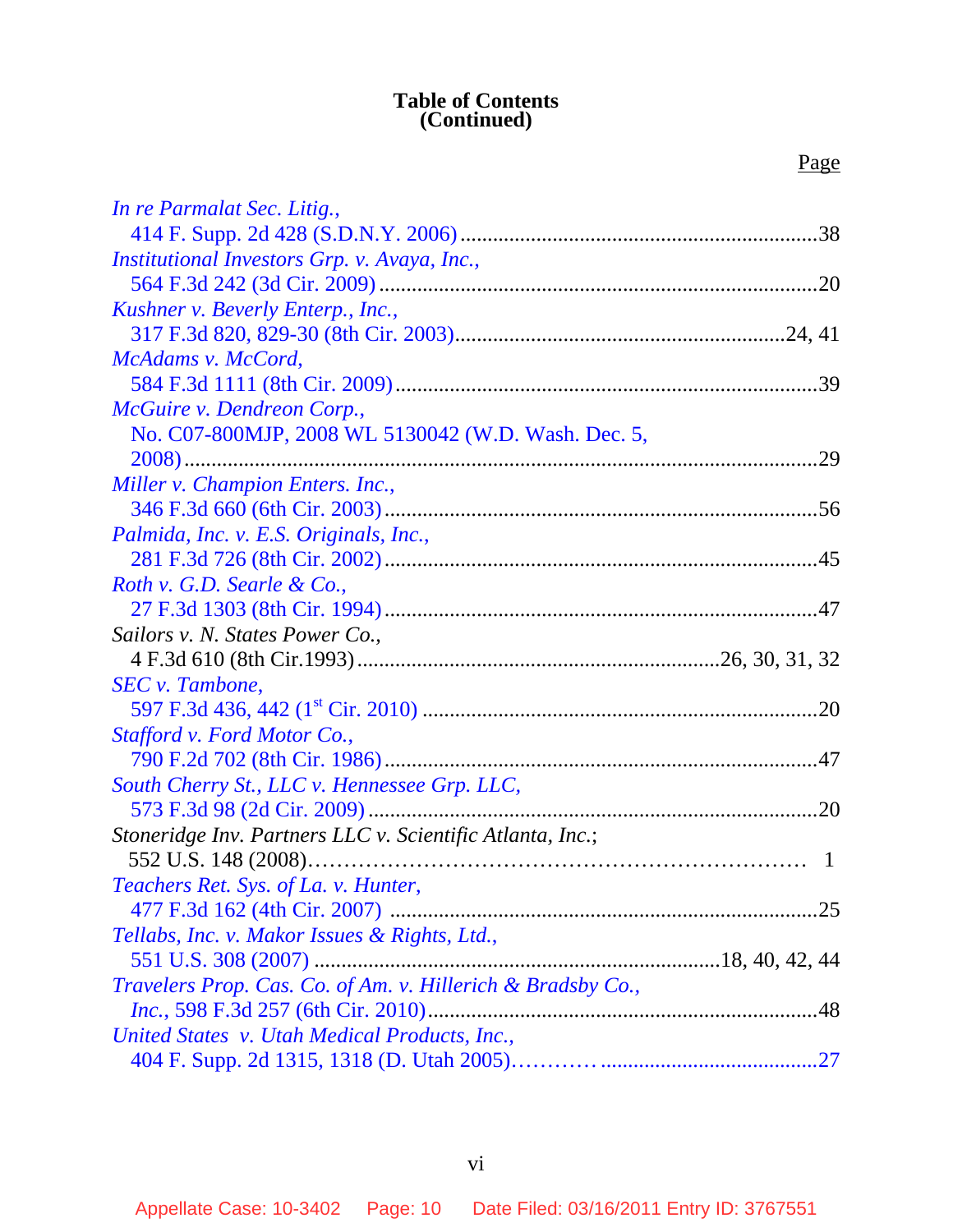**Table of Contents**
**(Continued)**

Page

*In re Parmalat Sec. Litig.*,
414 F. Supp. 2d 428 (S.D.N.Y. 2006) ....................................................................38

*Institutional Investors Grp. v. Avaya, Inc.*,
564 F.3d 242 (3d Cir. 2009) ....................................................................................20

*Kushner v. Beverly Enterp., Inc.*,
317 F.3d 820, 829-30 (8th Cir. 2003)...............................................................24, 41

*McAdams v. McCord*,
584 F.3d 1111 (8th Cir. 2009) .................................................................................39

*McGuire v. Dendreon Corp.*,
No. C07-800MJP, 2008 WL 5130042 (W.D. Wash. Dec. 5, 2008) ........................29

*Miller v. Champion Enters. Inc.*,
346 F.3d 660 (6th Cir. 2003) ...................................................................................56

*Palmida, Inc. v. E.S. Originals, Inc.*,
281 F.3d 726 (8th Cir. 2002) ...................................................................................45

*Roth v. G.D. Searle & Co.*,
27 F.3d 1303 (8th Cir. 1994) ...................................................................................47

*Sailors v. N. States Power Co.*,
4 F.3d 610 (8th Cir.1993) .....................................................................26, 30, 31, 32

*SEC v. Tambone*,
597 F.3d 436, 442 (1st Cir. 2010) ..........................................................................20

*Stafford v. Ford Motor Co.*,
790 F.2d 702 (8th Cir. 1986) ...................................................................................47

*South Cherry St., LLC v. Hennessee Grp. LLC*,
573 F.3d 98 (2d Cir. 2009) ......................................................................................20

*Stoneridge Inv. Partners LLC v. Scientific Atlanta, Inc.*;
552 U.S. 148 (2008)…………………………………………………………… 1

*Teachers Ret. Sys. of La. v. Hunter*,
477 F.3d 162 (4th Cir. 2007) ..................................................................................25

*Tellabs, Inc. v. Makor Issues & Rights, Ltd.*,
551 U.S. 308 (2007) ...........................................................................18, 40, 42, 44

*Travelers Prop. Cas. Co. of Am. v. Hillerich & Bradsby Co., Inc.*, 598 F.3d 257 (6th Cir. 2010)........................................................................48

*United States v. Utah Medical Products, Inc.*,
404 F. Supp. 2d 1315, 1318 (D. Utah 2005)…………........................................27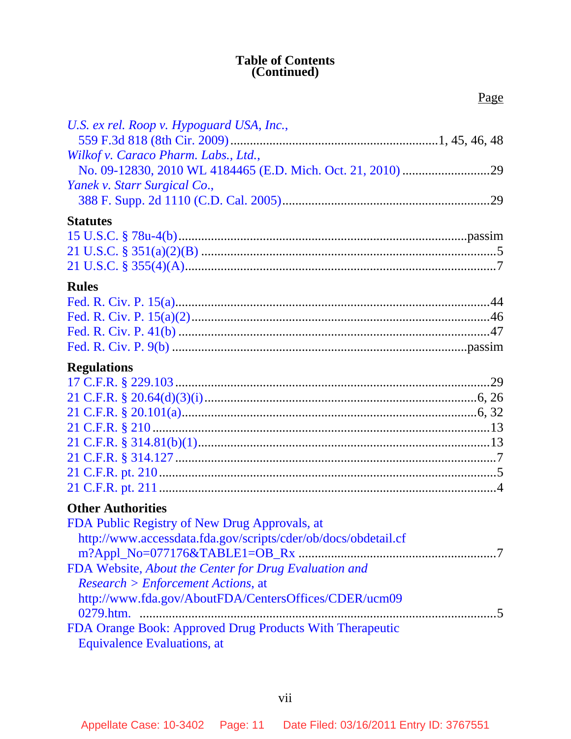**Table of Contents**
**(Continued)**

Page

*U.S. ex rel. Roop v. Hypoguard USA, Inc.*,
559 F.3d 818 (8th Cir. 2009) ....................................................................1, 45, 46, 48

*Wilkof v. Caraco Pharm. Labs., Ltd.*,
No. 09-12830, 2010 WL 4184465 (E.D. Mich. Oct. 21, 2010) ..........................29

*Yanek v. Starr Surgical Co.*,
388 F. Supp. 2d 1110 (C.D. Cal. 2005)...............................................................29

**Statutes**

15 U.S.C. § 78u-4(b)......................................................................................passim

21 U.S.C. § 351(a)(2)(B) ..........................................................................................5

21 U.S.C. § 355(4)(A)...............................................................................................7

**Rules**

Fed. R. Civ. P. 15(a).................................................................................................44

Fed. R. Civ. P. 15(a)(2)............................................................................................46

Fed. R. Civ. P. 41(b) ................................................................................................47

Fed. R. Civ. P. 9(b) .........................................................................................passim

**Regulations**

17 C.F.R. § 229.103 .................................................................................................29

21 C.F.R. § 20.64(d)(3)(i)...................................................................................6, 26

21 C.F.R. § 20.101(a)..........................................................................................6, 32

21 C.F.R. § 210 ........................................................................................................13

21 C.F.R. § 314.81(b)(1)..........................................................................................13

21 C.F.R. § 314.127 ...................................................................................................7

21 C.F.R. pt. 210 ........................................................................................................5

21 C.F.R. pt. 211 ........................................................................................................4

**Other Authorities**

FDA Public Registry of New Drug Approvals, at
http://www.accessdata.fda.gov/scripts/cder/ob/docs/obdetail.cfm?Appl_No=077176&TABLE1=OB_Rx .............................................................7

FDA Website, *About the Center for Drug Evaluation and Research > Enforcement Actions*, at
http://www.fda.gov/AboutFDA/CentersOffices/CDER/ucm090279.htm. ........................................................................................................5

FDA Orange Book: Approved Drug Products With Therapeutic
Equivalence Evaluations, at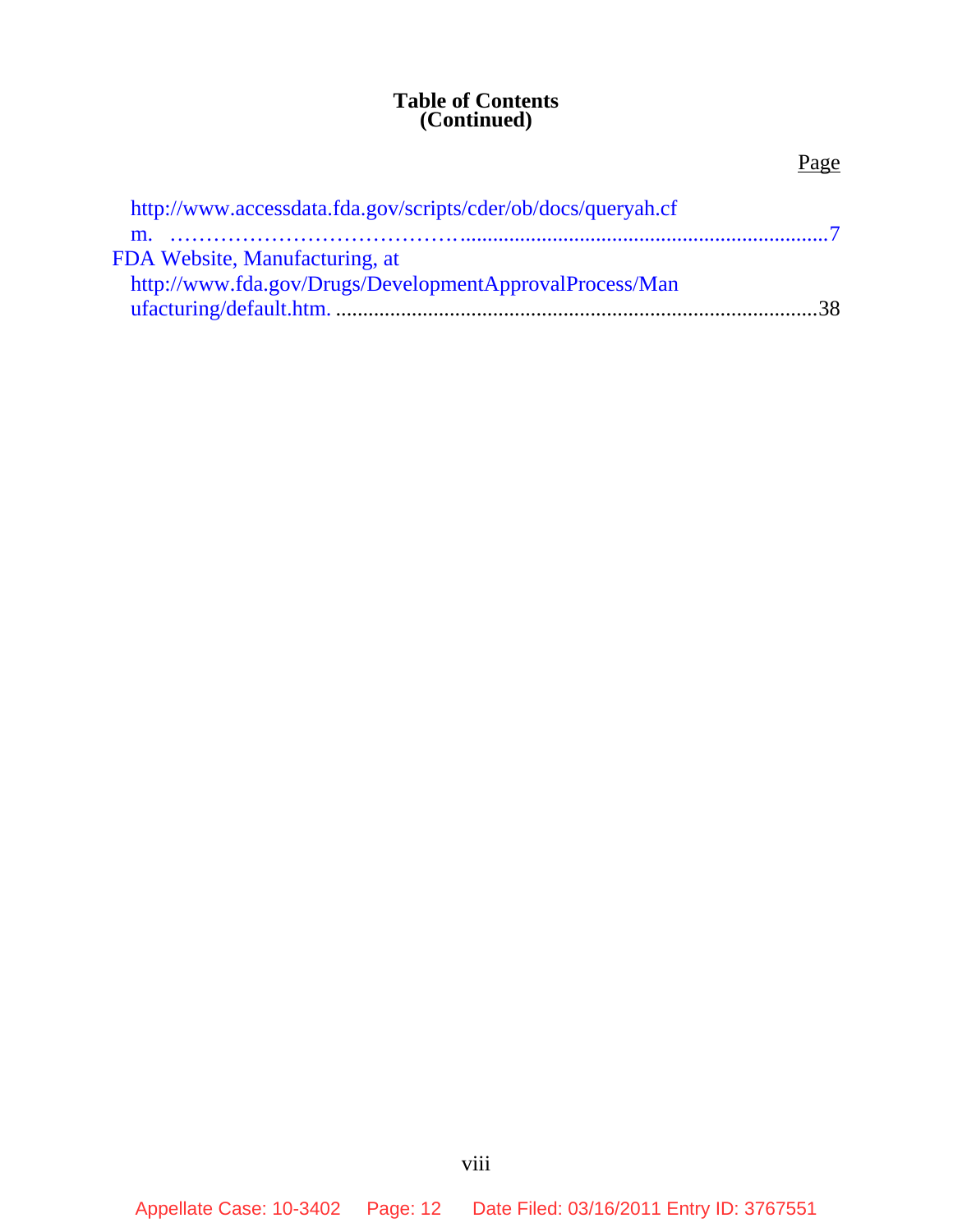# Table of Contents (Continued)

Page

http://www.accessdata.fda.gov/scripts/cder/ob/docs/queryah.cfm. …………………………………....................................................................7

FDA Website, Manufacturing, at http://www.fda.gov/Drugs/DevelopmentApprovalProcess/Manufacturing/default.htm. ........................................................................................38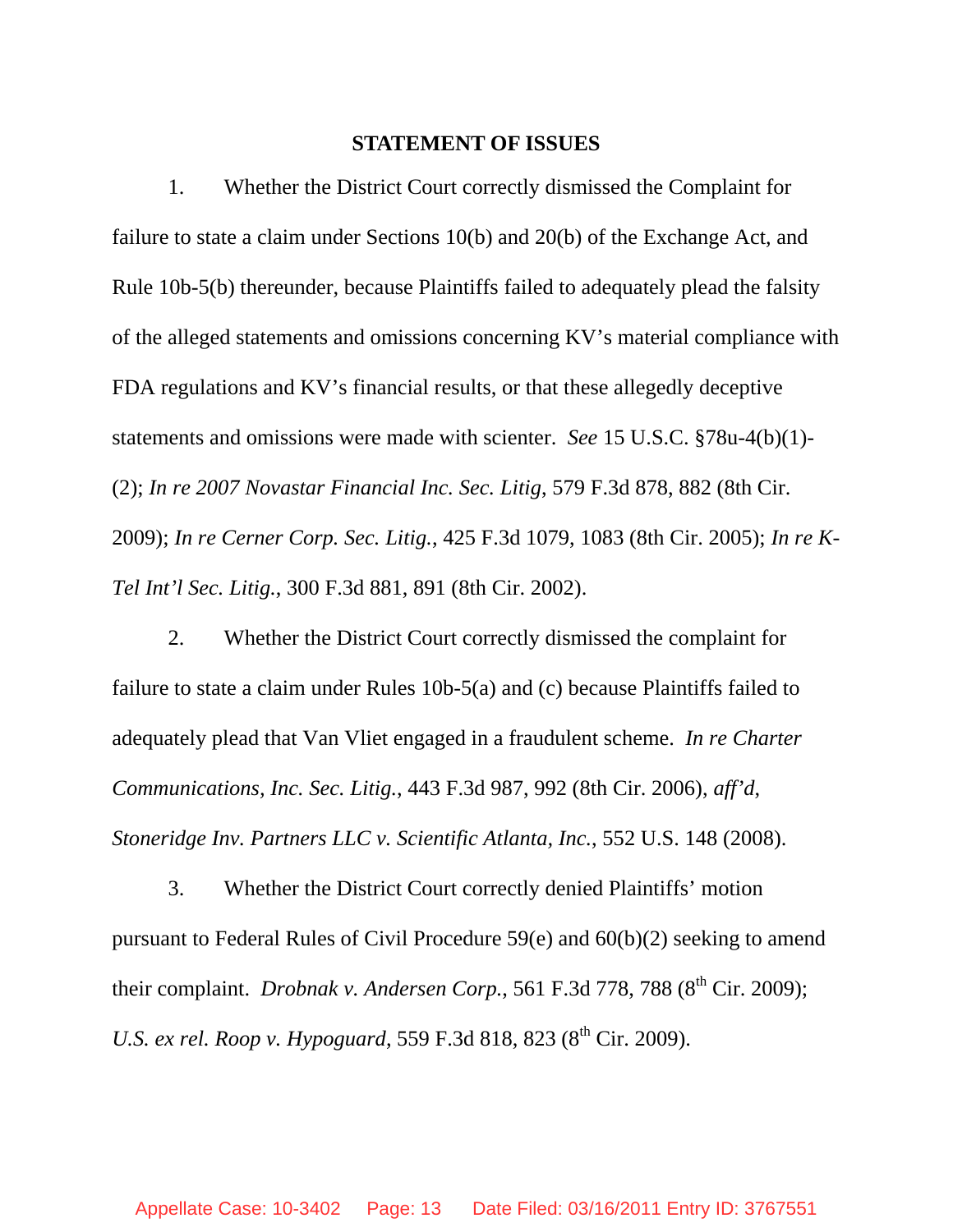## STATEMENT OF ISSUES

1. Whether the District Court correctly dismissed the Complaint for failure to state a claim under Sections 10(b) and 20(b) of the Exchange Act, and Rule 10b-5(b) thereunder, because Plaintiffs failed to adequately plead the falsity of the alleged statements and omissions concerning KV's material compliance with FDA regulations and KV's financial results, or that these allegedly deceptive statements and omissions were made with scienter. *See* 15 U.S.C. §78u-4(b)(1)-(2); *In re 2007 Novastar Financial Inc. Sec. Litig*, 579 F.3d 878, 882 (8th Cir. 2009); *In re Cerner Corp. Sec. Litig.*, 425 F.3d 1079, 1083 (8th Cir. 2005); *In re K-Tel Int'l Sec. Litig.*, 300 F.3d 881, 891 (8th Cir. 2002).

2. Whether the District Court correctly dismissed the complaint for failure to state a claim under Rules 10b-5(a) and (c) because Plaintiffs failed to adequately plead that Van Vliet engaged in a fraudulent scheme. *In re Charter Communications, Inc. Sec. Litig.*, 443 F.3d 987, 992 (8th Cir. 2006), *aff'd*, *Stoneridge Inv. Partners LLC v. Scientific Atlanta, Inc.*, 552 U.S. 148 (2008).

3. Whether the District Court correctly denied Plaintiffs' motion pursuant to Federal Rules of Civil Procedure 59(e) and 60(b)(2) seeking to amend their complaint. *Drobnak v. Andersen Corp.*, 561 F.3d 778, 788 (8th Cir. 2009); *U.S. ex rel. Roop v. Hypoguard*, 559 F.3d 818, 823 (8th Cir. 2009).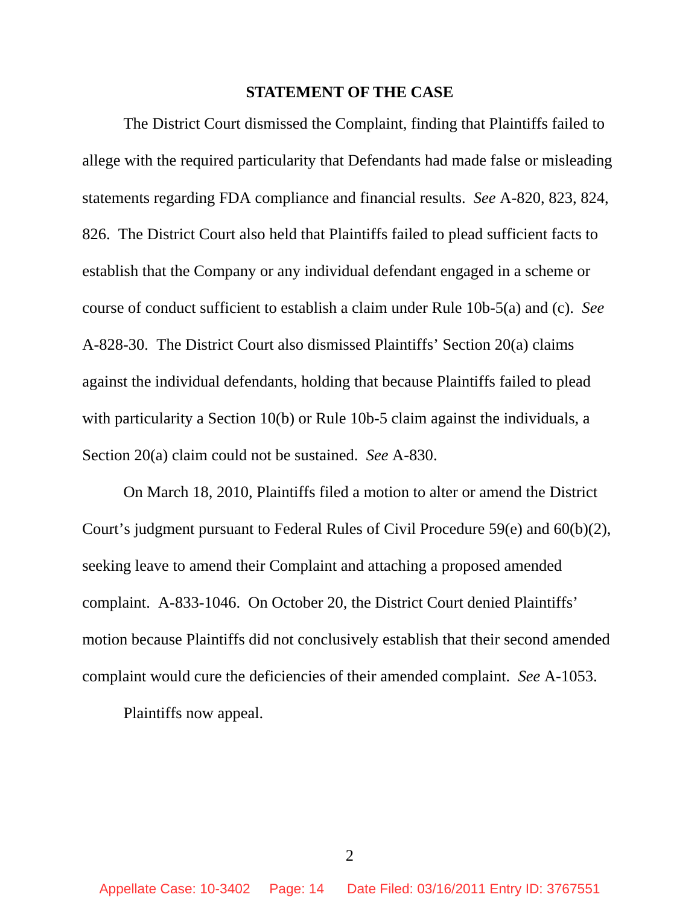## STATEMENT OF THE CASE

The District Court dismissed the Complaint, finding that Plaintiffs failed to allege with the required particularity that Defendants had made false or misleading statements regarding FDA compliance and financial results. *See* A-820, 823, 824, 826. The District Court also held that Plaintiffs failed to plead sufficient facts to establish that the Company or any individual defendant engaged in a scheme or course of conduct sufficient to establish a claim under Rule 10b-5(a) and (c). *See* A-828-30. The District Court also dismissed Plaintiffs' Section 20(a) claims against the individual defendants, holding that because Plaintiffs failed to plead with particularity a Section 10(b) or Rule 10b-5 claim against the individuals, a Section 20(a) claim could not be sustained. *See* A-830.

On March 18, 2010, Plaintiffs filed a motion to alter or amend the District Court's judgment pursuant to Federal Rules of Civil Procedure 59(e) and 60(b)(2), seeking leave to amend their Complaint and attaching a proposed amended complaint. A-833-1046. On October 20, the District Court denied Plaintiffs' motion because Plaintiffs did not conclusively establish that their second amended complaint would cure the deficiencies of their amended complaint. *See* A-1053.

Plaintiffs now appeal.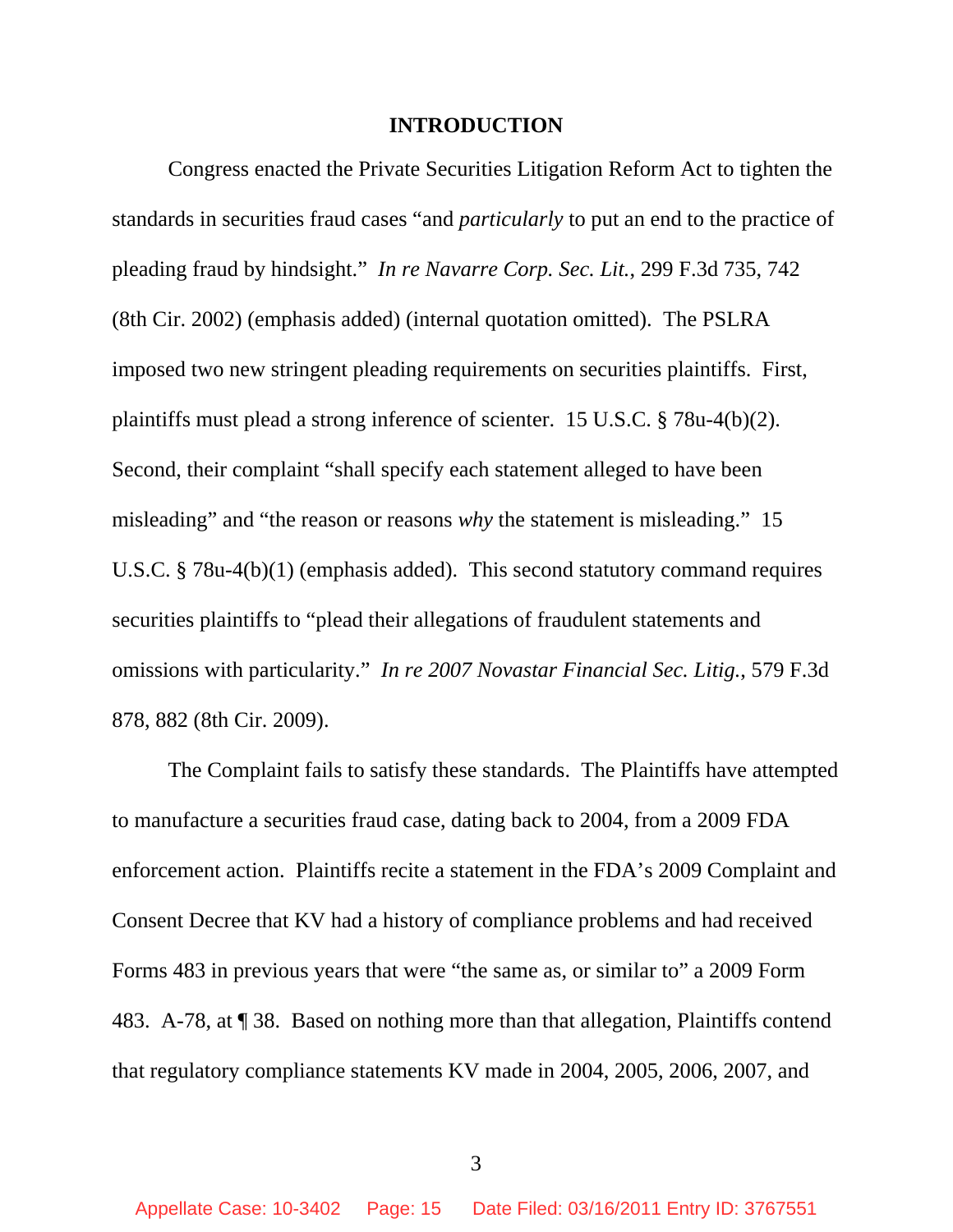# INTRODUCTION

Congress enacted the Private Securities Litigation Reform Act to tighten the standards in securities fraud cases "and *particularly* to put an end to the practice of pleading fraud by hindsight." *In re Navarre Corp. Sec. Lit.*, 299 F.3d 735, 742 (8th Cir. 2002) (emphasis added) (internal quotation omitted). The PSLRA imposed two new stringent pleading requirements on securities plaintiffs. First, plaintiffs must plead a strong inference of scienter. 15 U.S.C. § 78u-4(b)(2). Second, their complaint "shall specify each statement alleged to have been misleading" and "the reason or reasons *why* the statement is misleading." 15 U.S.C. § 78u-4(b)(1) (emphasis added). This second statutory command requires securities plaintiffs to "plead their allegations of fraudulent statements and omissions with particularity." *In re 2007 Novastar Financial Sec. Litig.*, 579 F.3d 878, 882 (8th Cir. 2009).

The Complaint fails to satisfy these standards. The Plaintiffs have attempted to manufacture a securities fraud case, dating back to 2004, from a 2009 FDA enforcement action. Plaintiffs recite a statement in the FDA's 2009 Complaint and Consent Decree that KV had a history of compliance problems and had received Forms 483 in previous years that were "the same as, or similar to" a 2009 Form 483. A-78, at ¶ 38. Based on nothing more than that allegation, Plaintiffs contend that regulatory compliance statements KV made in 2004, 2005, 2006, 2007, and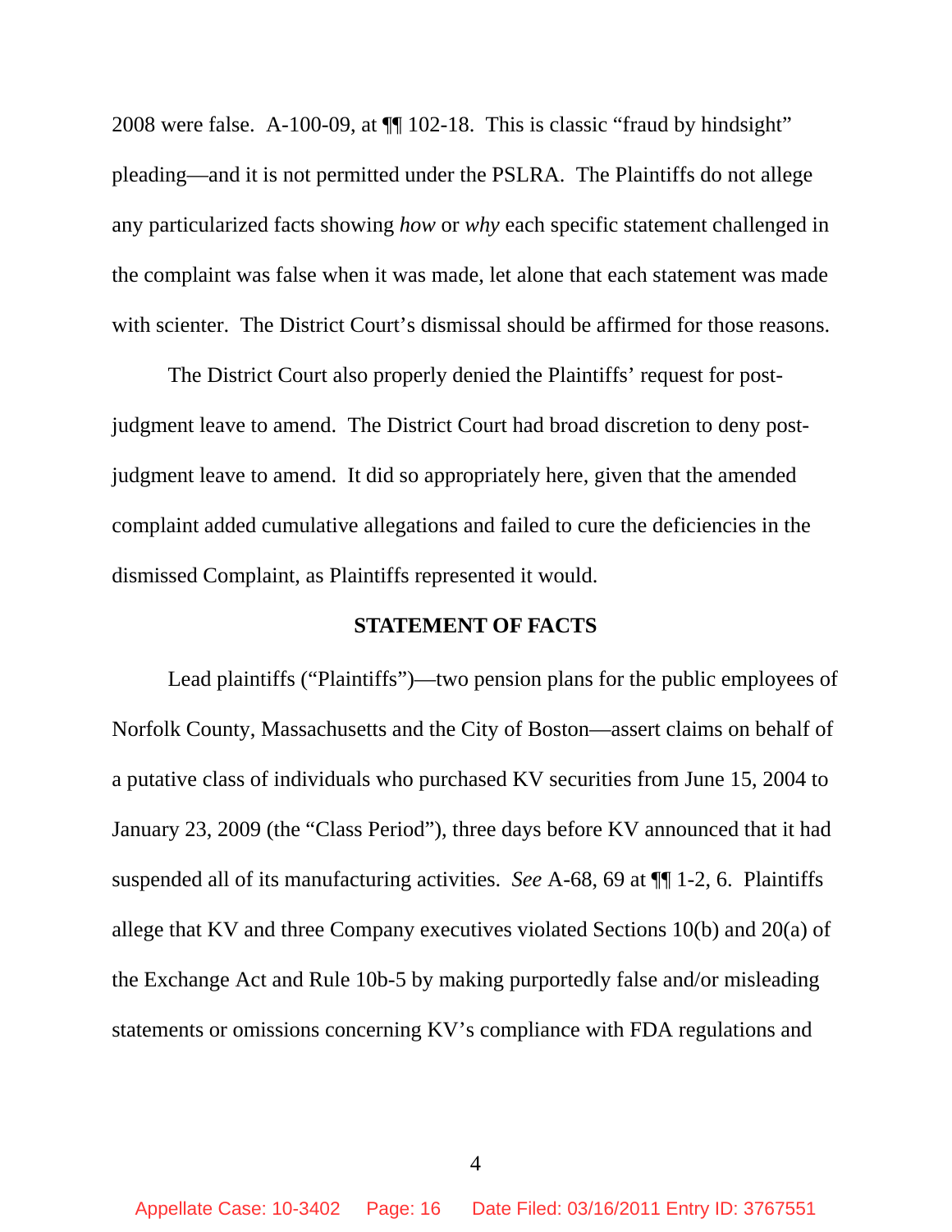2008 were false. A-100-09, at ¶¶ 102-18. This is classic "fraud by hindsight" pleading—and it is not permitted under the PSLRA. The Plaintiffs do not allege any particularized facts showing *how* or *why* each specific statement challenged in the complaint was false when it was made, let alone that each statement was made with scienter. The District Court's dismissal should be affirmed for those reasons.

The District Court also properly denied the Plaintiffs' request for post-judgment leave to amend. The District Court had broad discretion to deny post-judgment leave to amend. It did so appropriately here, given that the amended complaint added cumulative allegations and failed to cure the deficiencies in the dismissed Complaint, as Plaintiffs represented it would.

## STATEMENT OF FACTS

Lead plaintiffs ("Plaintiffs")—two pension plans for the public employees of Norfolk County, Massachusetts and the City of Boston—assert claims on behalf of a putative class of individuals who purchased KV securities from June 15, 2004 to January 23, 2009 (the "Class Period"), three days before KV announced that it had suspended all of its manufacturing activities. *See* A-68, 69 at ¶¶ 1-2, 6. Plaintiffs allege that KV and three Company executives violated Sections 10(b) and 20(a) of the Exchange Act and Rule 10b-5 by making purportedly false and/or misleading statements or omissions concerning KV's compliance with FDA regulations and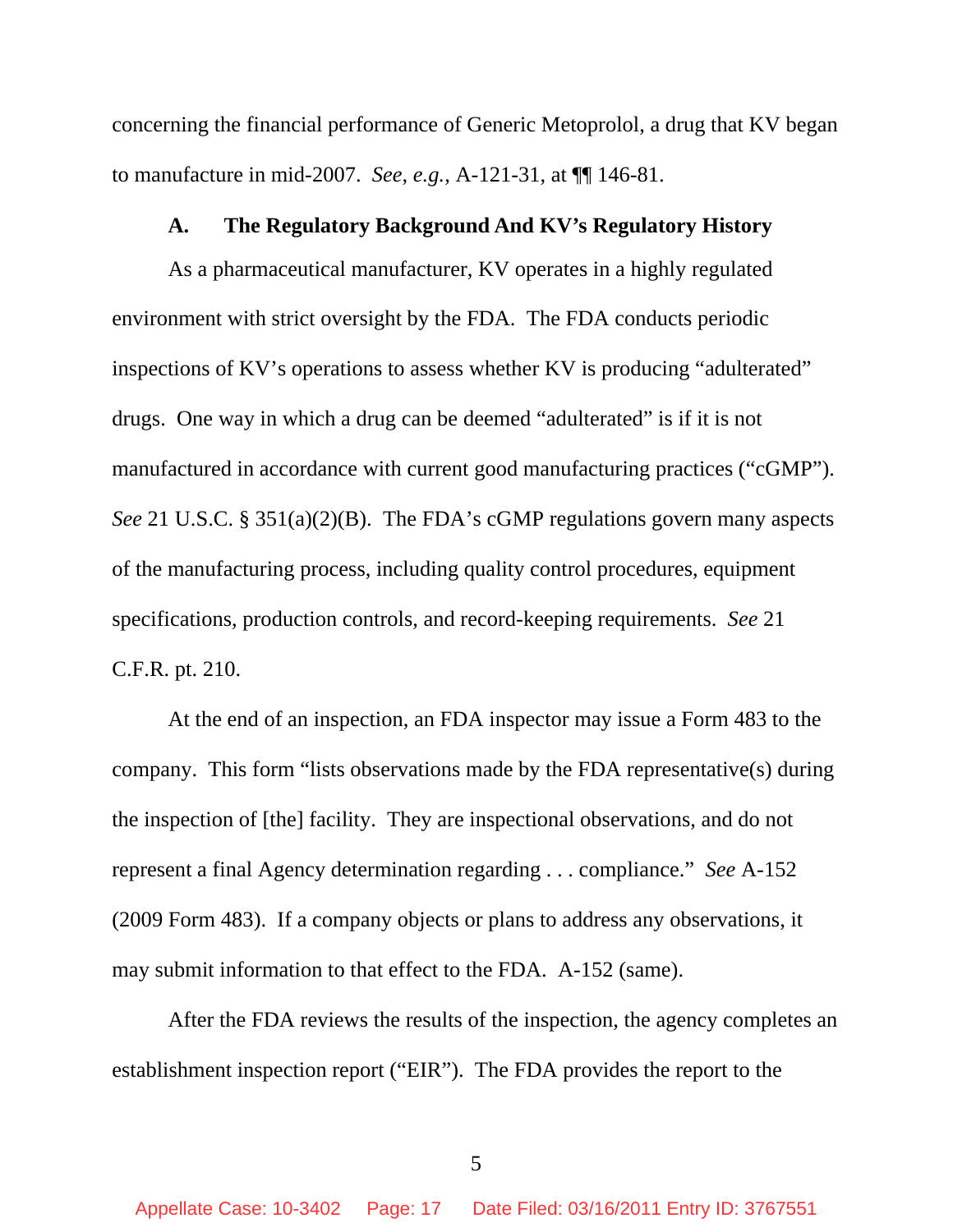concerning the financial performance of Generic Metoprolol, a drug that KV began to manufacture in mid-2007. *See, e.g.*, A-121-31, at ¶¶ 146-81.

### A. The Regulatory Background And KV's Regulatory History

As a pharmaceutical manufacturer, KV operates in a highly regulated environment with strict oversight by the FDA. The FDA conducts periodic inspections of KV's operations to assess whether KV is producing "adulterated" drugs. One way in which a drug can be deemed "adulterated" is if it is not manufactured in accordance with current good manufacturing practices ("cGMP"). *See* 21 U.S.C. § 351(a)(2)(B). The FDA's cGMP regulations govern many aspects of the manufacturing process, including quality control procedures, equipment specifications, production controls, and record-keeping requirements. *See* 21 C.F.R. pt. 210.

At the end of an inspection, an FDA inspector may issue a Form 483 to the company. This form "lists observations made by the FDA representative(s) during the inspection of [the] facility. They are inspectional observations, and do not represent a final Agency determination regarding . . . compliance." *See* A-152 (2009 Form 483). If a company objects or plans to address any observations, it may submit information to that effect to the FDA. A-152 (same).

After the FDA reviews the results of the inspection, the agency completes an establishment inspection report ("EIR"). The FDA provides the report to the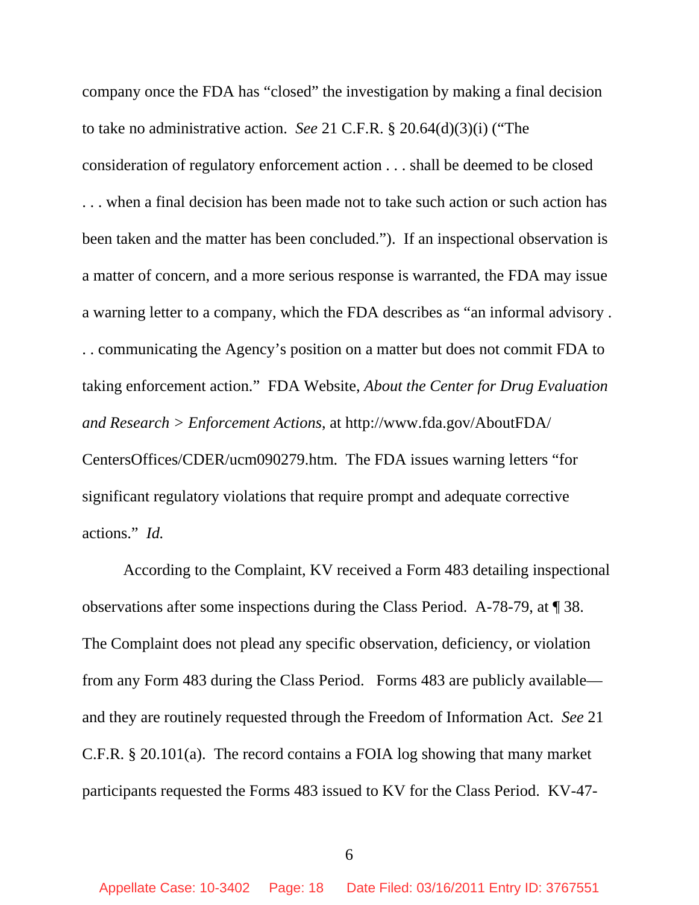company once the FDA has "closed" the investigation by making a final decision to take no administrative action. *See* 21 C.F.R. § 20.64(d)(3)(i) ("The consideration of regulatory enforcement action . . . shall be deemed to be closed . . . when a final decision has been made not to take such action or such action has been taken and the matter has been concluded."). If an inspectional observation is a matter of concern, and a more serious response is warranted, the FDA may issue a warning letter to a company, which the FDA describes as "an informal advisory . . . communicating the Agency's position on a matter but does not commit FDA to taking enforcement action." FDA Website, *About the Center for Drug Evaluation and Research > Enforcement Actions*, at http://www.fda.gov/AboutFDA/CentersOffices/CDER/ucm090279.htm. The FDA issues warning letters "for significant regulatory violations that require prompt and adequate corrective actions." *Id.*

According to the Complaint, KV received a Form 483 detailing inspectional observations after some inspections during the Class Period. A-78-79, at ¶ 38. The Complaint does not plead any specific observation, deficiency, or violation from any Form 483 during the Class Period. Forms 483 are publicly available—and they are routinely requested through the Freedom of Information Act. *See* 21 C.F.R. § 20.101(a). The record contains a FOIA log showing that many market participants requested the Forms 483 issued to KV for the Class Period. KV-47-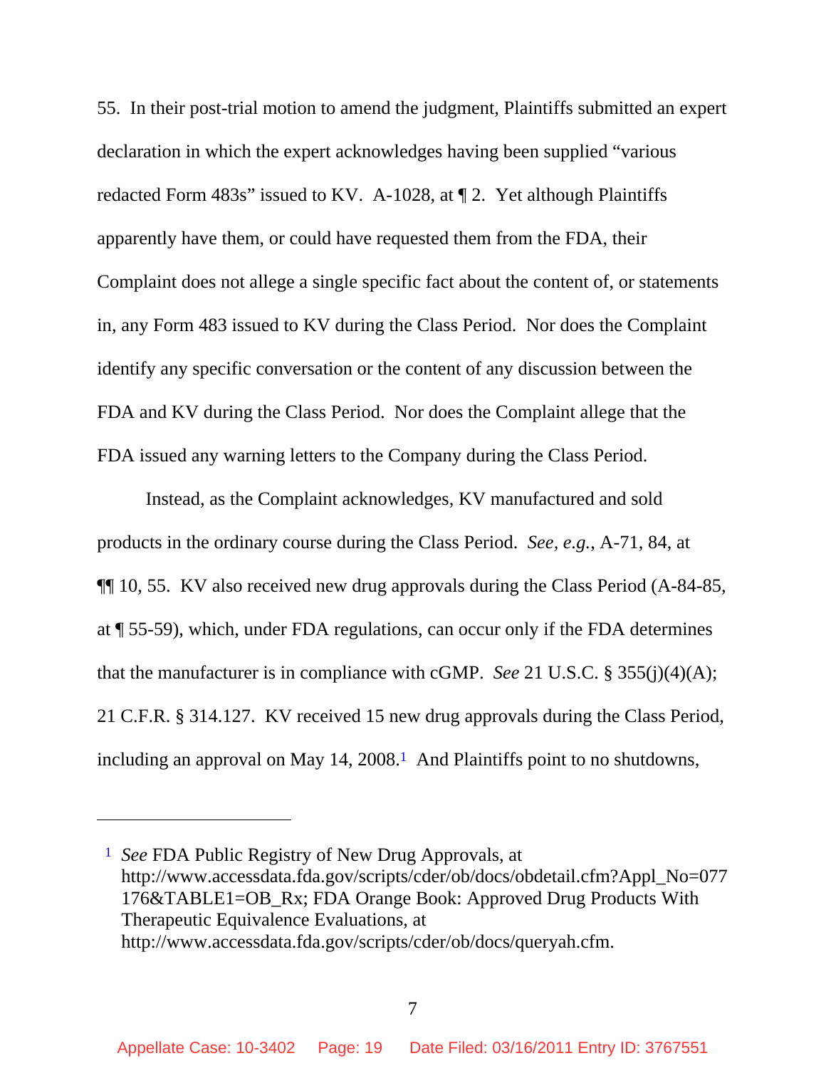55. In their post-trial motion to amend the judgment, Plaintiffs submitted an expert declaration in which the expert acknowledges having been supplied "various redacted Form 483s" issued to KV. A-1028, at ¶ 2. Yet although Plaintiffs apparently have them, or could have requested them from the FDA, their Complaint does not allege a single specific fact about the content of, or statements in, any Form 483 issued to KV during the Class Period. Nor does the Complaint identify any specific conversation or the content of any discussion between the FDA and KV during the Class Period. Nor does the Complaint allege that the FDA issued any warning letters to the Company during the Class Period.

Instead, as the Complaint acknowledges, KV manufactured and sold products in the ordinary course during the Class Period. *See, e.g.*, A-71, 84, at ¶¶ 10, 55. KV also received new drug approvals during the Class Period (A-84-85, at ¶ 55-59), which, under FDA regulations, can occur only if the FDA determines that the manufacturer is in compliance with cGMP. *See* 21 U.S.C. § 355(j)(4)(A); 21 C.F.R. § 314.127. KV received 15 new drug approvals during the Class Period, including an approval on May 14, 2008.[1] And Plaintiffs point to no shutdowns,

---

[1] *See* FDA Public Registry of New Drug Approvals, at http://www.accessdata.fda.gov/scripts/cder/ob/docs/obdetail.cfm?Appl_No=077176&TABLE1=OB_Rx; FDA Orange Book: Approved Drug Products With Therapeutic Equivalence Evaluations, at http://www.accessdata.fda.gov/scripts/cder/ob/docs/queryah.cfm.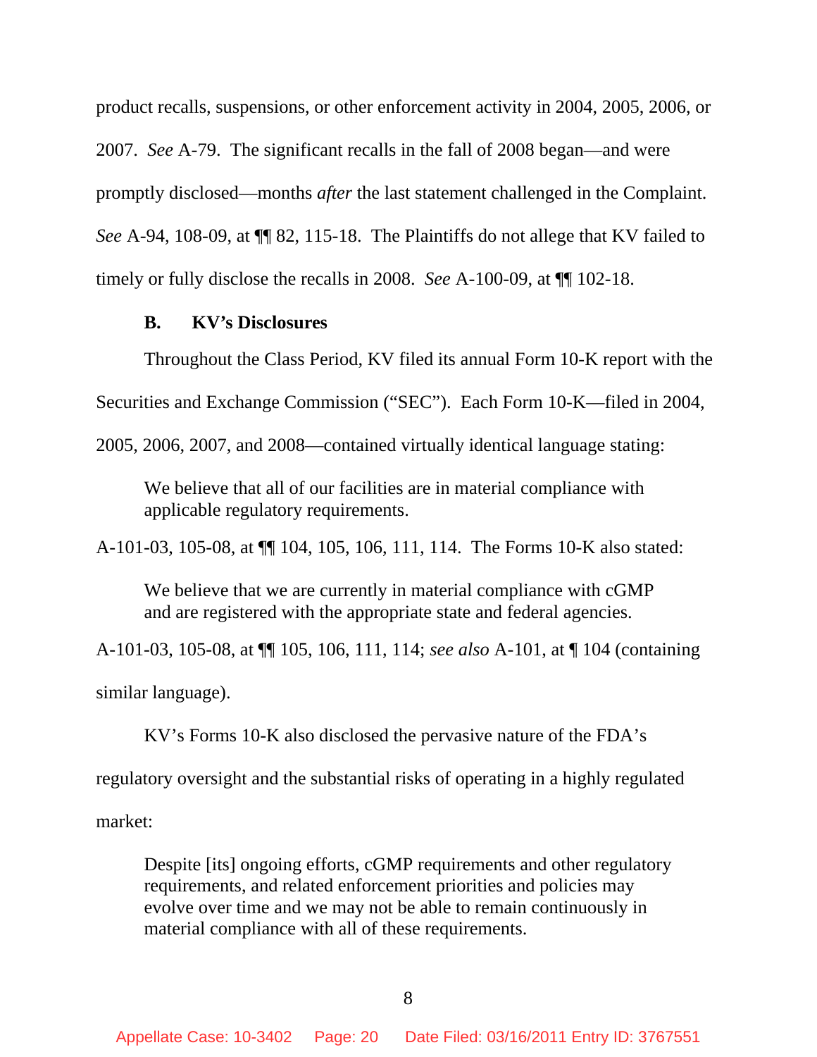product recalls, suspensions, or other enforcement activity in 2004, 2005, 2006, or 2007. *See* A-79. The significant recalls in the fall of 2008 began—and were promptly disclosed—months *after* the last statement challenged in the Complaint. *See* A-94, 108-09, at ¶¶ 82, 115-18. The Plaintiffs do not allege that KV failed to timely or fully disclose the recalls in 2008. *See* A-100-09, at ¶¶ 102-18.

### B. KV's Disclosures

Throughout the Class Period, KV filed its annual Form 10-K report with the Securities and Exchange Commission ("SEC"). Each Form 10-K—filed in 2004, 2005, 2006, 2007, and 2008—contained virtually identical language stating:

> We believe that all of our facilities are in material compliance with applicable regulatory requirements.

A-101-03, 105-08, at ¶¶ 104, 105, 106, 111, 114. The Forms 10-K also stated:

> We believe that we are currently in material compliance with cGMP and are registered with the appropriate state and federal agencies.

A-101-03, 105-08, at ¶¶ 105, 106, 111, 114; *see also* A-101, at ¶ 104 (containing similar language).

KV's Forms 10-K also disclosed the pervasive nature of the FDA's regulatory oversight and the substantial risks of operating in a highly regulated market:

> Despite [its] ongoing efforts, cGMP requirements and other regulatory requirements, and related enforcement priorities and policies may evolve over time and we may not be able to remain continuously in material compliance with all of these requirements.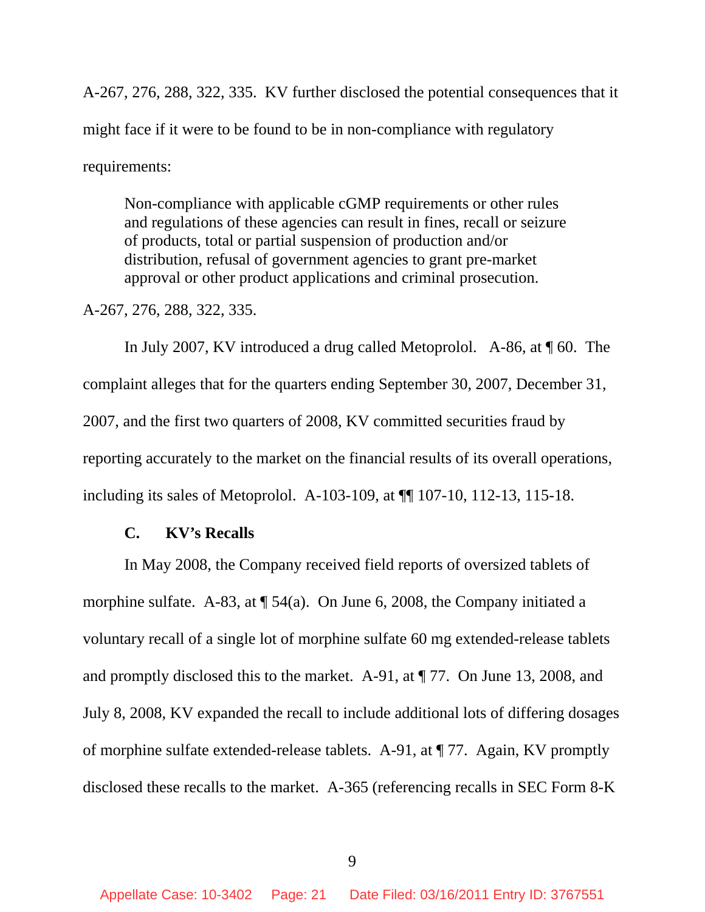A-267, 276, 288, 322, 335. KV further disclosed the potential consequences that it might face if it were to be found to be in non-compliance with regulatory requirements:

> Non-compliance with applicable cGMP requirements or other rules and regulations of these agencies can result in fines, recall or seizure of products, total or partial suspension of production and/or distribution, refusal of government agencies to grant pre-market approval or other product applications and criminal prosecution.

A-267, 276, 288, 322, 335.

In July 2007, KV introduced a drug called Metoprolol. A-86, at ¶ 60. The complaint alleges that for the quarters ending September 30, 2007, December 31, 2007, and the first two quarters of 2008, KV committed securities fraud by reporting accurately to the market on the financial results of its overall operations, including its sales of Metoprolol. A-103-109, at ¶¶ 107-10, 112-13, 115-18.

### C. KV's Recalls

In May 2008, the Company received field reports of oversized tablets of morphine sulfate. A-83, at ¶ 54(a). On June 6, 2008, the Company initiated a voluntary recall of a single lot of morphine sulfate 60 mg extended-release tablets and promptly disclosed this to the market. A-91, at ¶ 77. On June 13, 2008, and July 8, 2008, KV expanded the recall to include additional lots of differing dosages of morphine sulfate extended-release tablets. A-91, at ¶ 77. Again, KV promptly disclosed these recalls to the market. A-365 (referencing recalls in SEC Form 8-K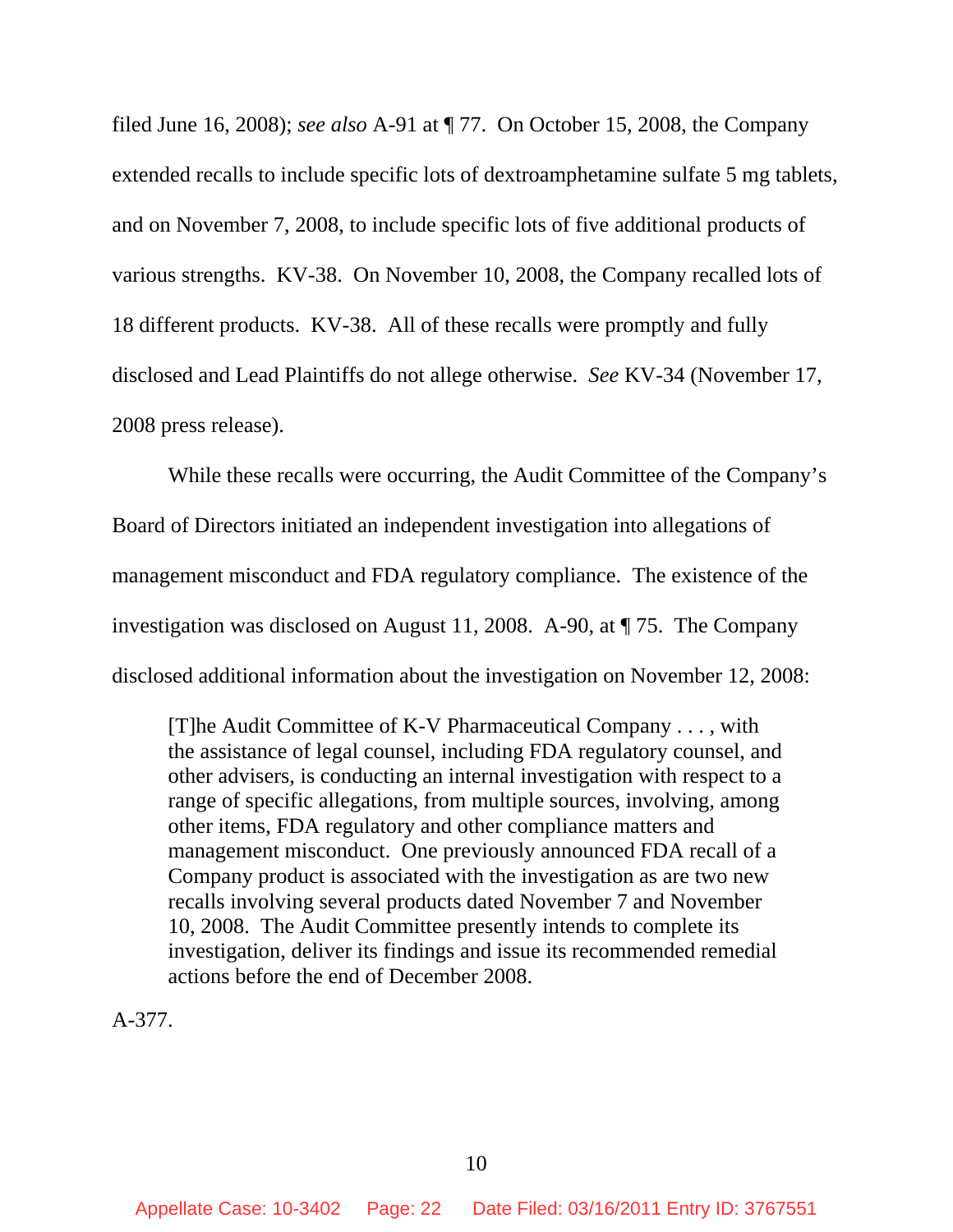filed June 16, 2008); *see also* A-91 at ¶ 77. On October 15, 2008, the Company extended recalls to include specific lots of dextroamphetamine sulfate 5 mg tablets, and on November 7, 2008, to include specific lots of five additional products of various strengths. KV-38. On November 10, 2008, the Company recalled lots of 18 different products. KV-38. All of these recalls were promptly and fully disclosed and Lead Plaintiffs do not allege otherwise. *See* KV-34 (November 17, 2008 press release).

While these recalls were occurring, the Audit Committee of the Company's Board of Directors initiated an independent investigation into allegations of management misconduct and FDA regulatory compliance. The existence of the investigation was disclosed on August 11, 2008. A-90, at ¶ 75. The Company disclosed additional information about the investigation on November 12, 2008:

> [T]he Audit Committee of K-V Pharmaceutical Company . . . , with the assistance of legal counsel, including FDA regulatory counsel, and other advisers, is conducting an internal investigation with respect to a range of specific allegations, from multiple sources, involving, among other items, FDA regulatory and other compliance matters and management misconduct. One previously announced FDA recall of a Company product is associated with the investigation as are two new recalls involving several products dated November 7 and November 10, 2008. The Audit Committee presently intends to complete its investigation, deliver its findings and issue its recommended remedial actions before the end of December 2008.

A-377.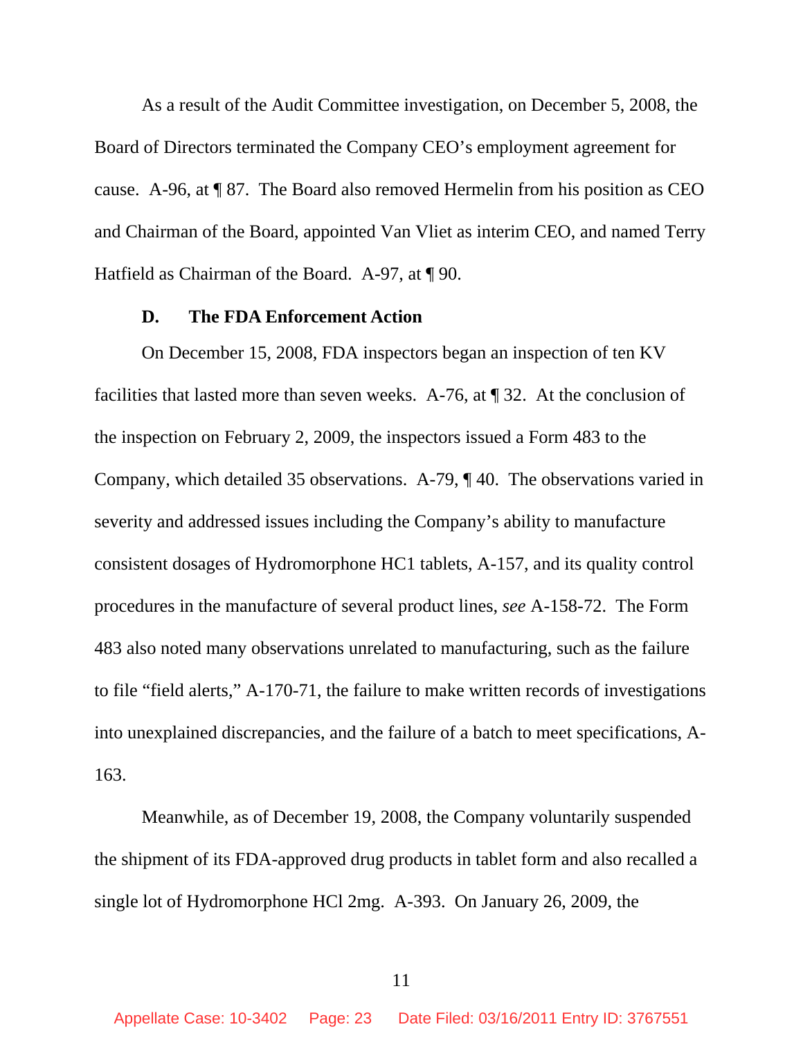As a result of the Audit Committee investigation, on December 5, 2008, the Board of Directors terminated the Company CEO's employment agreement for cause. A-96, at ¶ 87. The Board also removed Hermelin from his position as CEO and Chairman of the Board, appointed Van Vliet as interim CEO, and named Terry Hatfield as Chairman of the Board. A-97, at ¶ 90.

### D. The FDA Enforcement Action

On December 15, 2008, FDA inspectors began an inspection of ten KV facilities that lasted more than seven weeks. A-76, at ¶ 32. At the conclusion of the inspection on February 2, 2009, the inspectors issued a Form 483 to the Company, which detailed 35 observations. A-79, ¶ 40. The observations varied in severity and addressed issues including the Company's ability to manufacture consistent dosages of Hydromorphone HC1 tablets, A-157, and its quality control procedures in the manufacture of several product lines, *see* A-158-72. The Form 483 also noted many observations unrelated to manufacturing, such as the failure to file "field alerts," A-170-71, the failure to make written records of investigations into unexplained discrepancies, and the failure of a batch to meet specifications, A-163.

Meanwhile, as of December 19, 2008, the Company voluntarily suspended the shipment of its FDA-approved drug products in tablet form and also recalled a single lot of Hydromorphone HCl 2mg. A-393. On January 26, 2009, the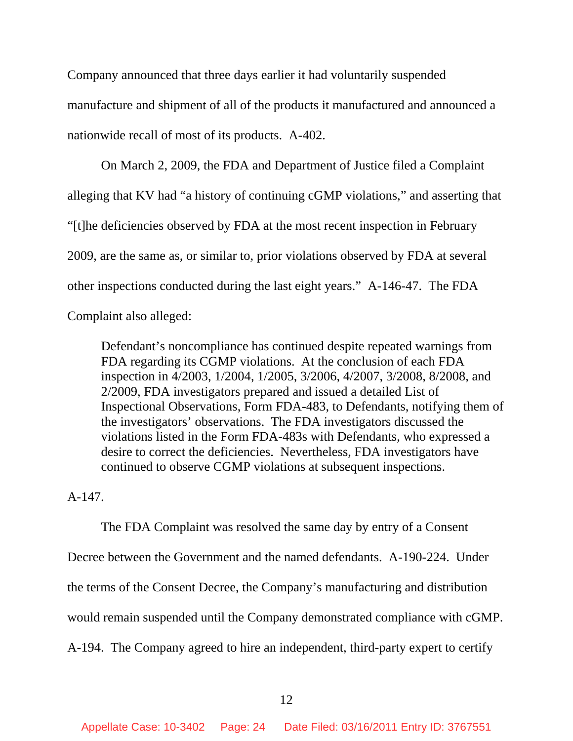Company announced that three days earlier it had voluntarily suspended manufacture and shipment of all of the products it manufactured and announced a nationwide recall of most of its products. A-402.

On March 2, 2009, the FDA and Department of Justice filed a Complaint alleging that KV had "a history of continuing cGMP violations," and asserting that "[t]he deficiencies observed by FDA at the most recent inspection in February 2009, are the same as, or similar to, prior violations observed by FDA at several other inspections conducted during the last eight years." A-146-47. The FDA Complaint also alleged:

> Defendant's noncompliance has continued despite repeated warnings from FDA regarding its CGMP violations. At the conclusion of each FDA inspection in 4/2003, 1/2004, 1/2005, 3/2006, 4/2007, 3/2008, 8/2008, and 2/2009, FDA investigators prepared and issued a detailed List of Inspectional Observations, Form FDA-483, to Defendants, notifying them of the investigators' observations. The FDA investigators discussed the violations listed in the Form FDA-483s with Defendants, who expressed a desire to correct the deficiencies. Nevertheless, FDA investigators have continued to observe CGMP violations at subsequent inspections.

A-147.

The FDA Complaint was resolved the same day by entry of a Consent Decree between the Government and the named defendants. A-190-224. Under the terms of the Consent Decree, the Company's manufacturing and distribution would remain suspended until the Company demonstrated compliance with cGMP. A-194. The Company agreed to hire an independent, third-party expert to certify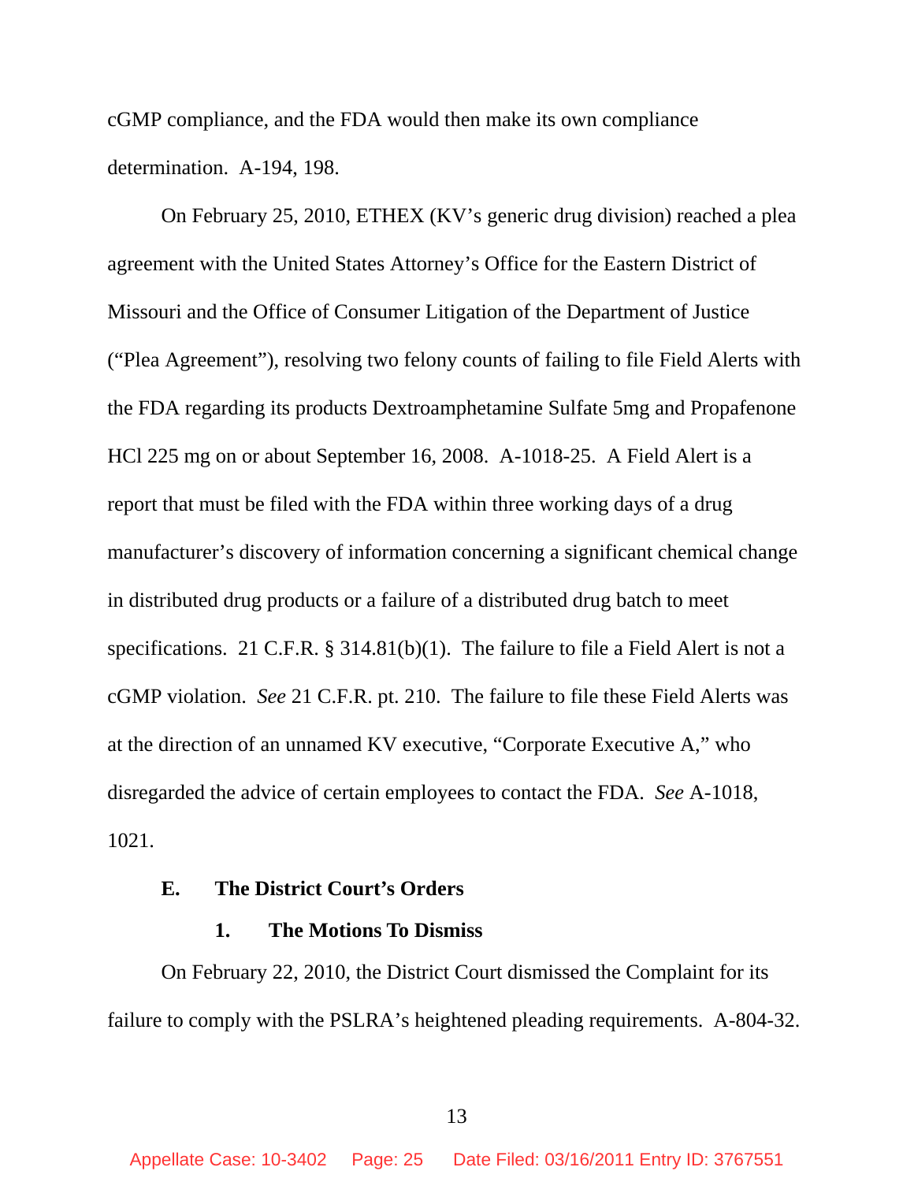cGMP compliance, and the FDA would then make its own compliance determination. A-194, 198.

On February 25, 2010, ETHEX (KV's generic drug division) reached a plea agreement with the United States Attorney's Office for the Eastern District of Missouri and the Office of Consumer Litigation of the Department of Justice ("Plea Agreement"), resolving two felony counts of failing to file Field Alerts with the FDA regarding its products Dextroamphetamine Sulfate 5mg and Propafenone HCl 225 mg on or about September 16, 2008. A-1018-25. A Field Alert is a report that must be filed with the FDA within three working days of a drug manufacturer's discovery of information concerning a significant chemical change in distributed drug products or a failure of a distributed drug batch to meet specifications. 21 C.F.R. § 314.81(b)(1). The failure to file a Field Alert is not a cGMP violation. *See* 21 C.F.R. pt. 210. The failure to file these Field Alerts was at the direction of an unnamed KV executive, "Corporate Executive A," who disregarded the advice of certain employees to contact the FDA. *See* A-1018, 1021.

### E. The District Court's Orders

#### 1. The Motions To Dismiss

On February 22, 2010, the District Court dismissed the Complaint for its failure to comply with the PSLRA's heightened pleading requirements. A-804-32.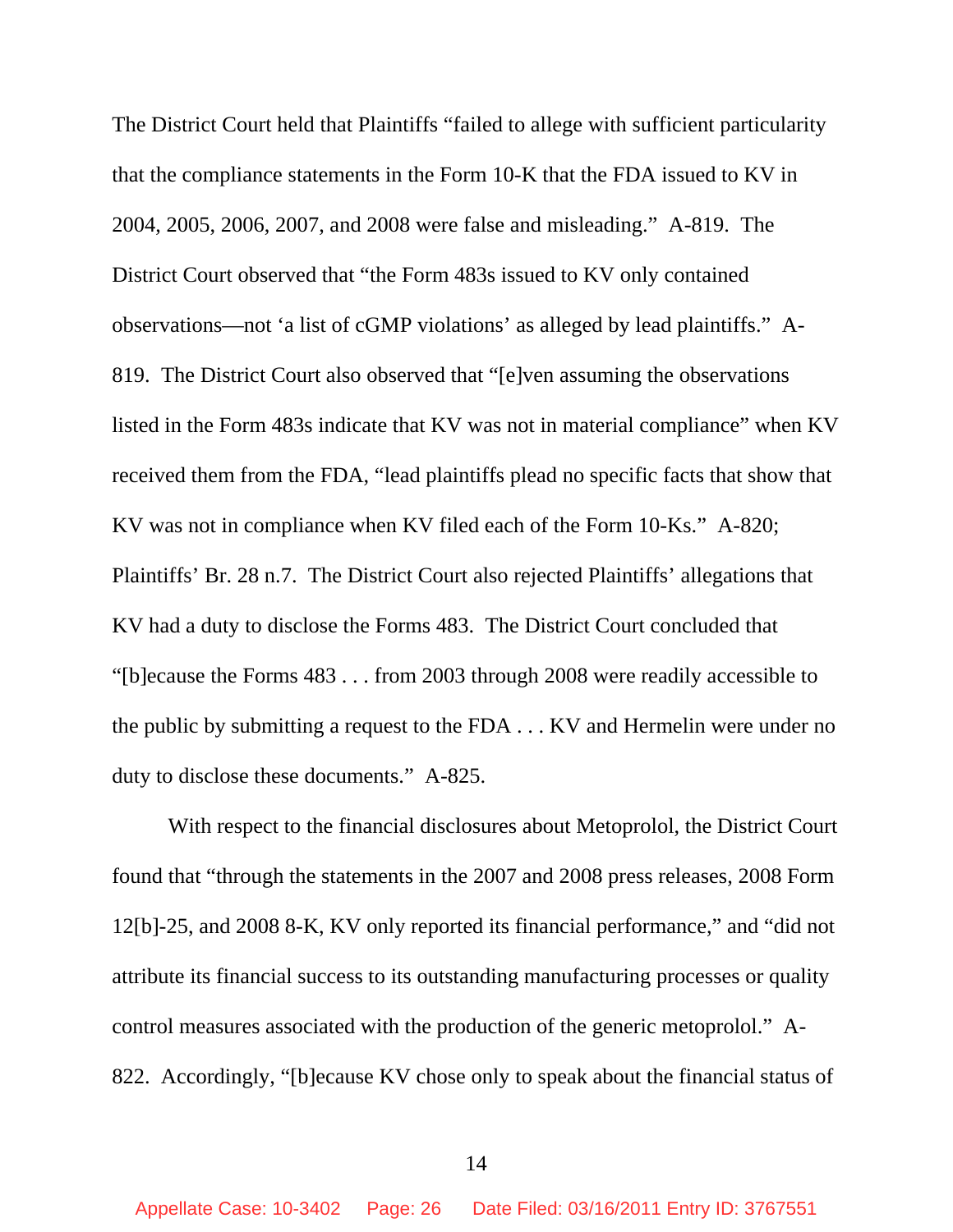The District Court held that Plaintiffs "failed to allege with sufficient particularity that the compliance statements in the Form 10-K that the FDA issued to KV in 2004, 2005, 2006, 2007, and 2008 were false and misleading." A-819. The District Court observed that "the Form 483s issued to KV only contained observations—not 'a list of cGMP violations' as alleged by lead plaintiffs." A-819. The District Court also observed that "[e]ven assuming the observations listed in the Form 483s indicate that KV was not in material compliance" when KV received them from the FDA, "lead plaintiffs plead no specific facts that show that KV was not in compliance when KV filed each of the Form 10-Ks." A-820; Plaintiffs' Br. 28 n.7. The District Court also rejected Plaintiffs' allegations that KV had a duty to disclose the Forms 483. The District Court concluded that "[b]ecause the Forms 483 . . . from 2003 through 2008 were readily accessible to the public by submitting a request to the FDA . . . KV and Hermelin were under no duty to disclose these documents." A-825.

With respect to the financial disclosures about Metoprolol, the District Court found that "through the statements in the 2007 and 2008 press releases, 2008 Form 12[b]-25, and 2008 8-K, KV only reported its financial performance," and "did not attribute its financial success to its outstanding manufacturing processes or quality control measures associated with the production of the generic metoprolol." A-822. Accordingly, "[b]ecause KV chose only to speak about the financial status of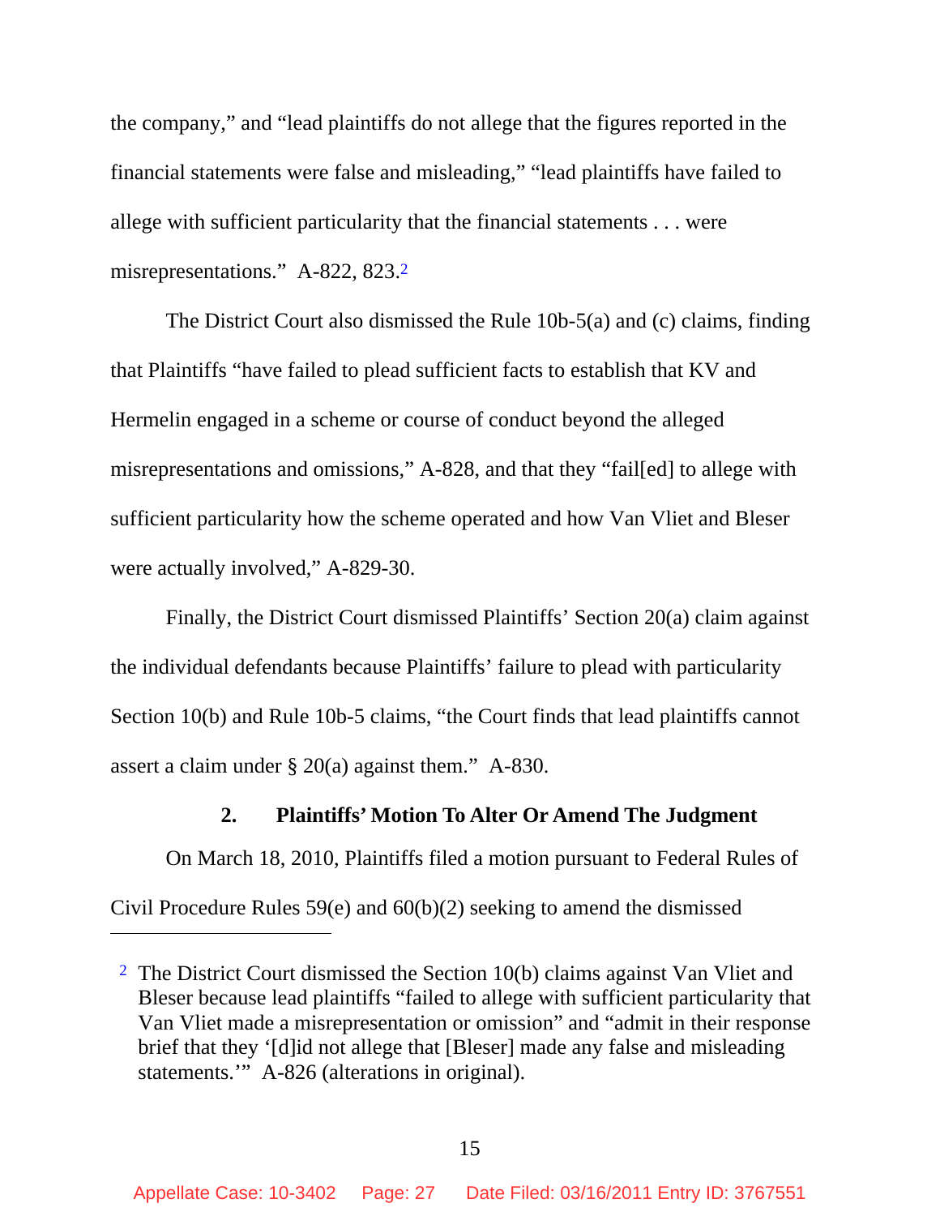the company," and "lead plaintiffs do not allege that the figures reported in the financial statements were false and misleading," "lead plaintiffs have failed to allege with sufficient particularity that the financial statements . . . were misrepresentations." A-822, 823.[2]

The District Court also dismissed the Rule 10b-5(a) and (c) claims, finding that Plaintiffs "have failed to plead sufficient facts to establish that KV and Hermelin engaged in a scheme or course of conduct beyond the alleged misrepresentations and omissions," A-828, and that they "fail[ed] to allege with sufficient particularity how the scheme operated and how Van Vliet and Bleser were actually involved," A-829-30.

Finally, the District Court dismissed Plaintiffs' Section 20(a) claim against the individual defendants because Plaintiffs' failure to plead with particularity Section 10(b) and Rule 10b-5 claims, "the Court finds that lead plaintiffs cannot assert a claim under § 20(a) against them." A-830.

#### 2. Plaintiffs' Motion To Alter Or Amend The Judgment

On March 18, 2010, Plaintiffs filed a motion pursuant to Federal Rules of Civil Procedure Rules 59(e) and 60(b)(2) seeking to amend the dismissed

---

[2] The District Court dismissed the Section 10(b) claims against Van Vliet and Bleser because lead plaintiffs "failed to allege with sufficient particularity that Van Vliet made a misrepresentation or omission" and "admit in their response brief that they '[d]id not allege that [Bleser] made any false and misleading statements.'" A-826 (alterations in original).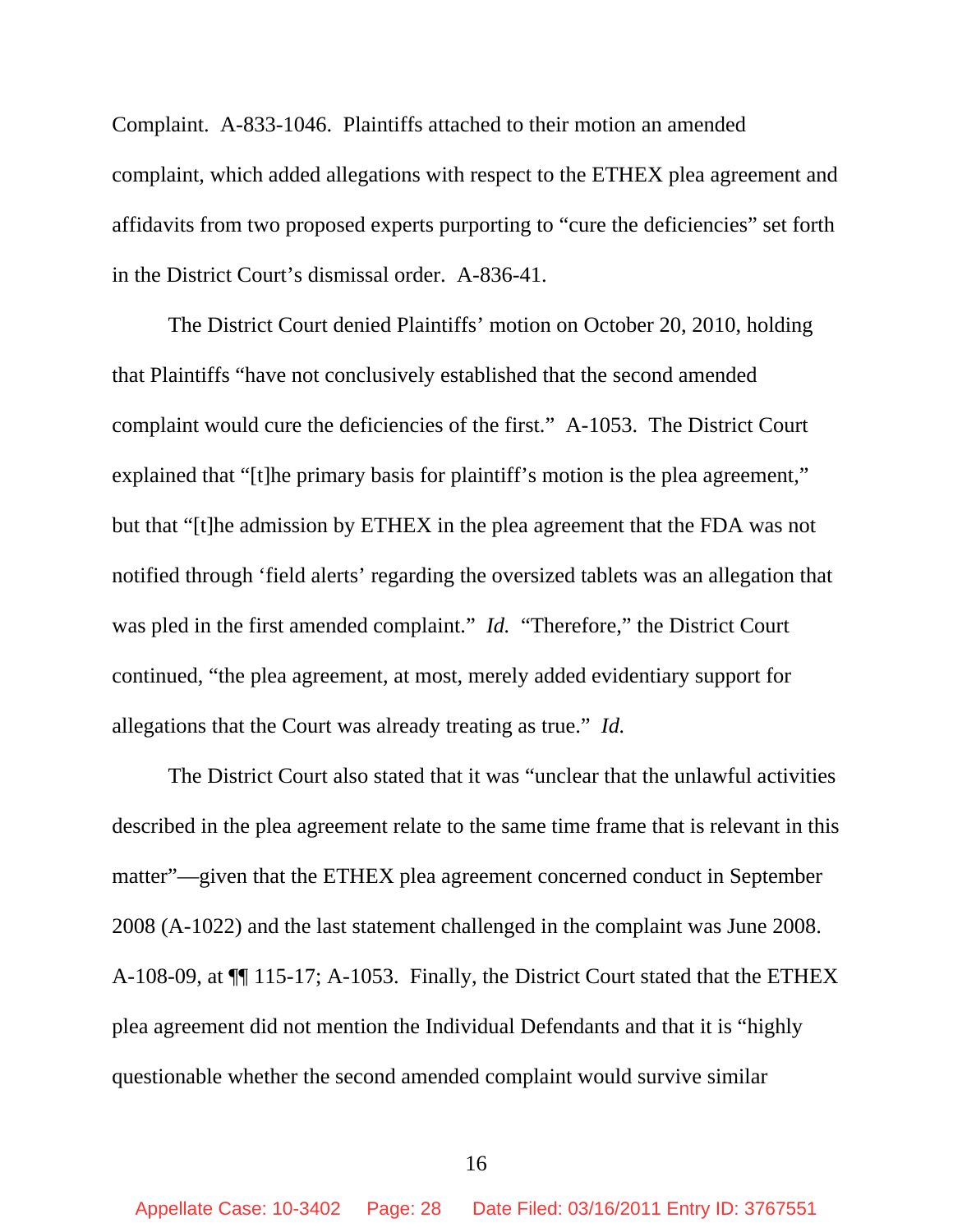Complaint. A-833-1046. Plaintiffs attached to their motion an amended complaint, which added allegations with respect to the ETHEX plea agreement and affidavits from two proposed experts purporting to "cure the deficiencies" set forth in the District Court's dismissal order. A-836-41.

The District Court denied Plaintiffs' motion on October 20, 2010, holding that Plaintiffs "have not conclusively established that the second amended complaint would cure the deficiencies of the first." A-1053. The District Court explained that "[t]he primary basis for plaintiff's motion is the plea agreement," but that "[t]he admission by ETHEX in the plea agreement that the FDA was not notified through 'field alerts' regarding the oversized tablets was an allegation that was pled in the first amended complaint." *Id.* "Therefore," the District Court continued, "the plea agreement, at most, merely added evidentiary support for allegations that the Court was already treating as true." *Id.*

The District Court also stated that it was "unclear that the unlawful activities described in the plea agreement relate to the same time frame that is relevant in this matter"—given that the ETHEX plea agreement concerned conduct in September 2008 (A-1022) and the last statement challenged in the complaint was June 2008. A-108-09, at ¶¶ 115-17; A-1053. Finally, the District Court stated that the ETHEX plea agreement did not mention the Individual Defendants and that it is "highly questionable whether the second amended complaint would survive similar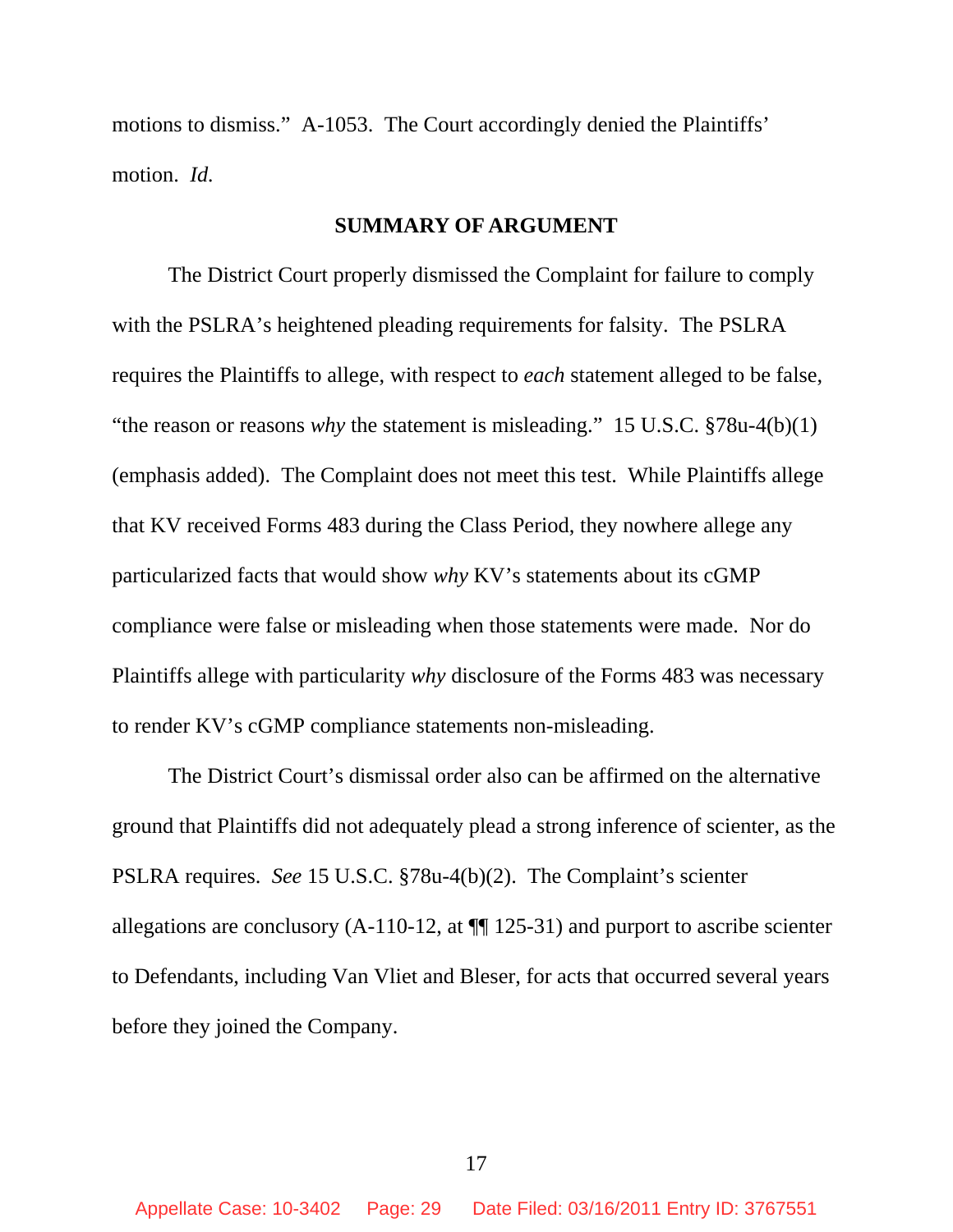motions to dismiss." A-1053. The Court accordingly denied the Plaintiffs' motion. *Id.*

## SUMMARY OF ARGUMENT

The District Court properly dismissed the Complaint for failure to comply with the PSLRA's heightened pleading requirements for falsity. The PSLRA requires the Plaintiffs to allege, with respect to *each* statement alleged to be false, "the reason or reasons *why* the statement is misleading." 15 U.S.C. §78u-4(b)(1) (emphasis added). The Complaint does not meet this test. While Plaintiffs allege that KV received Forms 483 during the Class Period, they nowhere allege any particularized facts that would show *why* KV's statements about its cGMP compliance were false or misleading when those statements were made. Nor do Plaintiffs allege with particularity *why* disclosure of the Forms 483 was necessary to render KV's cGMP compliance statements non-misleading.

The District Court's dismissal order also can be affirmed on the alternative ground that Plaintiffs did not adequately plead a strong inference of scienter, as the PSLRA requires. *See* 15 U.S.C. §78u-4(b)(2). The Complaint's scienter allegations are conclusory (A-110-12, at ¶¶ 125-31) and purport to ascribe scienter to Defendants, including Van Vliet and Bleser, for acts that occurred several years before they joined the Company.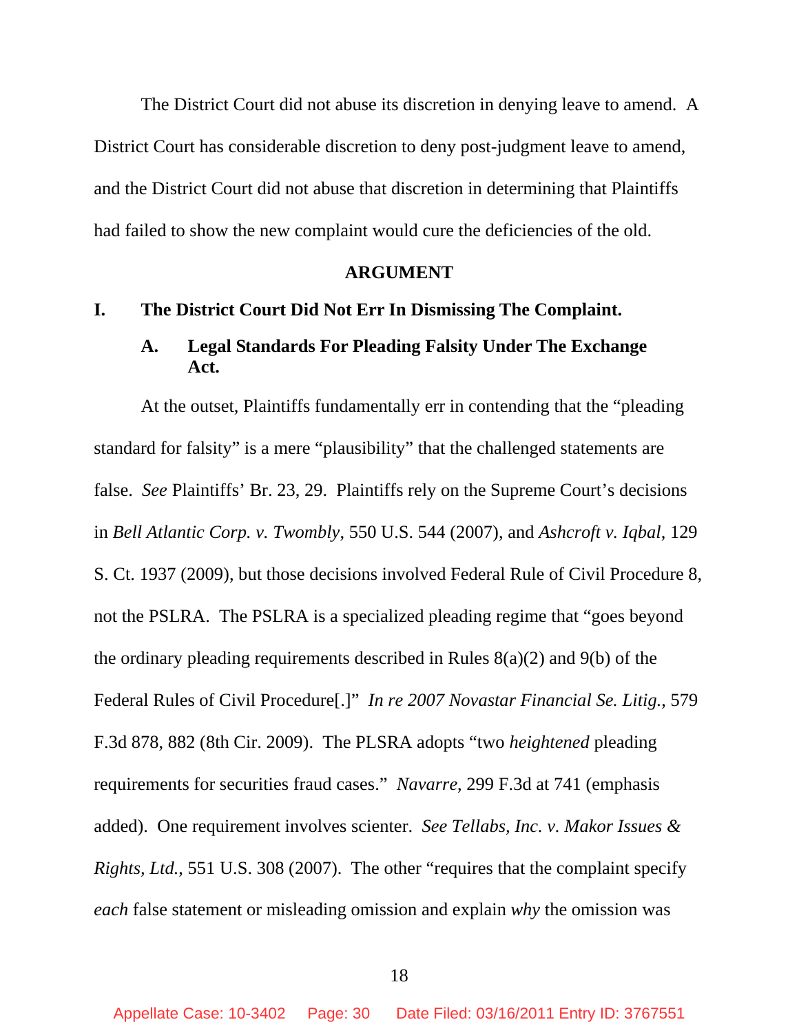The District Court did not abuse its discretion in denying leave to amend. A District Court has considerable discretion to deny post-judgment leave to amend, and the District Court did not abuse that discretion in determining that Plaintiffs had failed to show the new complaint would cure the deficiencies of the old.

## ARGUMENT

### I. The District Court Did Not Err In Dismissing The Complaint.

#### A. Legal Standards For Pleading Falsity Under The Exchange Act.

At the outset, Plaintiffs fundamentally err in contending that the "pleading standard for falsity" is a mere "plausibility" that the challenged statements are false. *See* Plaintiffs' Br. 23, 29. Plaintiffs rely on the Supreme Court's decisions in *Bell Atlantic Corp. v. Twombly*, 550 U.S. 544 (2007), and *Ashcroft v. Iqbal*, 129 S. Ct. 1937 (2009), but those decisions involved Federal Rule of Civil Procedure 8, not the PSLRA. The PSLRA is a specialized pleading regime that "goes beyond the ordinary pleading requirements described in Rules 8(a)(2) and 9(b) of the Federal Rules of Civil Procedure[.]" *In re 2007 Novastar Financial Se. Litig.*, 579 F.3d 878, 882 (8th Cir. 2009). The PLSRA adopts "two *heightened* pleading requirements for securities fraud cases." *Navarre*, 299 F.3d at 741 (emphasis added). One requirement involves scienter. *See Tellabs, Inc. v. Makor Issues & Rights, Ltd.*, 551 U.S. 308 (2007). The other "requires that the complaint specify *each* false statement or misleading omission and explain *why* the omission was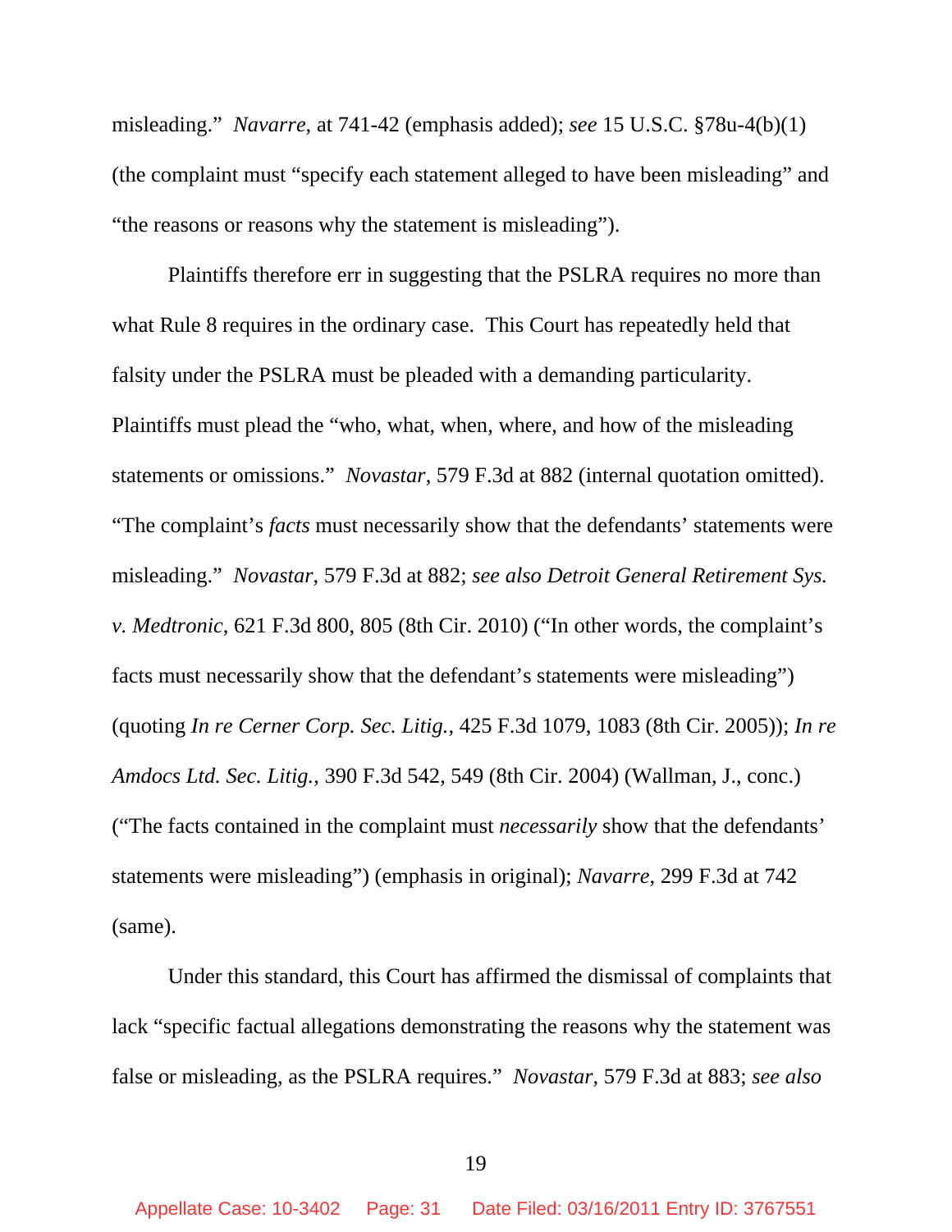misleading." *Navarre*, at 741-42 (emphasis added); *see* 15 U.S.C. §78u-4(b)(1) (the complaint must "specify each statement alleged to have been misleading" and "the reasons or reasons why the statement is misleading").

Plaintiffs therefore err in suggesting that the PSLRA requires no more than what Rule 8 requires in the ordinary case. This Court has repeatedly held that falsity under the PSLRA must be pleaded with a demanding particularity. Plaintiffs must plead the "who, what, when, where, and how of the misleading statements or omissions." *Novastar*, 579 F.3d at 882 (internal quotation omitted). "The complaint's *facts* must necessarily show that the defendants' statements were misleading." *Novastar*, 579 F.3d at 882; *see also Detroit General Retirement Sys. v. Medtronic*, 621 F.3d 800, 805 (8th Cir. 2010) ("In other words, the complaint's facts must necessarily show that the defendant's statements were misleading") (quoting *In re Cerner Corp. Sec. Litig.*, 425 F.3d 1079, 1083 (8th Cir. 2005)); *In re Amdocs Ltd. Sec. Litig.*, 390 F.3d 542, 549 (8th Cir. 2004) (Wallman, J., conc.) ("The facts contained in the complaint must *necessarily* show that the defendants' statements were misleading") (emphasis in original); *Navarre*, 299 F.3d at 742 (same).

Under this standard, this Court has affirmed the dismissal of complaints that lack "specific factual allegations demonstrating the reasons why the statement was false or misleading, as the PSLRA requires." *Novastar*, 579 F.3d at 883; *see also*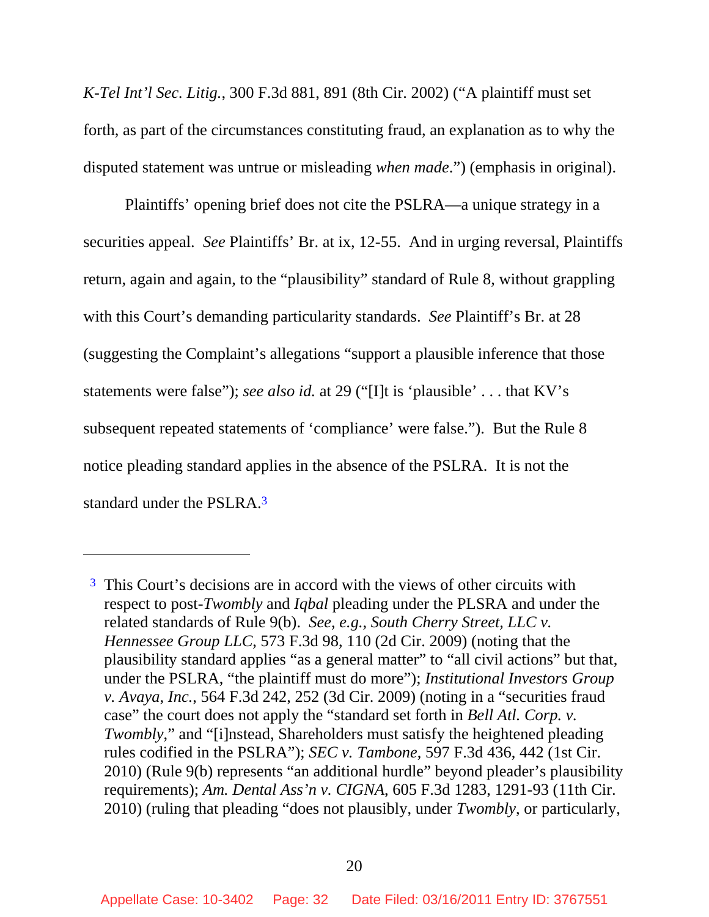*K-Tel Int'l Sec. Litig.*, 300 F.3d 881, 891 (8th Cir. 2002) ("A plaintiff must set forth, as part of the circumstances constituting fraud, an explanation as to why the disputed statement was untrue or misleading *when made*.") (emphasis in original).

Plaintiffs' opening brief does not cite the PSLRA—a unique strategy in a securities appeal. *See* Plaintiffs' Br. at ix, 12-55. And in urging reversal, Plaintiffs return, again and again, to the "plausibility" standard of Rule 8, without grappling with this Court's demanding particularity standards. *See* Plaintiff's Br. at 28 (suggesting the Complaint's allegations "support a plausible inference that those statements were false"); *see also id.* at 29 ("[I]t is 'plausible' . . . that KV's subsequent repeated statements of 'compliance' were false."). But the Rule 8 notice pleading standard applies in the absence of the PSLRA. It is not the standard under the PSLRA.[3]

---

[3] This Court's decisions are in accord with the views of other circuits with respect to post-*Twombly* and *Iqbal* pleading under the PLSRA and under the related standards of Rule 9(b). *See, e.g., South Cherry Street, LLC v. Hennessee Group LLC*, 573 F.3d 98, 110 (2d Cir. 2009) (noting that the plausibility standard applies "as a general matter" to "all civil actions" but that, under the PSLRA, "the plaintiff must do more"); *Institutional Investors Group v. Avaya, Inc.*, 564 F.3d 242, 252 (3d Cir. 2009) (noting in a "securities fraud case" the court does not apply the "standard set forth in *Bell Atl. Corp. v. Twombly*," and "[i]nstead, Shareholders must satisfy the heightened pleading rules codified in the PSLRA"); *SEC v. Tambone*, 597 F.3d 436, 442 (1st Cir. 2010) (Rule 9(b) represents "an additional hurdle" beyond pleader's plausibility requirements); *Am. Dental Ass'n v. CIGNA*, 605 F.3d 1283, 1291-93 (11th Cir. 2010) (ruling that pleading "does not plausibly, under *Twombly*, or particularly,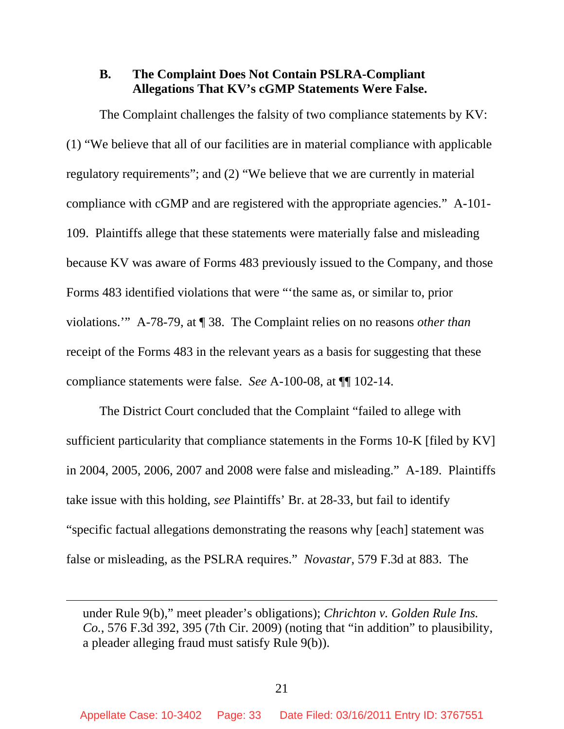### B. The Complaint Does Not Contain PSLRA-Compliant Allegations That KV's cGMP Statements Were False.

The Complaint challenges the falsity of two compliance statements by KV: (1) "We believe that all of our facilities are in material compliance with applicable regulatory requirements"; and (2) "We believe that we are currently in material compliance with cGMP and are registered with the appropriate agencies." A-101-109. Plaintiffs allege that these statements were materially false and misleading because KV was aware of Forms 483 previously issued to the Company, and those Forms 483 identified violations that were "'the same as, or similar to, prior violations.'" A-78-79, at ¶ 38. The Complaint relies on no reasons *other than* receipt of the Forms 483 in the relevant years as a basis for suggesting that these compliance statements were false. *See* A-100-08, at ¶¶ 102-14.

The District Court concluded that the Complaint "failed to allege with sufficient particularity that compliance statements in the Forms 10-K [filed by KV] in 2004, 2005, 2006, 2007 and 2008 were false and misleading." A-189. Plaintiffs take issue with this holding, *see* Plaintiffs' Br. at 28-33, but fail to identify "specific factual allegations demonstrating the reasons why [each] statement was false or misleading, as the PSLRA requires." *Novastar*, 579 F.3d at 883. The

---

under Rule 9(b)," meet pleader's obligations); *Chrichton v. Golden Rule Ins. Co.*, 576 F.3d 392, 395 (7th Cir. 2009) (noting that "in addition" to plausibility, a pleader alleging fraud must satisfy Rule 9(b)).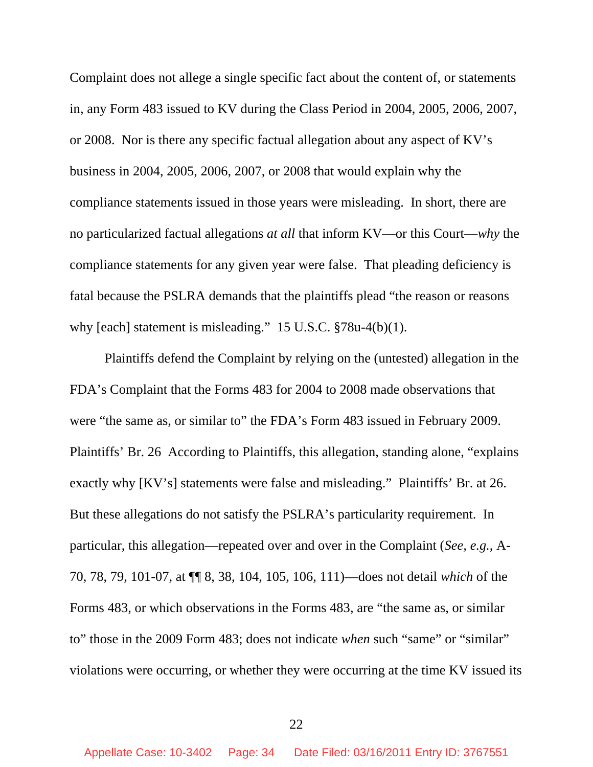Complaint does not allege a single specific fact about the content of, or statements in, any Form 483 issued to KV during the Class Period in 2004, 2005, 2006, 2007, or 2008. Nor is there any specific factual allegation about any aspect of KV's business in 2004, 2005, 2006, 2007, or 2008 that would explain why the compliance statements issued in those years were misleading. In short, there are no particularized factual allegations *at all* that inform KV—or this Court—*why* the compliance statements for any given year were false. That pleading deficiency is fatal because the PSLRA demands that the plaintiffs plead "the reason or reasons why [each] statement is misleading." 15 U.S.C. §78u-4(b)(1).

Plaintiffs defend the Complaint by relying on the (untested) allegation in the FDA's Complaint that the Forms 483 for 2004 to 2008 made observations that were "the same as, or similar to" the FDA's Form 483 issued in February 2009. Plaintiffs' Br. 26 According to Plaintiffs, this allegation, standing alone, "explains exactly why [KV's] statements were false and misleading." Plaintiffs' Br. at 26. But these allegations do not satisfy the PSLRA's particularity requirement. In particular, this allegation—repeated over and over in the Complaint (*See, e.g.*, A-70, 78, 79, 101-07, at ¶¶ 8, 38, 104, 105, 106, 111)—does not detail *which* of the Forms 483, or which observations in the Forms 483, are "the same as, or similar to" those in the 2009 Form 483; does not indicate *when* such "same" or "similar" violations were occurring, or whether they were occurring at the time KV issued its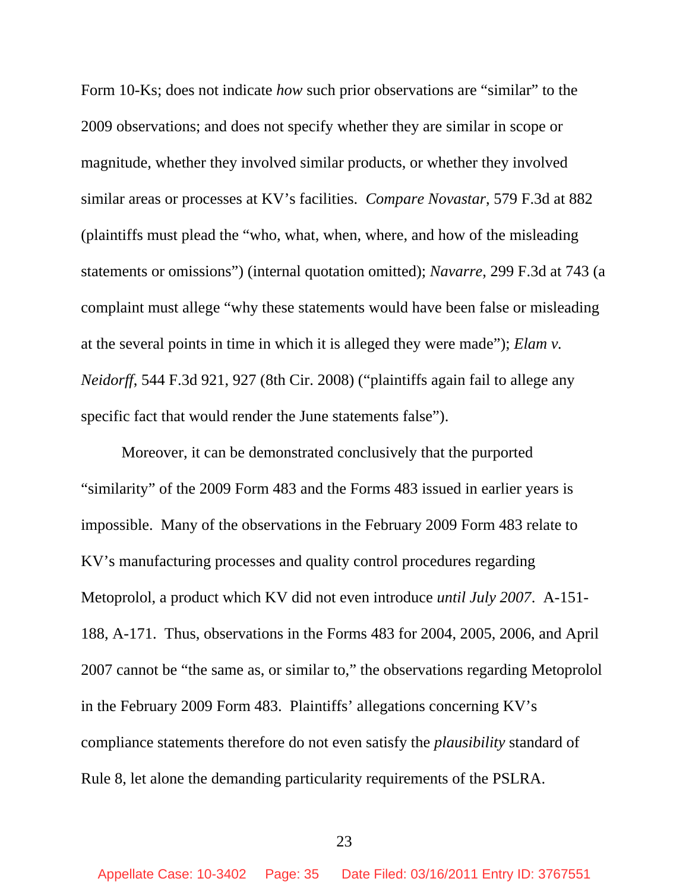Form 10-Ks; does not indicate *how* such prior observations are "similar" to the 2009 observations; and does not specify whether they are similar in scope or magnitude, whether they involved similar products, or whether they involved similar areas or processes at KV's facilities. *Compare Novastar*, 579 F.3d at 882 (plaintiffs must plead the "who, what, when, where, and how of the misleading statements or omissions") (internal quotation omitted); *Navarre*, 299 F.3d at 743 (a complaint must allege "why these statements would have been false or misleading at the several points in time in which it is alleged they were made"); *Elam v. Neidorff*, 544 F.3d 921, 927 (8th Cir. 2008) ("plaintiffs again fail to allege any specific fact that would render the June statements false").

Moreover, it can be demonstrated conclusively that the purported "similarity" of the 2009 Form 483 and the Forms 483 issued in earlier years is impossible. Many of the observations in the February 2009 Form 483 relate to KV's manufacturing processes and quality control procedures regarding Metoprolol, a product which KV did not even introduce *until July 2007*. A-151-188, A-171. Thus, observations in the Forms 483 for 2004, 2005, 2006, and April 2007 cannot be "the same as, or similar to," the observations regarding Metoprolol in the February 2009 Form 483. Plaintiffs' allegations concerning KV's compliance statements therefore do not even satisfy the *plausibility* standard of Rule 8, let alone the demanding particularity requirements of the PSLRA.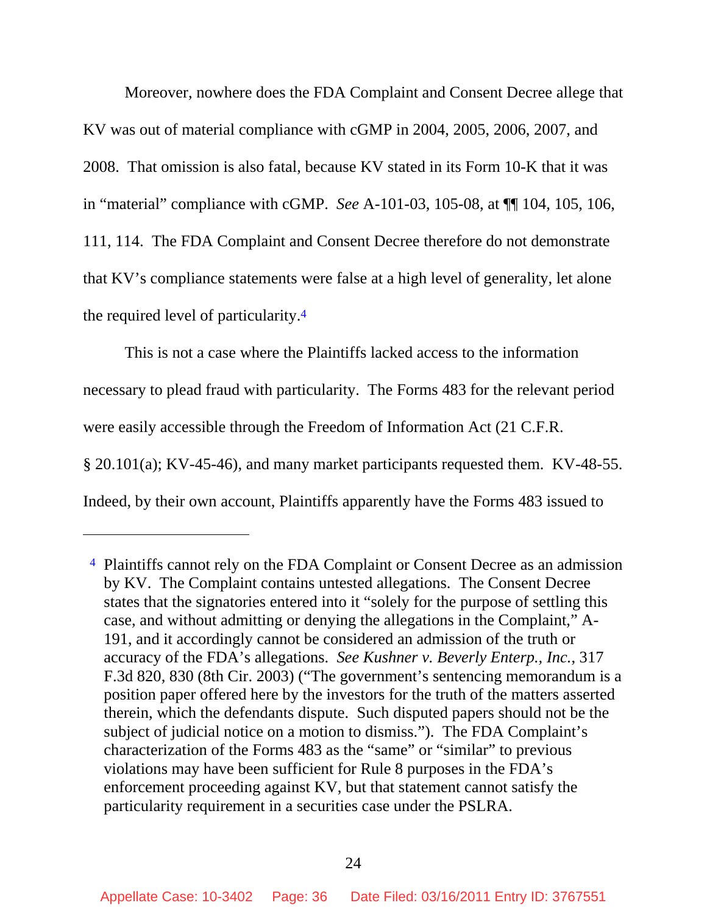Moreover, nowhere does the FDA Complaint and Consent Decree allege that KV was out of material compliance with cGMP in 2004, 2005, 2006, 2007, and 2008. That omission is also fatal, because KV stated in its Form 10-K that it was in "material" compliance with cGMP. *See* A-101-03, 105-08, at ¶¶ 104, 105, 106, 111, 114. The FDA Complaint and Consent Decree therefore do not demonstrate that KV's compliance statements were false at a high level of generality, let alone the required level of particularity.[4]

This is not a case where the Plaintiffs lacked access to the information necessary to plead fraud with particularity. The Forms 483 for the relevant period were easily accessible through the Freedom of Information Act (21 C.F.R. § 20.101(a); KV-45-46), and many market participants requested them. KV-48-55. Indeed, by their own account, Plaintiffs apparently have the Forms 483 issued to

---

[4] Plaintiffs cannot rely on the FDA Complaint or Consent Decree as an admission by KV. The Complaint contains untested allegations. The Consent Decree states that the signatories entered into it "solely for the purpose of settling this case, and without admitting or denying the allegations in the Complaint," A-191, and it accordingly cannot be considered an admission of the truth or accuracy of the FDA's allegations. *See Kushner v. Beverly Enterp., Inc.*, 317 F.3d 820, 830 (8th Cir. 2003) ("The government's sentencing memorandum is a position paper offered here by the investors for the truth of the matters asserted therein, which the defendants dispute. Such disputed papers should not be the subject of judicial notice on a motion to dismiss."). The FDA Complaint's characterization of the Forms 483 as the "same" or "similar" to previous violations may have been sufficient for Rule 8 purposes in the FDA's enforcement proceeding against KV, but that statement cannot satisfy the particularity requirement in a securities case under the PSLRA.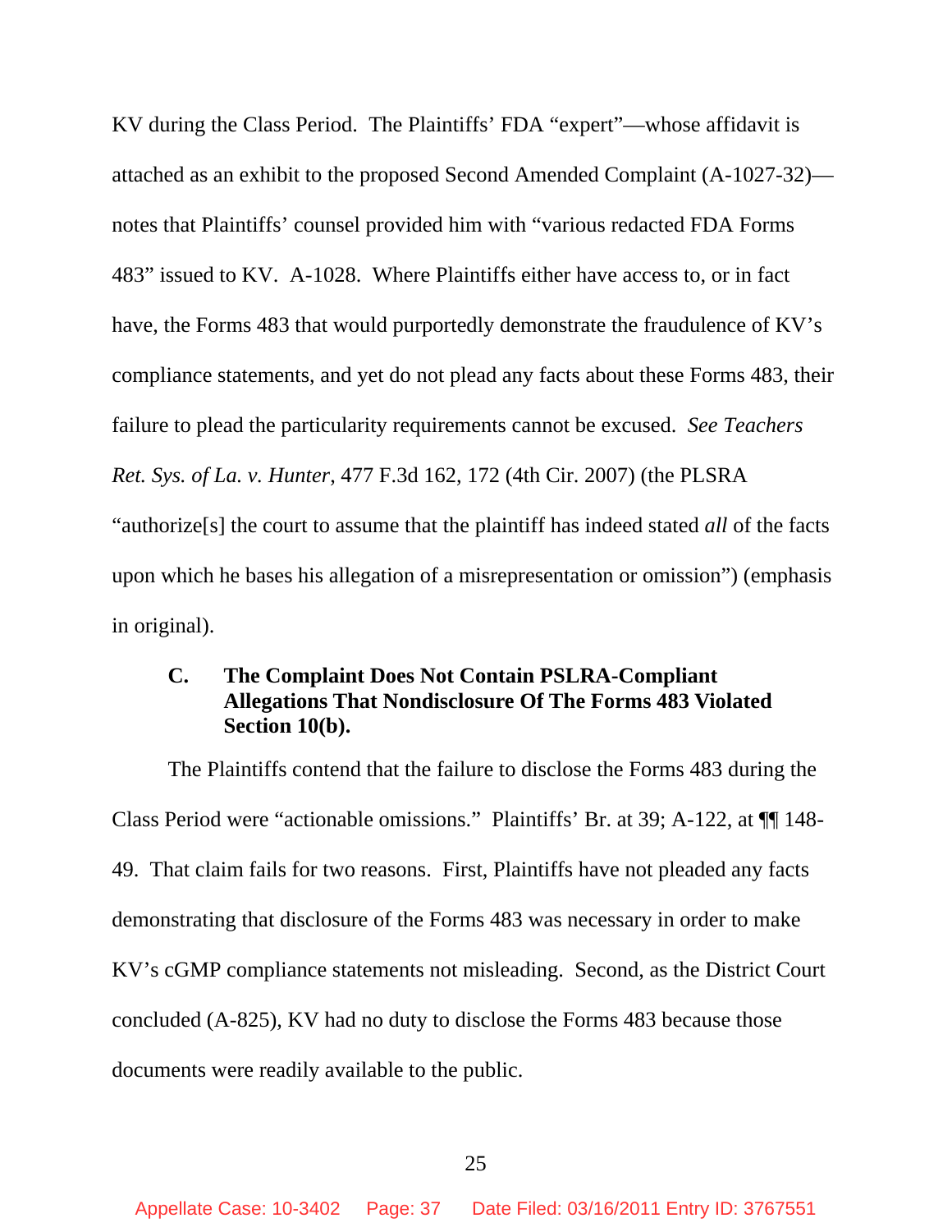KV during the Class Period. The Plaintiffs' FDA "expert"—whose affidavit is attached as an exhibit to the proposed Second Amended Complaint (A-1027-32)—notes that Plaintiffs' counsel provided him with "various redacted FDA Forms 483" issued to KV. A-1028. Where Plaintiffs either have access to, or in fact have, the Forms 483 that would purportedly demonstrate the fraudulence of KV's compliance statements, and yet do not plead any facts about these Forms 483, their failure to plead the particularity requirements cannot be excused. *See Teachers Ret. Sys. of La. v. Hunter*, 477 F.3d 162, 172 (4th Cir. 2007) (the PLSRA "authorize[s] the court to assume that the plaintiff has indeed stated *all* of the facts upon which he bases his allegation of a misrepresentation or omission") (emphasis in original).

### C. The Complaint Does Not Contain PSLRA-Compliant Allegations That Nondisclosure Of The Forms 483 Violated Section 10(b).

The Plaintiffs contend that the failure to disclose the Forms 483 during the Class Period were "actionable omissions." Plaintiffs' Br. at 39; A-122, at ¶¶ 148-49. That claim fails for two reasons. First, Plaintiffs have not pleaded any facts demonstrating that disclosure of the Forms 483 was necessary in order to make KV's cGMP compliance statements not misleading. Second, as the District Court concluded (A-825), KV had no duty to disclose the Forms 483 because those documents were readily available to the public.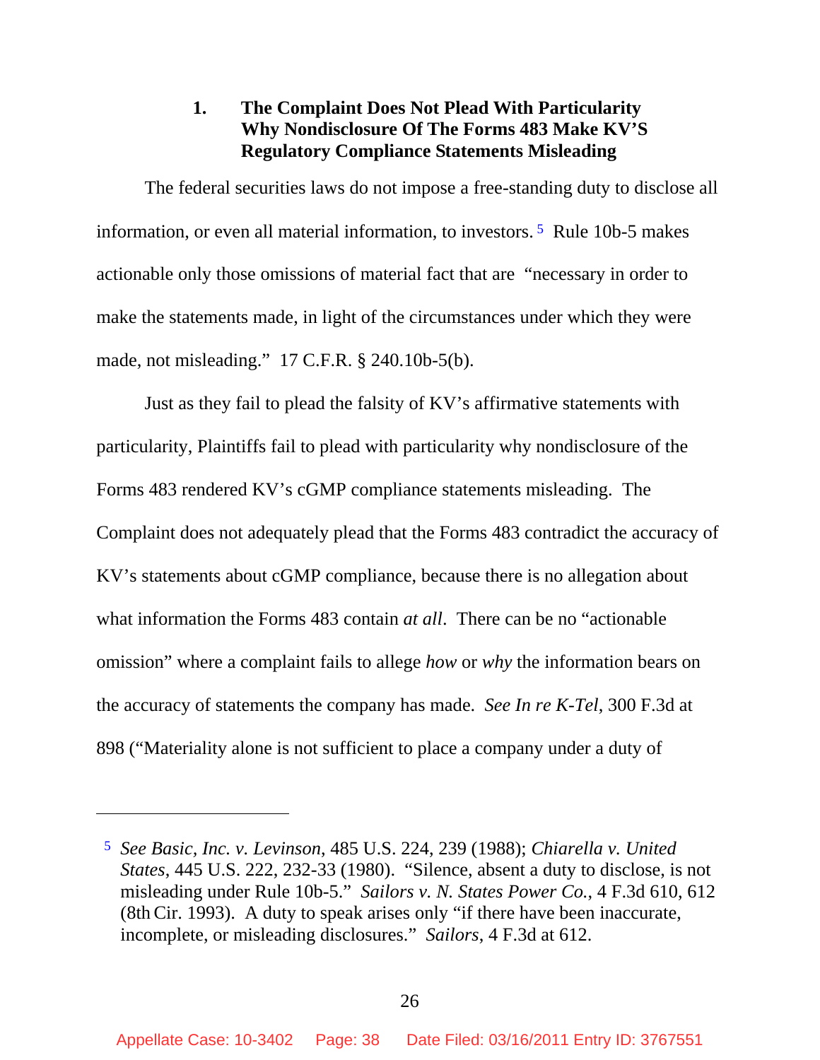### 1. The Complaint Does Not Plead With Particularity Why Nondisclosure Of The Forms 483 Make KV'S Regulatory Compliance Statements Misleading

The federal securities laws do not impose a free-standing duty to disclose all information, or even all material information, to investors.[5] Rule 10b-5 makes actionable only those omissions of material fact that are "necessary in order to make the statements made, in light of the circumstances under which they were made, not misleading." 17 C.F.R. § 240.10b-5(b).

Just as they fail to plead the falsity of KV's affirmative statements with particularity, Plaintiffs fail to plead with particularity why nondisclosure of the Forms 483 rendered KV's cGMP compliance statements misleading. The Complaint does not adequately plead that the Forms 483 contradict the accuracy of KV's statements about cGMP compliance, because there is no allegation about what information the Forms 483 contain *at all*. There can be no "actionable omission" where a complaint fails to allege *how* or *why* the information bears on the accuracy of statements the company has made. *See In re K-Tel*, 300 F.3d at 898 ("Materiality alone is not sufficient to place a company under a duty of

---

[5] *See Basic, Inc. v. Levinson*, 485 U.S. 224, 239 (1988); *Chiarella v. United States*, 445 U.S. 222, 232-33 (1980). "Silence, absent a duty to disclose, is not misleading under Rule 10b-5." *Sailors v. N. States Power Co.*, 4 F.3d 610, 612 (8th Cir. 1993). A duty to speak arises only "if there have been inaccurate, incomplete, or misleading disclosures." *Sailors*, 4 F.3d at 612.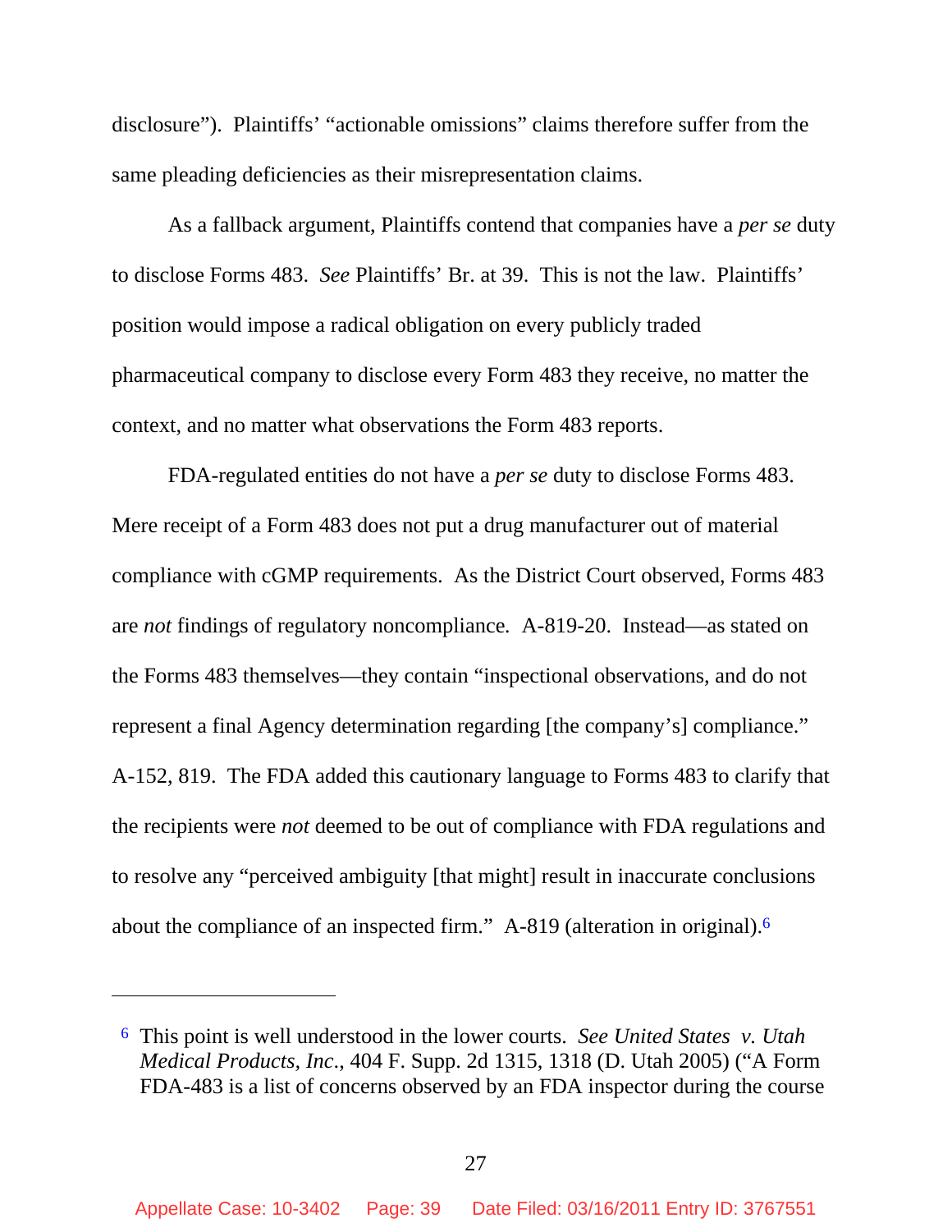disclosure"). Plaintiffs' "actionable omissions" claims therefore suffer from the same pleading deficiencies as their misrepresentation claims.

As a fallback argument, Plaintiffs contend that companies have a *per se* duty to disclose Forms 483. *See* Plaintiffs' Br. at 39. This is not the law. Plaintiffs' position would impose a radical obligation on every publicly traded pharmaceutical company to disclose every Form 483 they receive, no matter the context, and no matter what observations the Form 483 reports.

FDA-regulated entities do not have a *per se* duty to disclose Forms 483. Mere receipt of a Form 483 does not put a drug manufacturer out of material compliance with cGMP requirements. As the District Court observed, Forms 483 are *not* findings of regulatory noncompliance. A-819-20. Instead—as stated on the Forms 483 themselves—they contain "inspectional observations, and do not represent a final Agency determination regarding [the company's] compliance." A-152, 819. The FDA added this cautionary language to Forms 483 to clarify that the recipients were *not* deemed to be out of compliance with FDA regulations and to resolve any "perceived ambiguity [that might] result in inaccurate conclusions about the compliance of an inspected firm." A-819 (alteration in original).[6]

---

[6] This point is well understood in the lower courts. *See United States v. Utah Medical Products, Inc.*, 404 F. Supp. 2d 1315, 1318 (D. Utah 2005) ("A Form FDA-483 is a list of concerns observed by an FDA inspector during the course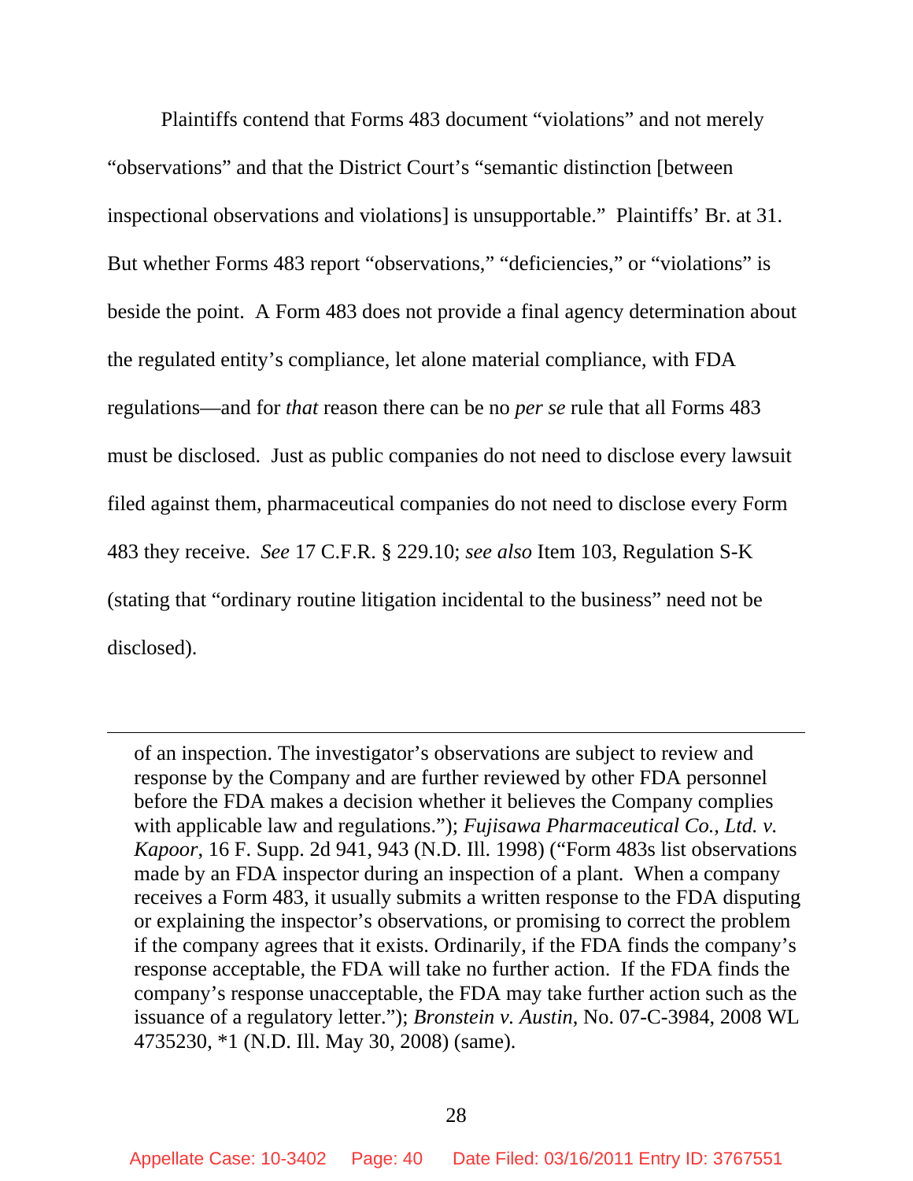Plaintiffs contend that Forms 483 document "violations" and not merely "observations" and that the District Court's "semantic distinction [between inspectional observations and violations] is unsupportable." Plaintiffs' Br. at 31. But whether Forms 483 report "observations," "deficiencies," or "violations" is beside the point. A Form 483 does not provide a final agency determination about the regulated entity's compliance, let alone material compliance, with FDA regulations—and for *that* reason there can be no *per se* rule that all Forms 483 must be disclosed. Just as public companies do not need to disclose every lawsuit filed against them, pharmaceutical companies do not need to disclose every Form 483 they receive. *See* 17 C.F.R. § 229.10; *see also* Item 103, Regulation S-K (stating that "ordinary routine litigation incidental to the business" need not be disclosed).

---

of an inspection. The investigator's observations are subject to review and response by the Company and are further reviewed by other FDA personnel before the FDA makes a decision whether it believes the Company complies with applicable law and regulations."); *Fujisawa Pharmaceutical Co., Ltd. v. Kapoor*, 16 F. Supp. 2d 941, 943 (N.D. Ill. 1998) ("Form 483s list observations made by an FDA inspector during an inspection of a plant. When a company receives a Form 483, it usually submits a written response to the FDA disputing or explaining the inspector's observations, or promising to correct the problem if the company agrees that it exists. Ordinarily, if the FDA finds the company's response acceptable, the FDA will take no further action. If the FDA finds the company's response unacceptable, the FDA may take further action such as the issuance of a regulatory letter."); *Bronstein v. Austin*, No. 07-C-3984, 2008 WL 4735230, *1 (N.D. Ill. May 30, 2008) (same).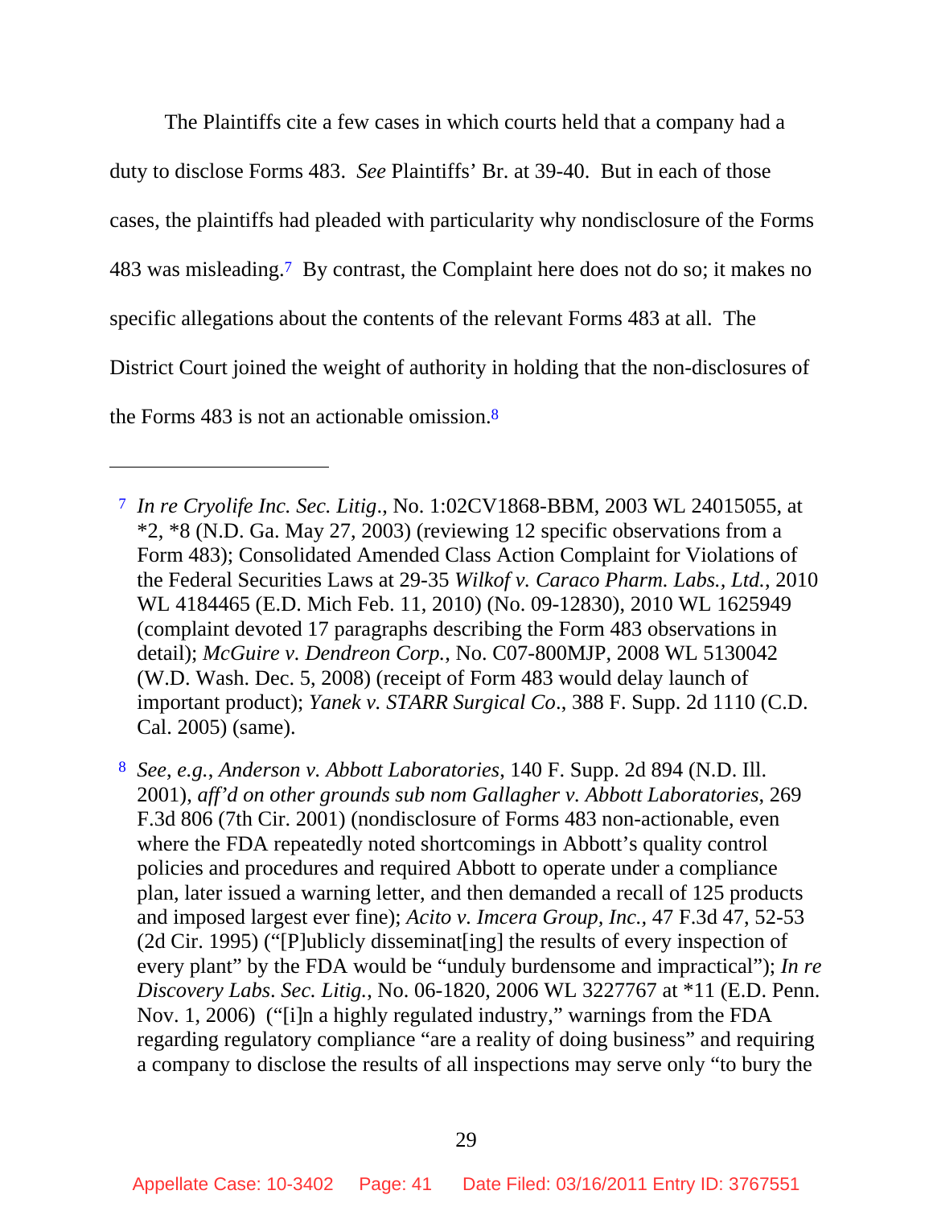The Plaintiffs cite a few cases in which courts held that a company had a duty to disclose Forms 483. *See* Plaintiffs' Br. at 39-40. But in each of those cases, the plaintiffs had pleaded with particularity why nondisclosure of the Forms 483 was misleading.[7] By contrast, the Complaint here does not do so; it makes no specific allegations about the contents of the relevant Forms 483 at all. The District Court joined the weight of authority in holding that the non-disclosures of the Forms 483 is not an actionable omission.[8]

---

[7] *In re Cryolife Inc. Sec. Litig*., No. 1:02CV1868-BBM, 2003 WL 24015055, at *2, *8 (N.D. Ga. May 27, 2003) (reviewing 12 specific observations from a Form 483); Consolidated Amended Class Action Complaint for Violations of the Federal Securities Laws at 29-35 *Wilkof v. Caraco Pharm. Labs., Ltd.*, 2010 WL 4184465 (E.D. Mich Feb. 11, 2010) (No. 09-12830), 2010 WL 1625949 (complaint devoted 17 paragraphs describing the Form 483 observations in detail); *McGuire v. Dendreon Corp.*, No. C07-800MJP, 2008 WL 5130042 (W.D. Wash. Dec. 5, 2008) (receipt of Form 483 would delay launch of important product); *Yanek v. STARR Surgical Co*., 388 F. Supp. 2d 1110 (C.D. Cal. 2005) (same).

[8] *See, e.g., Anderson v. Abbott Laboratories*, 140 F. Supp. 2d 894 (N.D. Ill. 2001), *aff'd on other grounds sub nom Gallagher v. Abbott Laboratories*, 269 F.3d 806 (7th Cir. 2001) (nondisclosure of Forms 483 non-actionable, even where the FDA repeatedly noted shortcomings in Abbott's quality control policies and procedures and required Abbott to operate under a compliance plan, later issued a warning letter, and then demanded a recall of 125 products and imposed largest ever fine); *Acito v. Imcera Group, Inc.*, 47 F.3d 47, 52-53 (2d Cir. 1995) ("[P]ublicly disseminat[ing] the results of every inspection of every plant" by the FDA would be "unduly burdensome and impractical"); *In re Discovery Labs. Sec. Litig.*, No. 06-1820, 2006 WL 3227767 at *11 (E.D. Penn. Nov. 1, 2006) ("[i]n a highly regulated industry," warnings from the FDA regarding regulatory compliance "are a reality of doing business" and requiring a company to disclose the results of all inspections may serve only "to bury the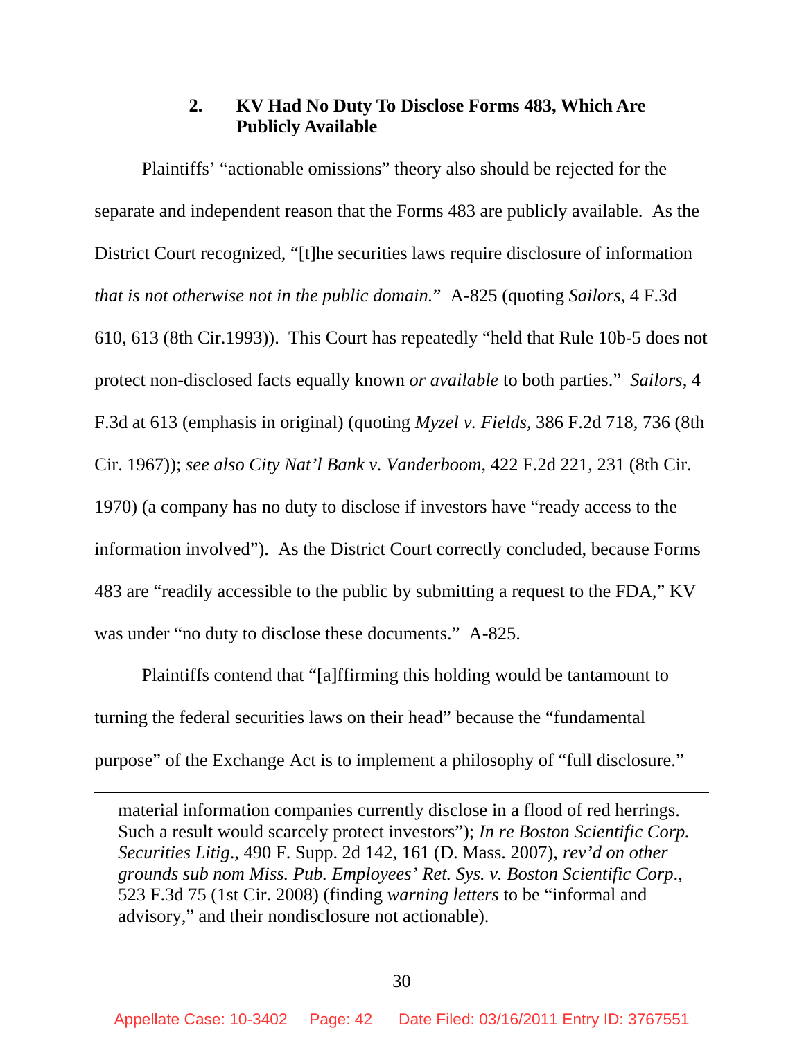### 2. KV Had No Duty To Disclose Forms 483, Which Are Publicly Available

Plaintiffs' "actionable omissions" theory also should be rejected for the separate and independent reason that the Forms 483 are publicly available. As the District Court recognized, "[t]he securities laws require disclosure of information *that is not otherwise not in the public domain.*" A-825 (quoting *Sailors*, 4 F.3d 610, 613 (8th Cir.1993)). This Court has repeatedly "held that Rule 10b-5 does not protect non-disclosed facts equally known *or available* to both parties." *Sailors*, 4 F.3d at 613 (emphasis in original) (quoting *Myzel v. Fields*, 386 F.2d 718, 736 (8th Cir. 1967)); *see also City Nat'l Bank v. Vanderboom*, 422 F.2d 221, 231 (8th Cir. 1970) (a company has no duty to disclose if investors have "ready access to the information involved"). As the District Court correctly concluded, because Forms 483 are "readily accessible to the public by submitting a request to the FDA," KV was under "no duty to disclose these documents." A-825.

Plaintiffs contend that "[a]ffirming this holding would be tantamount to turning the federal securities laws on their head" because the "fundamental purpose" of the Exchange Act is to implement a philosophy of "full disclosure."

---

material information companies currently disclose in a flood of red herrings. Such a result would scarcely protect investors"); *In re Boston Scientific Corp. Securities Litig*., 490 F. Supp. 2d 142, 161 (D. Mass. 2007), *rev'd on other grounds sub nom Miss. Pub. Employees' Ret. Sys. v. Boston Scientific Corp*., 523 F.3d 75 (1st Cir. 2008) (finding *warning letters* to be "informal and advisory," and their nondisclosure not actionable).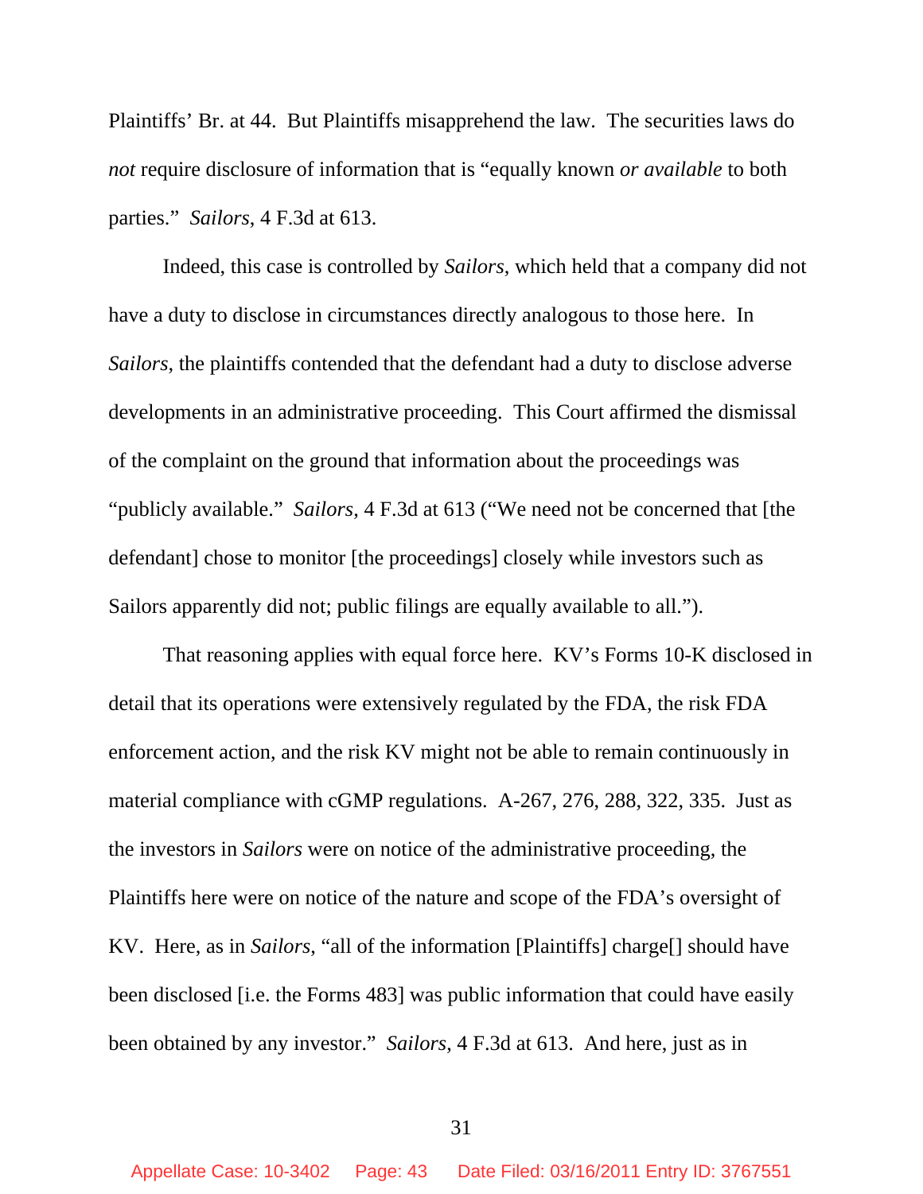Plaintiffs' Br. at 44. But Plaintiffs misapprehend the law. The securities laws do *not* require disclosure of information that is "equally known *or available* to both parties." *Sailors*, 4 F.3d at 613.

Indeed, this case is controlled by *Sailors*, which held that a company did not have a duty to disclose in circumstances directly analogous to those here. In *Sailors*, the plaintiffs contended that the defendant had a duty to disclose adverse developments in an administrative proceeding. This Court affirmed the dismissal of the complaint on the ground that information about the proceedings was "publicly available." *Sailors*, 4 F.3d at 613 ("We need not be concerned that [the defendant] chose to monitor [the proceedings] closely while investors such as Sailors apparently did not; public filings are equally available to all.").

That reasoning applies with equal force here. KV's Forms 10-K disclosed in detail that its operations were extensively regulated by the FDA, the risk FDA enforcement action, and the risk KV might not be able to remain continuously in material compliance with cGMP regulations. A-267, 276, 288, 322, 335. Just as the investors in *Sailors* were on notice of the administrative proceeding, the Plaintiffs here were on notice of the nature and scope of the FDA's oversight of KV. Here, as in *Sailors*, "all of the information [Plaintiffs] charge[] should have been disclosed [i.e. the Forms 483] was public information that could have easily been obtained by any investor." *Sailors*, 4 F.3d at 613. And here, just as in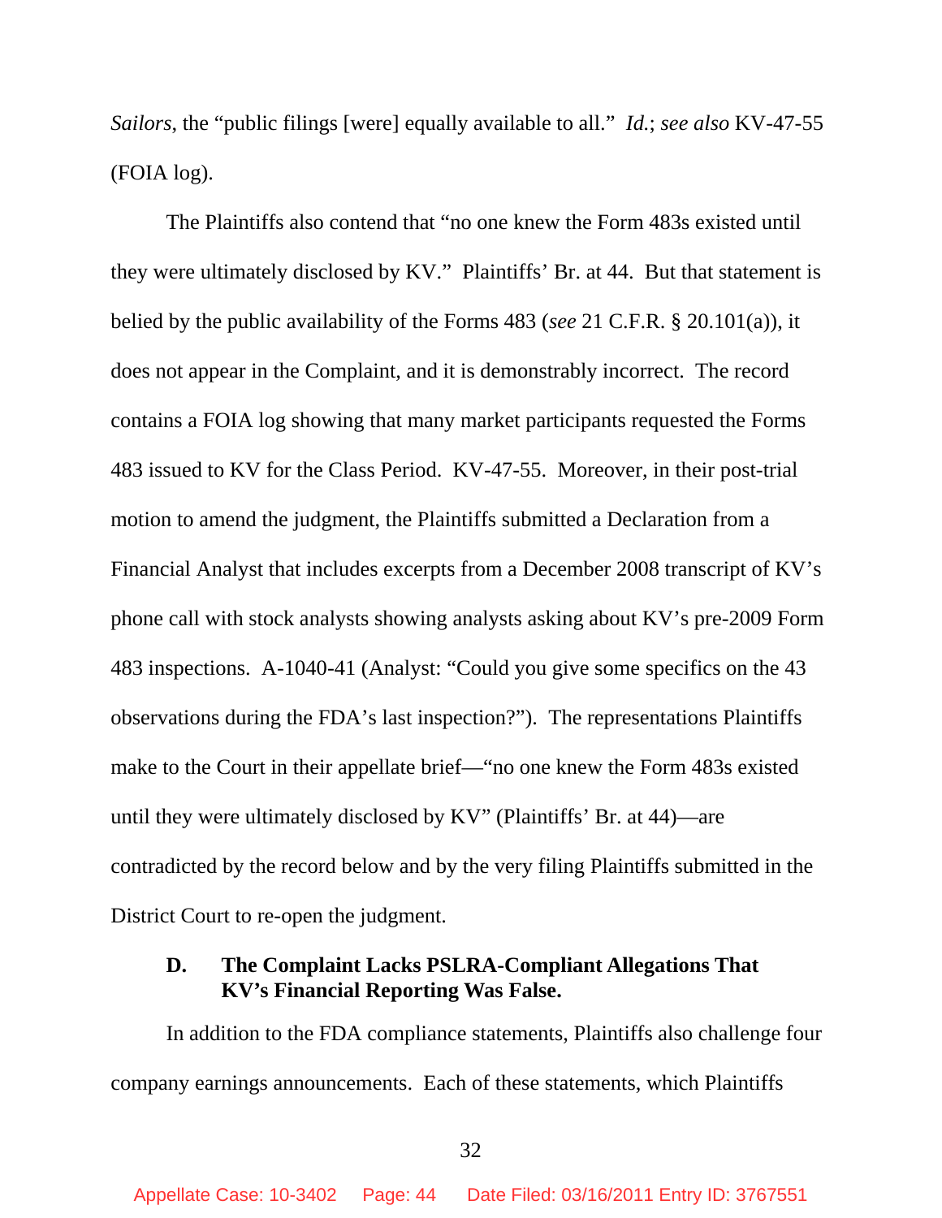*Sailors*, the "public filings [were] equally available to all." *Id.*; *see also* KV-47-55 (FOIA log).

The Plaintiffs also contend that "no one knew the Form 483s existed until they were ultimately disclosed by KV." Plaintiffs' Br. at 44. But that statement is belied by the public availability of the Forms 483 (*see* 21 C.F.R. § 20.101(a)), it does not appear in the Complaint, and it is demonstrably incorrect. The record contains a FOIA log showing that many market participants requested the Forms 483 issued to KV for the Class Period. KV-47-55. Moreover, in their post-trial motion to amend the judgment, the Plaintiffs submitted a Declaration from a Financial Analyst that includes excerpts from a December 2008 transcript of KV's phone call with stock analysts showing analysts asking about KV's pre-2009 Form 483 inspections. A-1040-41 (Analyst: "Could you give some specifics on the 43 observations during the FDA's last inspection?"). The representations Plaintiffs make to the Court in their appellate brief—"no one knew the Form 483s existed until they were ultimately disclosed by KV" (Plaintiffs' Br. at 44)—are contradicted by the record below and by the very filing Plaintiffs submitted in the District Court to re-open the judgment.

### D. The Complaint Lacks PSLRA-Compliant Allegations That KV's Financial Reporting Was False.

In addition to the FDA compliance statements, Plaintiffs also challenge four company earnings announcements. Each of these statements, which Plaintiffs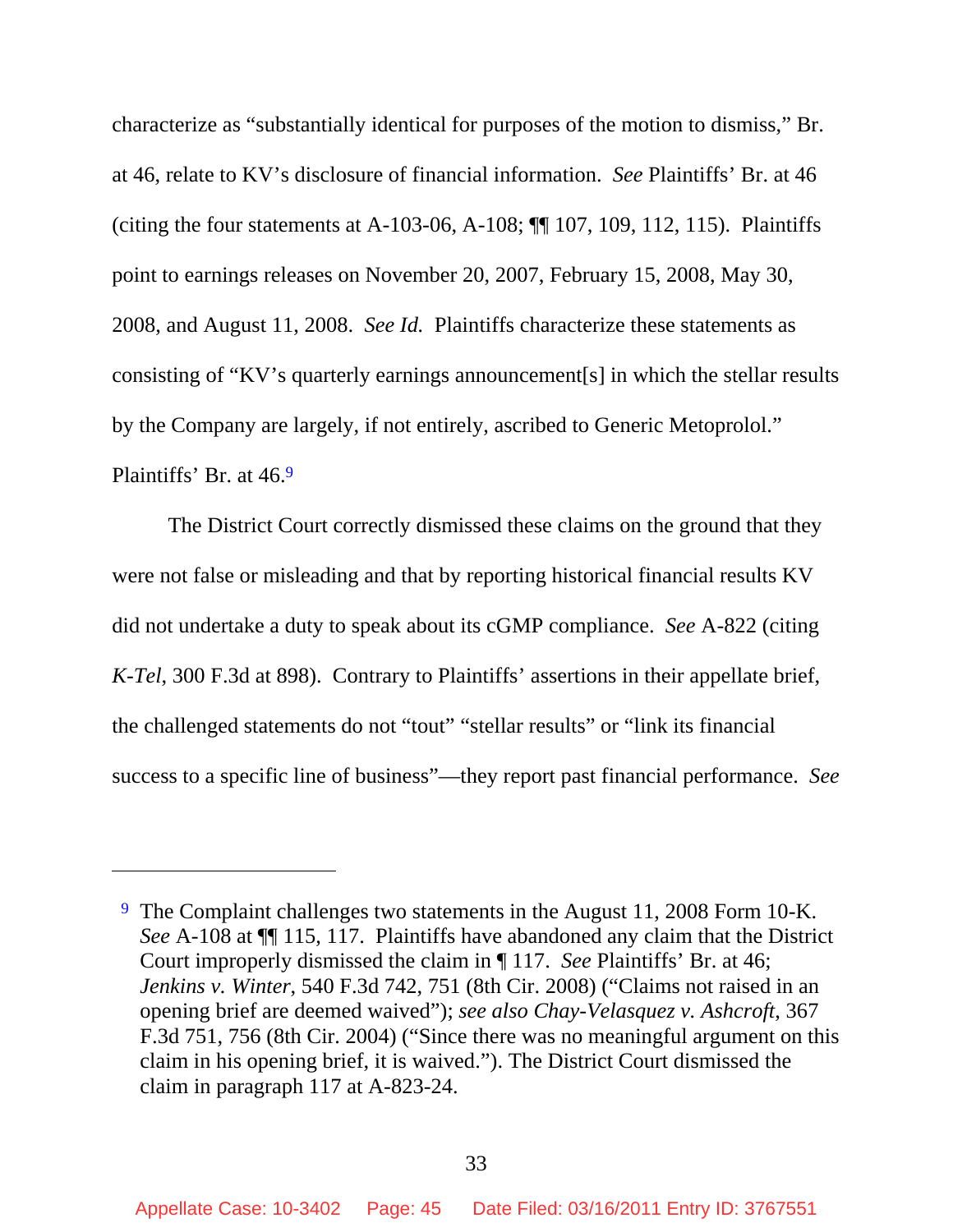characterize as "substantially identical for purposes of the motion to dismiss," Br. at 46, relate to KV's disclosure of financial information. *See* Plaintiffs' Br. at 46 (citing the four statements at A-103-06, A-108; ¶¶ 107, 109, 112, 115). Plaintiffs point to earnings releases on November 20, 2007, February 15, 2008, May 30, 2008, and August 11, 2008. *See Id.* Plaintiffs characterize these statements as consisting of "KV's quarterly earnings announcement[s] in which the stellar results by the Company are largely, if not entirely, ascribed to Generic Metoprolol." Plaintiffs' Br. at 46.[9]

The District Court correctly dismissed these claims on the ground that they were not false or misleading and that by reporting historical financial results KV did not undertake a duty to speak about its cGMP compliance. *See* A-822 (citing *K-Tel*, 300 F.3d at 898). Contrary to Plaintiffs' assertions in their appellate brief, the challenged statements do not "tout" "stellar results" or "link its financial success to a specific line of business"—they report past financial performance. *See*

---

[9] The Complaint challenges two statements in the August 11, 2008 Form 10-K. *See* A-108 at ¶¶ 115, 117. Plaintiffs have abandoned any claim that the District Court improperly dismissed the claim in ¶ 117. *See* Plaintiffs' Br. at 46; *Jenkins v. Winter*, 540 F.3d 742, 751 (8th Cir. 2008) ("Claims not raised in an opening brief are deemed waived"); *see also Chay-Velasquez v. Ashcroft*, 367 F.3d 751, 756 (8th Cir. 2004) ("Since there was no meaningful argument on this claim in his opening brief, it is waived."). The District Court dismissed the claim in paragraph 117 at A-823-24.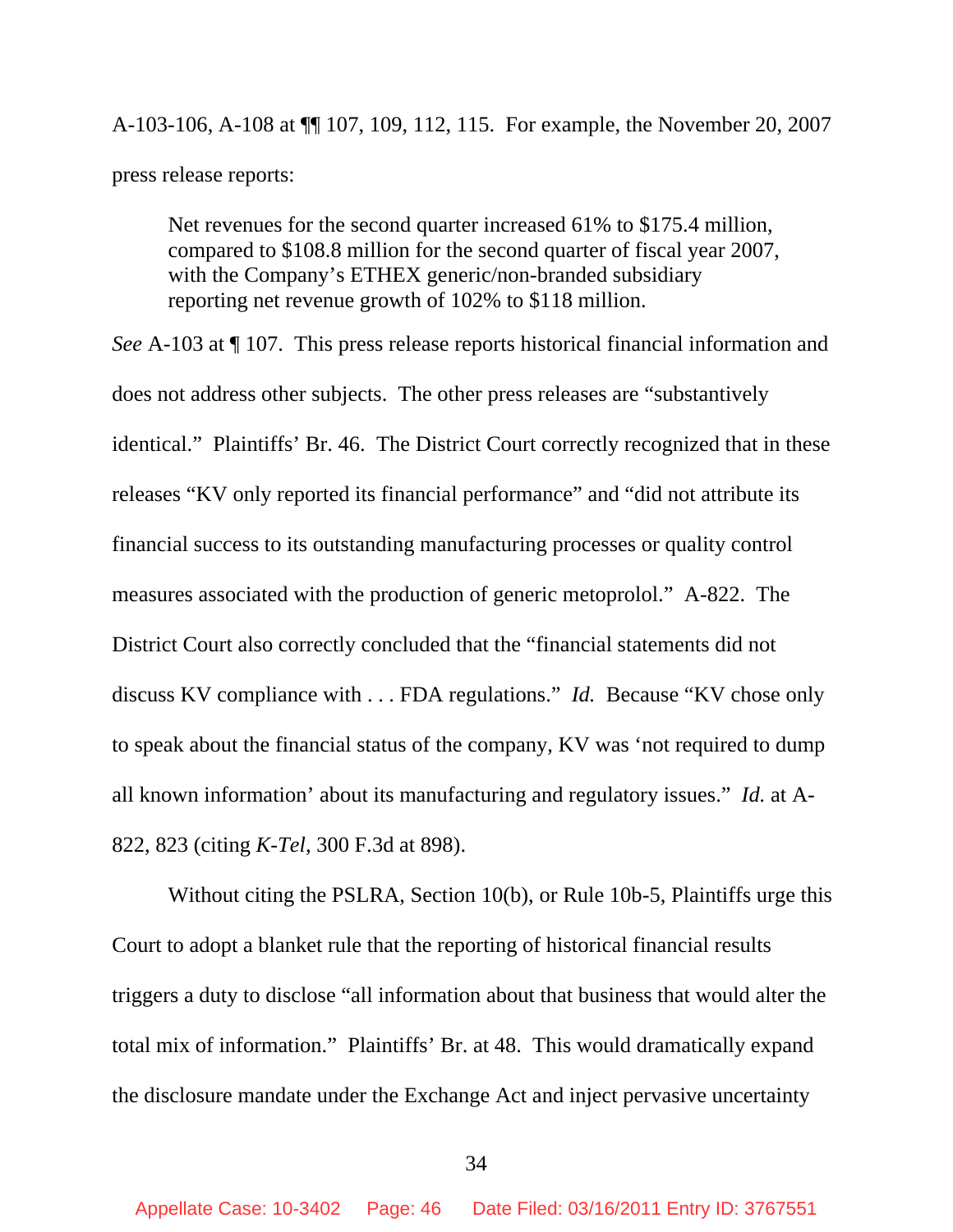A-103-106, A-108 at ¶¶ 107, 109, 112, 115. For example, the November 20, 2007 press release reports:

> Net revenues for the second quarter increased 61% to $175.4 million, compared to $108.8 million for the second quarter of fiscal year 2007, with the Company's ETHEX generic/non-branded subsidiary reporting net revenue growth of 102% to $118 million.

*See* A-103 at ¶ 107. This press release reports historical financial information and does not address other subjects. The other press releases are "substantively identical." Plaintiffs' Br. 46. The District Court correctly recognized that in these releases "KV only reported its financial performance" and "did not attribute its financial success to its outstanding manufacturing processes or quality control measures associated with the production of generic metoprolol." A-822. The District Court also correctly concluded that the "financial statements did not discuss KV compliance with . . . FDA regulations." *Id.* Because "KV chose only to speak about the financial status of the company, KV was 'not required to dump all known information' about its manufacturing and regulatory issues." *Id.* at A-822, 823 (citing *K-Tel*, 300 F.3d at 898).

Without citing the PSLRA, Section 10(b), or Rule 10b-5, Plaintiffs urge this Court to adopt a blanket rule that the reporting of historical financial results triggers a duty to disclose "all information about that business that would alter the total mix of information." Plaintiffs' Br. at 48. This would dramatically expand the disclosure mandate under the Exchange Act and inject pervasive uncertainty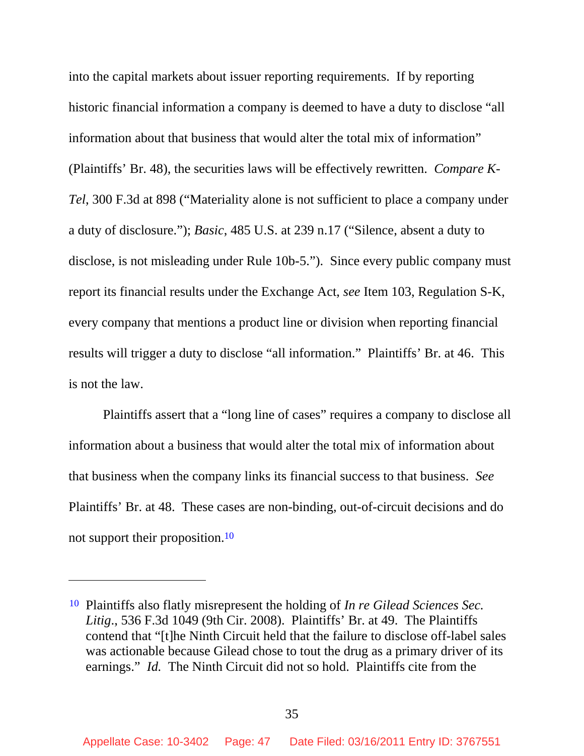into the capital markets about issuer reporting requirements. If by reporting historic financial information a company is deemed to have a duty to disclose "all information about that business that would alter the total mix of information" (Plaintiffs' Br. 48), the securities laws will be effectively rewritten. *Compare K-Tel*, 300 F.3d at 898 ("Materiality alone is not sufficient to place a company under a duty of disclosure."); *Basic*, 485 U.S. at 239 n.17 ("Silence, absent a duty to disclose, is not misleading under Rule 10b-5."). Since every public company must report its financial results under the Exchange Act, *see* Item 103, Regulation S-K, every company that mentions a product line or division when reporting financial results will trigger a duty to disclose "all information." Plaintiffs' Br. at 46. This is not the law.

Plaintiffs assert that a "long line of cases" requires a company to disclose all information about a business that would alter the total mix of information about that business when the company links its financial success to that business. *See* Plaintiffs' Br. at 48. These cases are non-binding, out-of-circuit decisions and do not support their proposition.[10]

---

[10] Plaintiffs also flatly misrepresent the holding of *In re Gilead Sciences Sec. Litig.*, 536 F.3d 1049 (9th Cir. 2008). Plaintiffs' Br. at 49. The Plaintiffs contend that "[t]he Ninth Circuit held that the failure to disclose off-label sales was actionable because Gilead chose to tout the drug as a primary driver of its earnings." *Id.* The Ninth Circuit did not so hold. Plaintiffs cite from the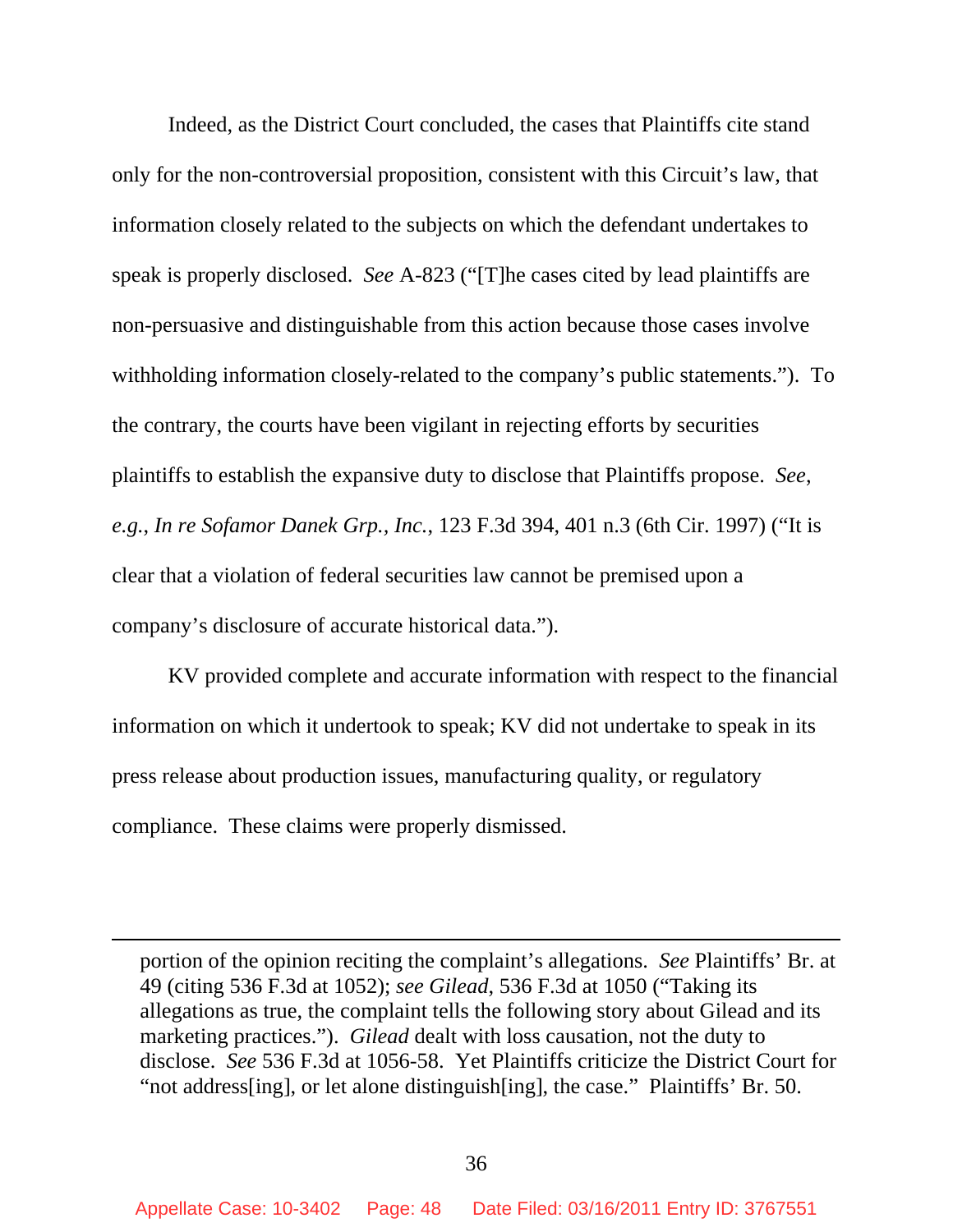Indeed, as the District Court concluded, the cases that Plaintiffs cite stand only for the non-controversial proposition, consistent with this Circuit's law, that information closely related to the subjects on which the defendant undertakes to speak is properly disclosed. *See* A-823 ("[T]he cases cited by lead plaintiffs are non-persuasive and distinguishable from this action because those cases involve withholding information closely-related to the company's public statements."). To the contrary, the courts have been vigilant in rejecting efforts by securities plaintiffs to establish the expansive duty to disclose that Plaintiffs propose. *See, e.g.*, *In re Sofamor Danek Grp., Inc.*, 123 F.3d 394, 401 n.3 (6th Cir. 1997) ("It is clear that a violation of federal securities law cannot be premised upon a company's disclosure of accurate historical data.").

KV provided complete and accurate information with respect to the financial information on which it undertook to speak; KV did not undertake to speak in its press release about production issues, manufacturing quality, or regulatory compliance. These claims were properly dismissed.

---

portion of the opinion reciting the complaint's allegations. *See* Plaintiffs' Br. at 49 (citing 536 F.3d at 1052); *see Gilead*, 536 F.3d at 1050 ("Taking its allegations as true, the complaint tells the following story about Gilead and its marketing practices."). *Gilead* dealt with loss causation, not the duty to disclose. *See* 536 F.3d at 1056-58. Yet Plaintiffs criticize the District Court for "not address[ing], or let alone distinguish[ing], the case." Plaintiffs' Br. 50.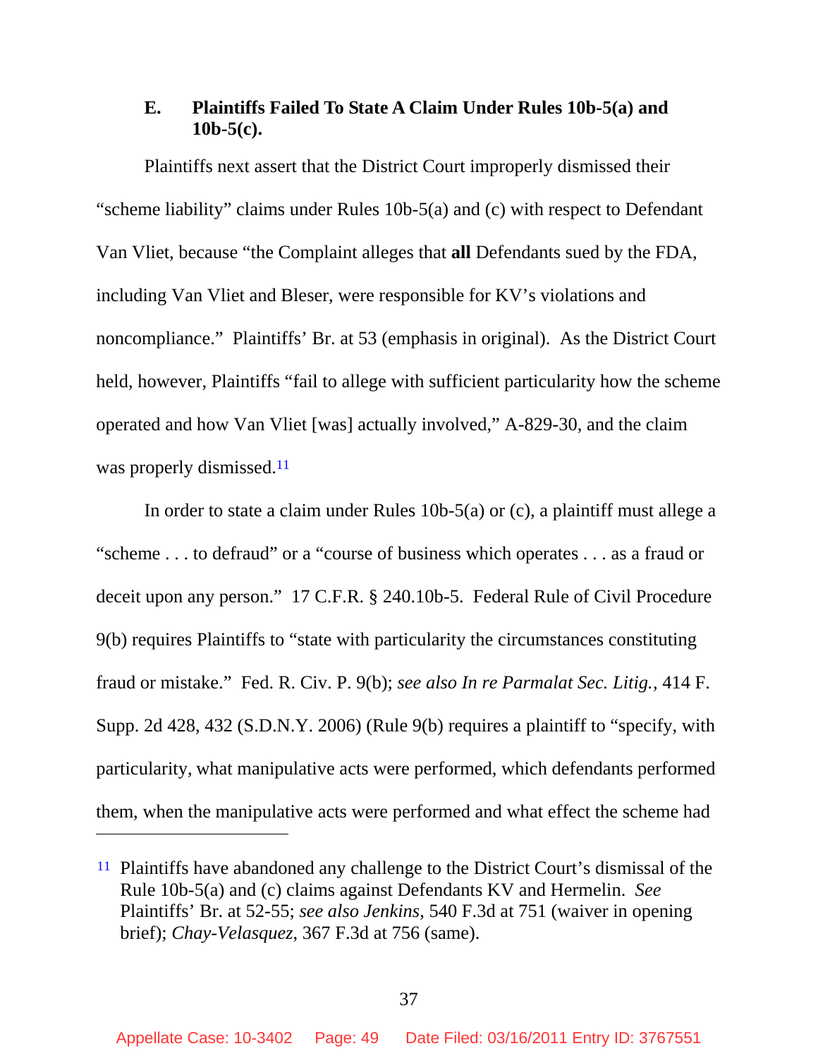### E. Plaintiffs Failed To State A Claim Under Rules 10b-5(a) and 10b-5(c).

Plaintiffs next assert that the District Court improperly dismissed their "scheme liability" claims under Rules 10b-5(a) and (c) with respect to Defendant Van Vliet, because "the Complaint alleges that **all** Defendants sued by the FDA, including Van Vliet and Bleser, were responsible for KV's violations and noncompliance." Plaintiffs' Br. at 53 (emphasis in original). As the District Court held, however, Plaintiffs "fail to allege with sufficient particularity how the scheme operated and how Van Vliet [was] actually involved," A-829-30, and the claim was properly dismissed.[11]

In order to state a claim under Rules 10b-5(a) or (c), a plaintiff must allege a "scheme . . . to defraud" or a "course of business which operates . . . as a fraud or deceit upon any person." 17 C.F.R. § 240.10b-5. Federal Rule of Civil Procedure 9(b) requires Plaintiffs to "state with particularity the circumstances constituting fraud or mistake." Fed. R. Civ. P. 9(b); *see also In re Parmalat Sec. Litig.*, 414 F. Supp. 2d 428, 432 (S.D.N.Y. 2006) (Rule 9(b) requires a plaintiff to "specify, with particularity, what manipulative acts were performed, which defendants performed them, when the manipulative acts were performed and what effect the scheme had

---

[11] Plaintiffs have abandoned any challenge to the District Court's dismissal of the Rule 10b-5(a) and (c) claims against Defendants KV and Hermelin. *See* Plaintiffs' Br. at 52-55; *see also Jenkins*, 540 F.3d at 751 (waiver in opening brief); *Chay-Velasquez*, 367 F.3d at 756 (same).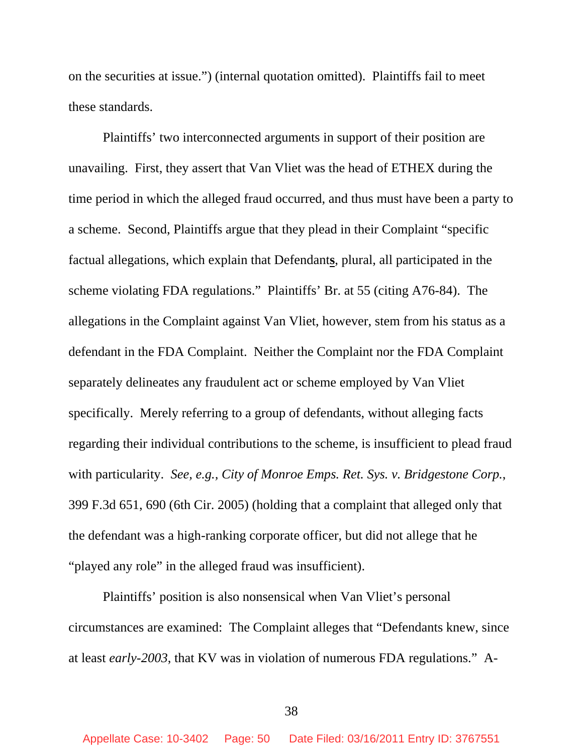on the securities at issue.") (internal quotation omitted). Plaintiffs fail to meet these standards.

Plaintiffs' two interconnected arguments in support of their position are unavailing. First, they assert that Van Vliet was the head of ETHEX during the time period in which the alleged fraud occurred, and thus must have been a party to a scheme. Second, Plaintiffs argue that they plead in their Complaint "specific factual allegations, which explain that Defendant**s**, plural, all participated in the scheme violating FDA regulations." Plaintiffs' Br. at 55 (citing A76-84). The allegations in the Complaint against Van Vliet, however, stem from his status as a defendant in the FDA Complaint. Neither the Complaint nor the FDA Complaint separately delineates any fraudulent act or scheme employed by Van Vliet specifically. Merely referring to a group of defendants, without alleging facts regarding their individual contributions to the scheme, is insufficient to plead fraud with particularity. *See, e.g.*, *City of Monroe Emps. Ret. Sys. v. Bridgestone Corp.*, 399 F.3d 651, 690 (6th Cir. 2005) (holding that a complaint that alleged only that the defendant was a high-ranking corporate officer, but did not allege that he "played any role" in the alleged fraud was insufficient).

Plaintiffs' position is also nonsensical when Van Vliet's personal circumstances are examined: The Complaint alleges that "Defendants knew, since at least *early-2003*, that KV was in violation of numerous FDA regulations." A-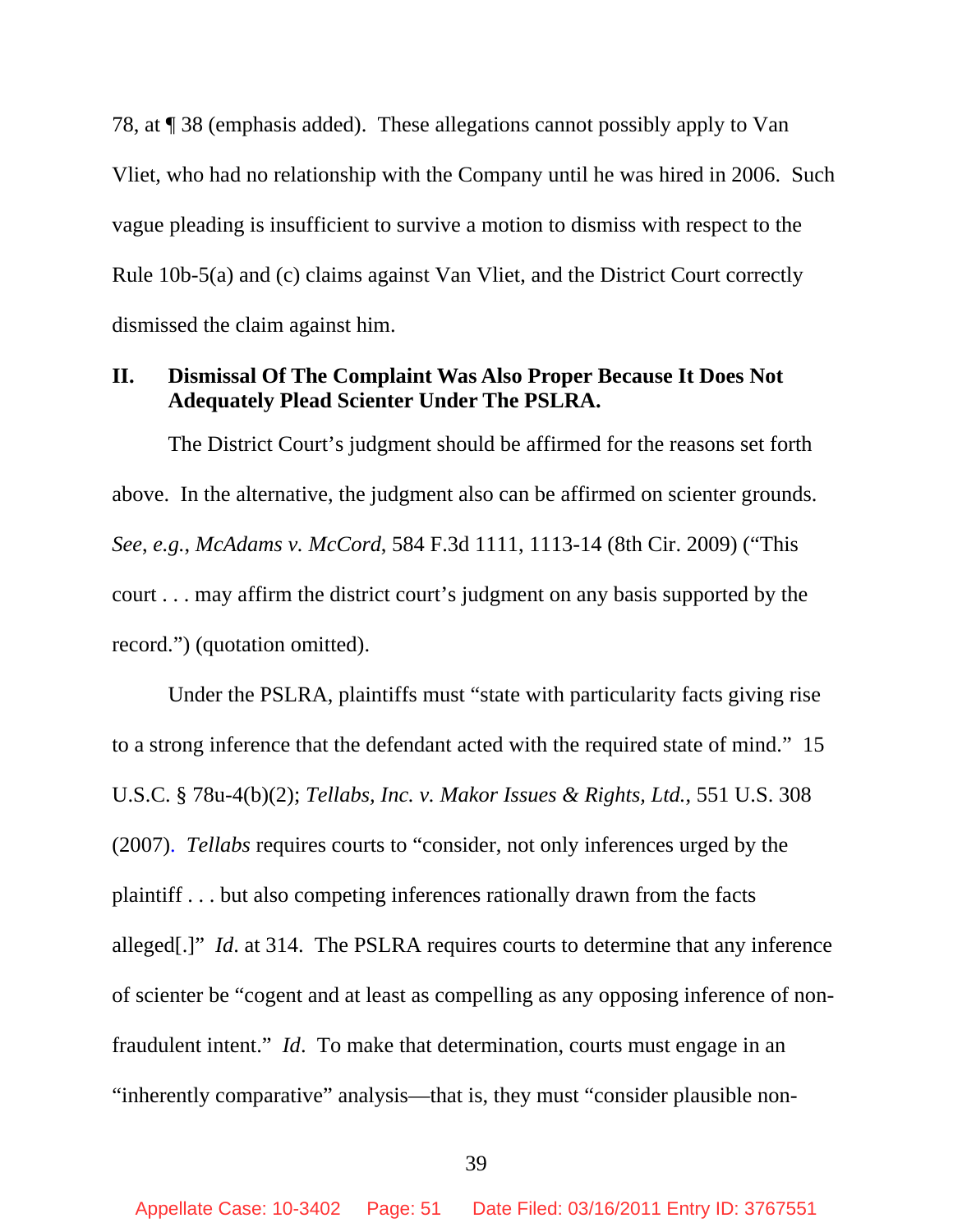78, at ¶ 38 (emphasis added). These allegations cannot possibly apply to Van Vliet, who had no relationship with the Company until he was hired in 2006. Such vague pleading is insufficient to survive a motion to dismiss with respect to the Rule 10b-5(a) and (c) claims against Van Vliet, and the District Court correctly dismissed the claim against him.

## II. Dismissal Of The Complaint Was Also Proper Because It Does Not Adequately Plead Scienter Under The PSLRA.

The District Court's judgment should be affirmed for the reasons set forth above. In the alternative, the judgment also can be affirmed on scienter grounds. *See, e.g.*, *McAdams v. McCord*, 584 F.3d 1111, 1113-14 (8th Cir. 2009) ("This court . . . may affirm the district court's judgment on any basis supported by the record.") (quotation omitted).

Under the PSLRA, plaintiffs must "state with particularity facts giving rise to a strong inference that the defendant acted with the required state of mind." 15 U.S.C. § 78u-4(b)(2); *Tellabs, Inc. v. Makor Issues & Rights, Ltd.*, 551 U.S. 308 (2007). *Tellabs* requires courts to "consider, not only inferences urged by the plaintiff . . . but also competing inferences rationally drawn from the facts alleged[.]" *Id*. at 314. The PSLRA requires courts to determine that any inference of scienter be "cogent and at least as compelling as any opposing inference of non-fraudulent intent." *Id*. To make that determination, courts must engage in an "inherently comparative" analysis—that is, they must "consider plausible non-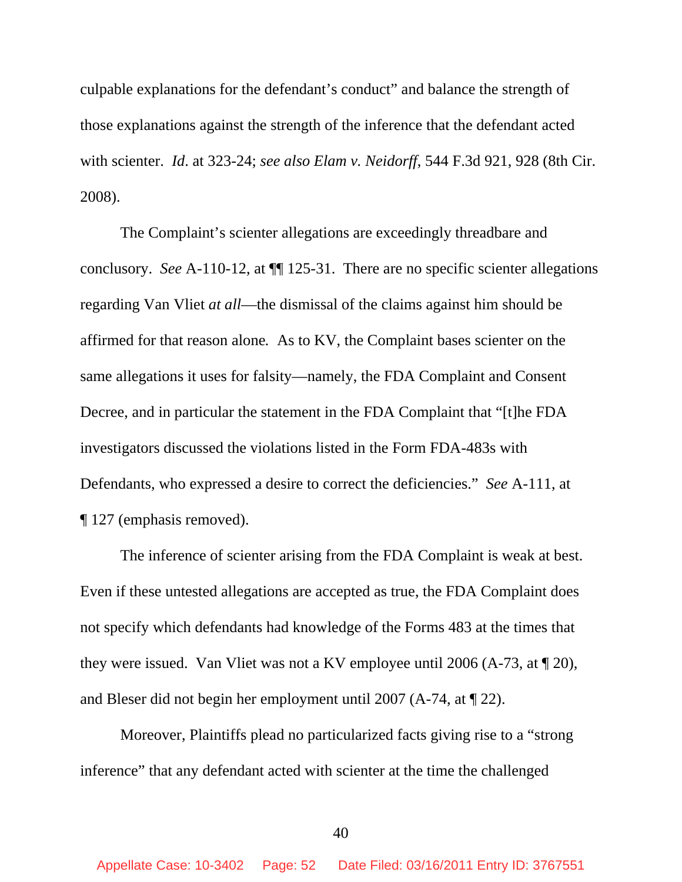culpable explanations for the defendant's conduct" and balance the strength of those explanations against the strength of the inference that the defendant acted with scienter. *Id*. at 323-24; *see also Elam v. Neidorff*, 544 F.3d 921, 928 (8th Cir. 2008).

The Complaint's scienter allegations are exceedingly threadbare and conclusory. *See* A-110-12, at ¶¶ 125-31. There are no specific scienter allegations regarding Van Vliet *at all*—the dismissal of the claims against him should be affirmed for that reason alone. As to KV, the Complaint bases scienter on the same allegations it uses for falsity—namely, the FDA Complaint and Consent Decree, and in particular the statement in the FDA Complaint that "[t]he FDA investigators discussed the violations listed in the Form FDA-483s with Defendants, who expressed a desire to correct the deficiencies." *See* A-111, at ¶ 127 (emphasis removed).

The inference of scienter arising from the FDA Complaint is weak at best. Even if these untested allegations are accepted as true, the FDA Complaint does not specify which defendants had knowledge of the Forms 483 at the times that they were issued. Van Vliet was not a KV employee until 2006 (A-73, at ¶ 20), and Bleser did not begin her employment until 2007 (A-74, at ¶ 22).

Moreover, Plaintiffs plead no particularized facts giving rise to a "strong inference" that any defendant acted with scienter at the time the challenged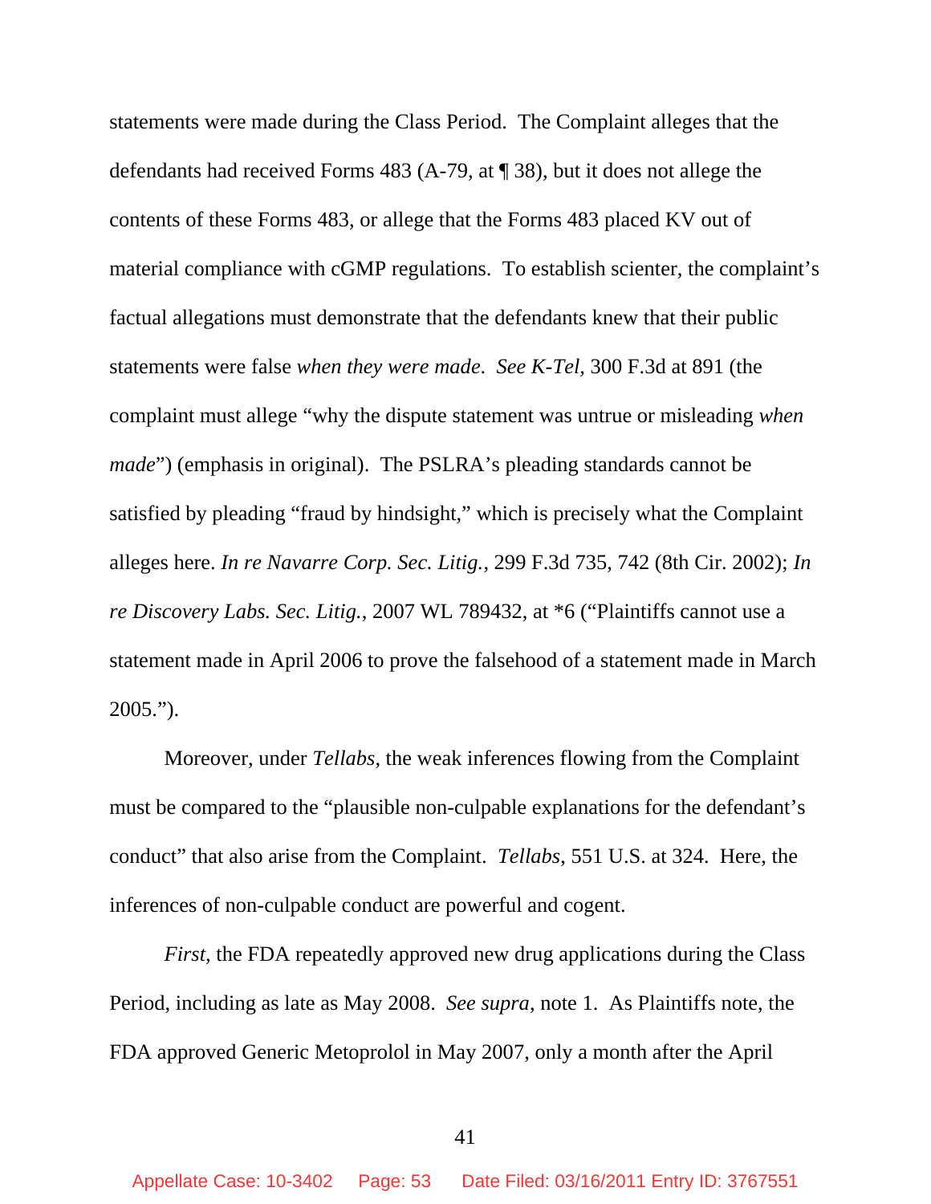statements were made during the Class Period. The Complaint alleges that the defendants had received Forms 483 (A-79, at ¶ 38), but it does not allege the contents of these Forms 483, or allege that the Forms 483 placed KV out of material compliance with cGMP regulations. To establish scienter, the complaint's factual allegations must demonstrate that the defendants knew that their public statements were false *when they were made*. *See K-Tel*, 300 F.3d at 891 (the complaint must allege "why the dispute statement was untrue or misleading *when made*") (emphasis in original). The PSLRA's pleading standards cannot be satisfied by pleading "fraud by hindsight," which is precisely what the Complaint alleges here. *In re Navarre Corp. Sec. Litig.*, 299 F.3d 735, 742 (8th Cir. 2002); *In re Discovery Labs. Sec. Litig.*, 2007 WL 789432, at *6 ("Plaintiffs cannot use a statement made in April 2006 to prove the falsehood of a statement made in March 2005.").

Moreover, under *Tellabs*, the weak inferences flowing from the Complaint must be compared to the "plausible non-culpable explanations for the defendant's conduct" that also arise from the Complaint. *Tellabs*, 551 U.S. at 324. Here, the inferences of non-culpable conduct are powerful and cogent.

*First*, the FDA repeatedly approved new drug applications during the Class Period, including as late as May 2008. *See supra*, note 1. As Plaintiffs note, the FDA approved Generic Metoprolol in May 2007, only a month after the April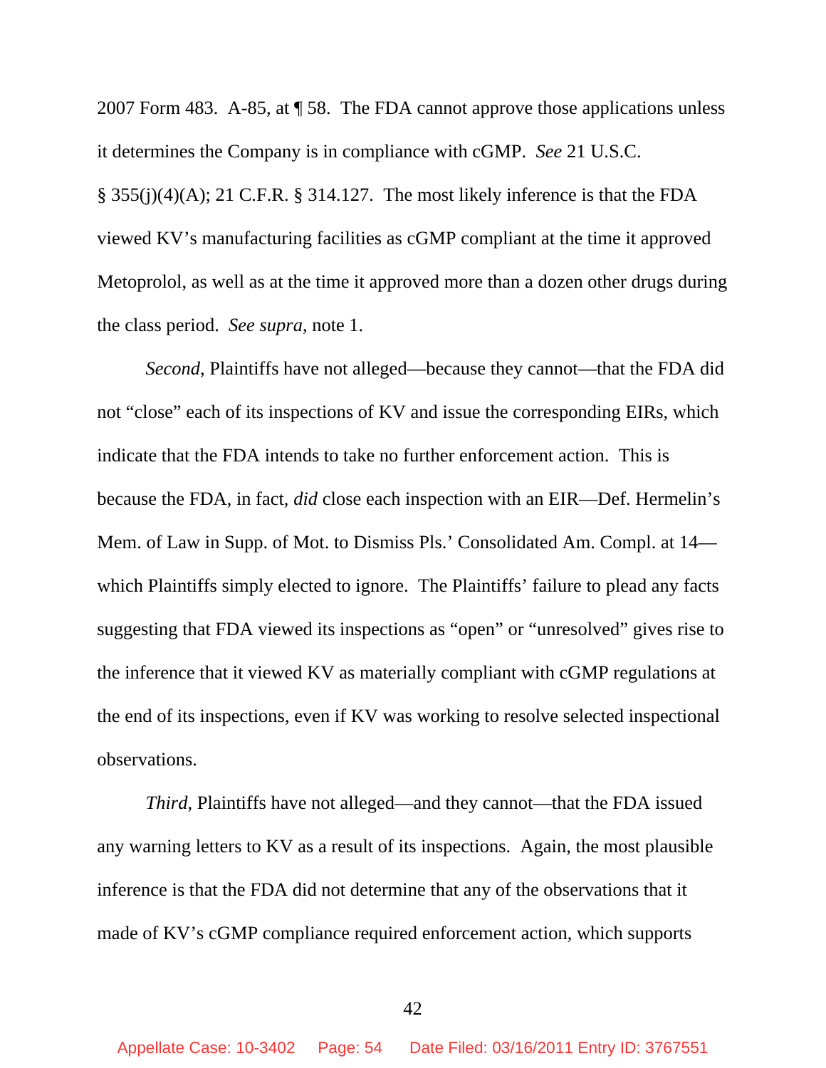2007 Form 483. A-85, at ¶ 58. The FDA cannot approve those applications unless it determines the Company is in compliance with cGMP. *See* 21 U.S.C. § 355(j)(4)(A); 21 C.F.R. § 314.127. The most likely inference is that the FDA viewed KV's manufacturing facilities as cGMP compliant at the time it approved Metoprolol, as well as at the time it approved more than a dozen other drugs during the class period. *See supra*, note 1.

*Second*, Plaintiffs have not alleged—because they cannot—that the FDA did not "close" each of its inspections of KV and issue the corresponding EIRs, which indicate that the FDA intends to take no further enforcement action. This is because the FDA, in fact, *did* close each inspection with an EIR—Def. Hermelin's Mem. of Law in Supp. of Mot. to Dismiss Pls.' Consolidated Am. Compl. at 14—which Plaintiffs simply elected to ignore. The Plaintiffs' failure to plead any facts suggesting that FDA viewed its inspections as "open" or "unresolved" gives rise to the inference that it viewed KV as materially compliant with cGMP regulations at the end of its inspections, even if KV was working to resolve selected inspectional observations.

*Third*, Plaintiffs have not alleged—and they cannot—that the FDA issued any warning letters to KV as a result of its inspections. Again, the most plausible inference is that the FDA did not determine that any of the observations that it made of KV's cGMP compliance required enforcement action, which supports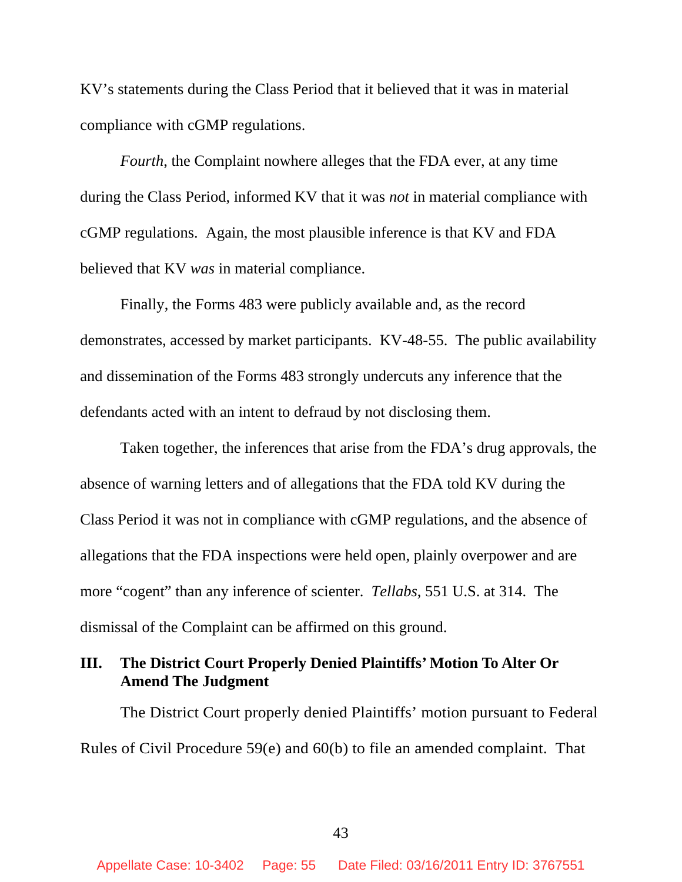KV's statements during the Class Period that it believed that it was in material compliance with cGMP regulations.

*Fourth*, the Complaint nowhere alleges that the FDA ever, at any time during the Class Period, informed KV that it was *not* in material compliance with cGMP regulations. Again, the most plausible inference is that KV and FDA believed that KV *was* in material compliance.

Finally, the Forms 483 were publicly available and, as the record demonstrates, accessed by market participants. KV-48-55. The public availability and dissemination of the Forms 483 strongly undercuts any inference that the defendants acted with an intent to defraud by not disclosing them.

Taken together, the inferences that arise from the FDA's drug approvals, the absence of warning letters and of allegations that the FDA told KV during the Class Period it was not in compliance with cGMP regulations, and the absence of allegations that the FDA inspections were held open, plainly overpower and are more "cogent" than any inference of scienter. *Tellabs*, 551 U.S. at 314. The dismissal of the Complaint can be affirmed on this ground.

## III. The District Court Properly Denied Plaintiffs' Motion To Alter Or Amend The Judgment

The District Court properly denied Plaintiffs' motion pursuant to Federal Rules of Civil Procedure 59(e) and 60(b) to file an amended complaint. That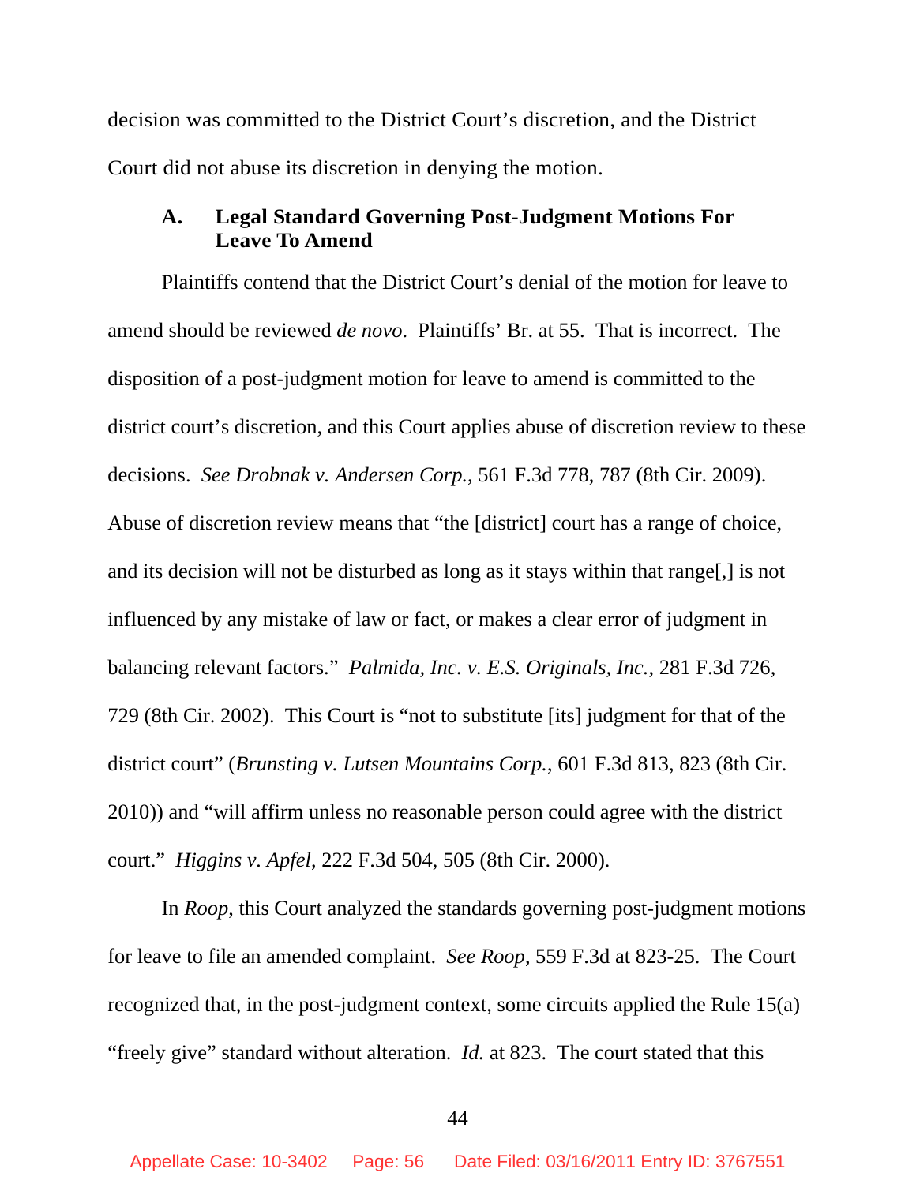decision was committed to the District Court's discretion, and the District Court did not abuse its discretion in denying the motion.

### A. Legal Standard Governing Post-Judgment Motions For Leave To Amend

Plaintiffs contend that the District Court's denial of the motion for leave to amend should be reviewed *de novo*. Plaintiffs' Br. at 55. That is incorrect. The disposition of a post-judgment motion for leave to amend is committed to the district court's discretion, and this Court applies abuse of discretion review to these decisions. *See Drobnak v. Andersen Corp.*, 561 F.3d 778, 787 (8th Cir. 2009). Abuse of discretion review means that "the [district] court has a range of choice, and its decision will not be disturbed as long as it stays within that range[,] is not influenced by any mistake of law or fact, or makes a clear error of judgment in balancing relevant factors." *Palmida, Inc. v. E.S. Originals, Inc.*, 281 F.3d 726, 729 (8th Cir. 2002). This Court is "not to substitute [its] judgment for that of the district court" (*Brunsting v. Lutsen Mountains Corp.*, 601 F.3d 813, 823 (8th Cir. 2010)) and "will affirm unless no reasonable person could agree with the district court." *Higgins v. Apfel*, 222 F.3d 504, 505 (8th Cir. 2000).

In *Roop*, this Court analyzed the standards governing post-judgment motions for leave to file an amended complaint. *See Roop*, 559 F.3d at 823-25. The Court recognized that, in the post-judgment context, some circuits applied the Rule 15(a) "freely give" standard without alteration. *Id.* at 823. The court stated that this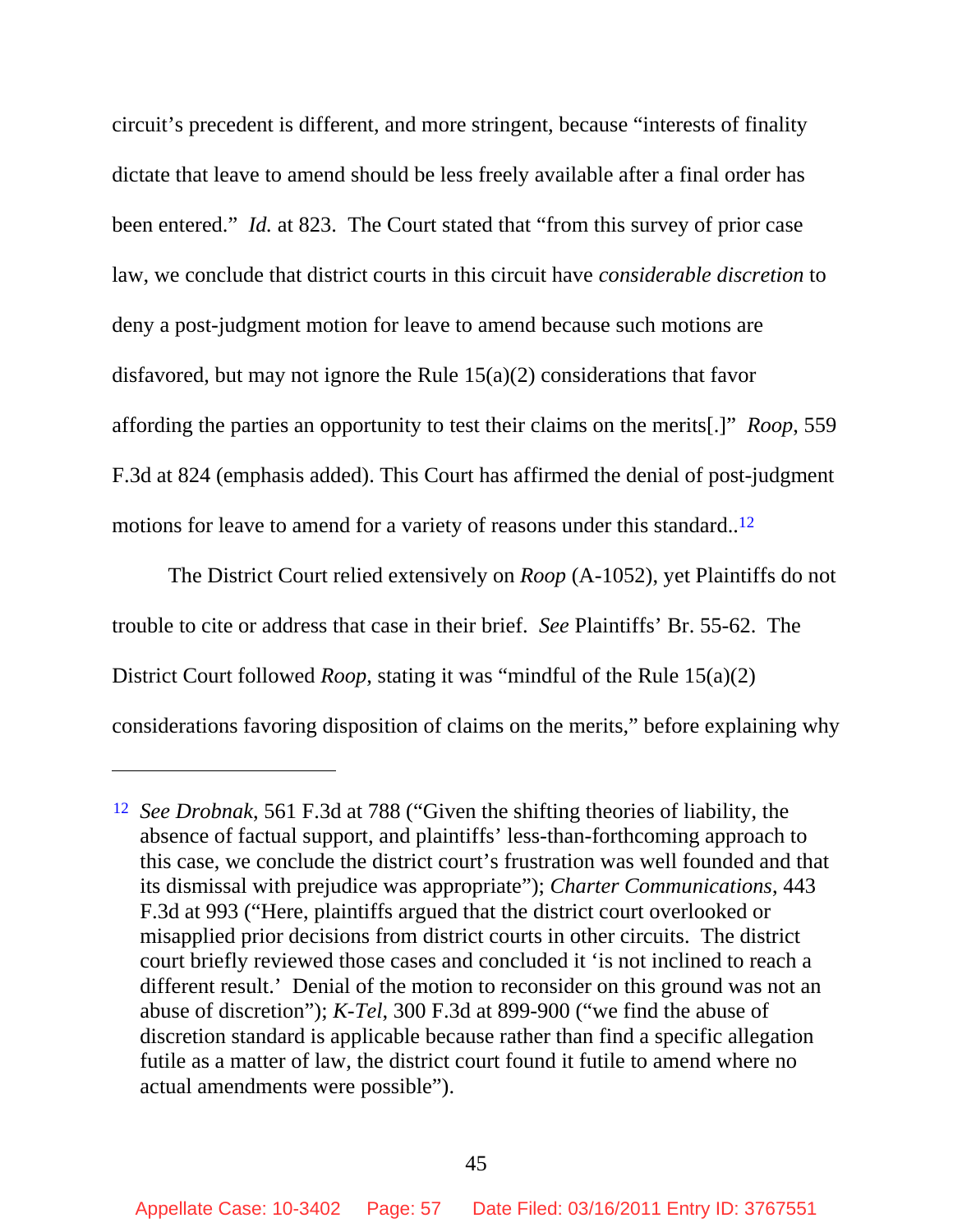circuit's precedent is different, and more stringent, because "interests of finality dictate that leave to amend should be less freely available after a final order has been entered." *Id.* at 823. The Court stated that "from this survey of prior case law, we conclude that district courts in this circuit have *considerable discretion* to deny a post-judgment motion for leave to amend because such motions are disfavored, but may not ignore the Rule 15(a)(2) considerations that favor affording the parties an opportunity to test their claims on the merits[.]" *Roop*, 559 F.3d at 824 (emphasis added). This Court has affirmed the denial of post-judgment motions for leave to amend for a variety of reasons under this standard..[12]

The District Court relied extensively on *Roop* (A-1052), yet Plaintiffs do not trouble to cite or address that case in their brief. *See* Plaintiffs' Br. 55-62. The District Court followed *Roop*, stating it was "mindful of the Rule 15(a)(2) considerations favoring disposition of claims on the merits," before explaining why

---

[12] *See Drobnak*, 561 F.3d at 788 ("Given the shifting theories of liability, the absence of factual support, and plaintiffs' less-than-forthcoming approach to this case, we conclude the district court's frustration was well founded and that its dismissal with prejudice was appropriate"); *Charter Communications*, 443 F.3d at 993 ("Here, plaintiffs argued that the district court overlooked or misapplied prior decisions from district courts in other circuits. The district court briefly reviewed those cases and concluded it 'is not inclined to reach a different result.' Denial of the motion to reconsider on this ground was not an abuse of discretion"); *K-Tel*, 300 F.3d at 899-900 ("we find the abuse of discretion standard is applicable because rather than find a specific allegation futile as a matter of law, the district court found it futile to amend where no actual amendments were possible").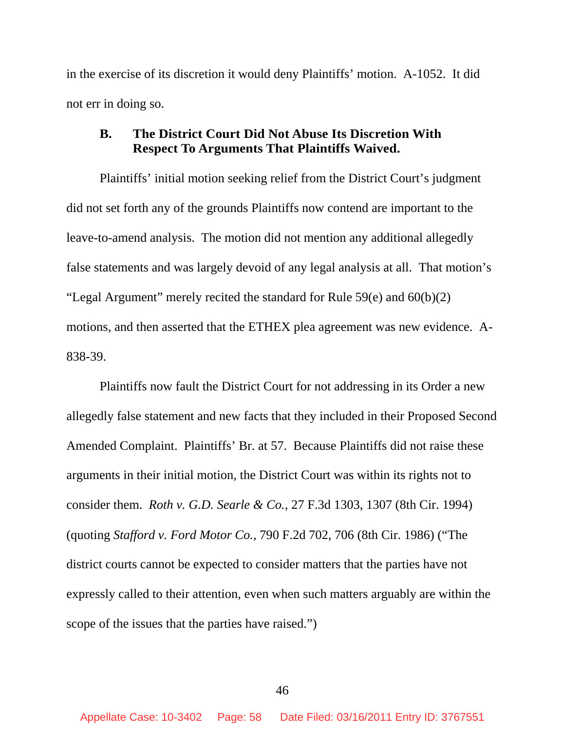in the exercise of its discretion it would deny Plaintiffs' motion. A-1052. It did not err in doing so.

### B. The District Court Did Not Abuse Its Discretion With Respect To Arguments That Plaintiffs Waived.

Plaintiffs' initial motion seeking relief from the District Court's judgment did not set forth any of the grounds Plaintiffs now contend are important to the leave-to-amend analysis. The motion did not mention any additional allegedly false statements and was largely devoid of any legal analysis at all. That motion's "Legal Argument" merely recited the standard for Rule 59(e) and 60(b)(2) motions, and then asserted that the ETHEX plea agreement was new evidence. A-838-39.

Plaintiffs now fault the District Court for not addressing in its Order a new allegedly false statement and new facts that they included in their Proposed Second Amended Complaint. Plaintiffs' Br. at 57. Because Plaintiffs did not raise these arguments in their initial motion, the District Court was within its rights not to consider them. *Roth v. G.D. Searle & Co.*, 27 F.3d 1303, 1307 (8th Cir. 1994) (quoting *Stafford v. Ford Motor Co.*, 790 F.2d 702, 706 (8th Cir. 1986) ("The district courts cannot be expected to consider matters that the parties have not expressly called to their attention, even when such matters arguably are within the scope of the issues that the parties have raised.")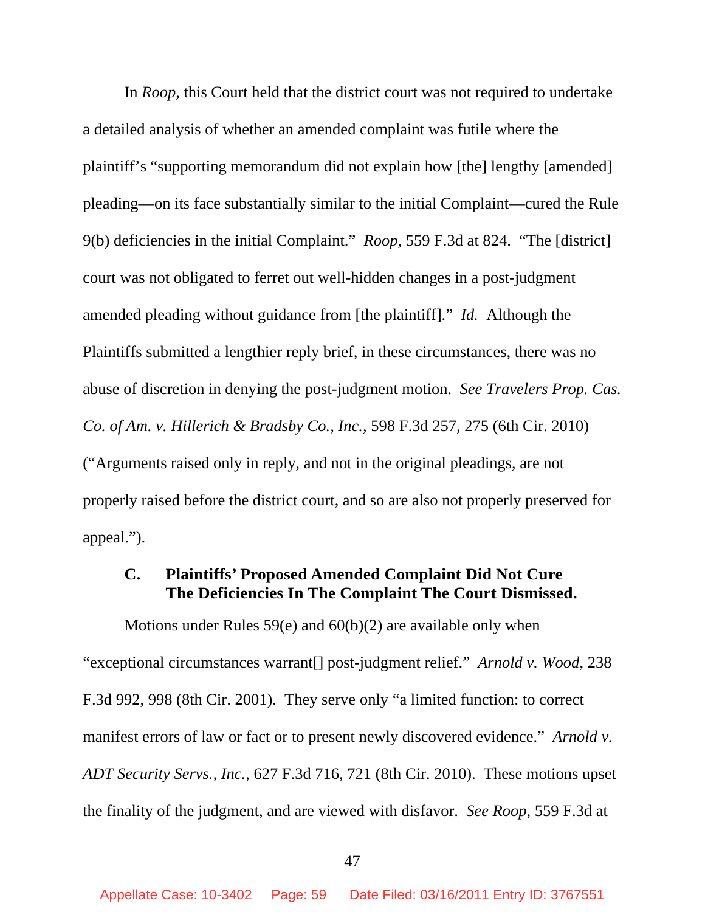In *Roop*, this Court held that the district court was not required to undertake a detailed analysis of whether an amended complaint was futile where the plaintiff's "supporting memorandum did not explain how [the] lengthy [amended] pleading—on its face substantially similar to the initial Complaint—cured the Rule 9(b) deficiencies in the initial Complaint." *Roop*, 559 F.3d at 824. "The [district] court was not obligated to ferret out well-hidden changes in a post-judgment amended pleading without guidance from [the plaintiff]." *Id.* Although the Plaintiffs submitted a lengthier reply brief, in these circumstances, there was no abuse of discretion in denying the post-judgment motion. *See Travelers Prop. Cas. Co. of Am. v. Hillerich & Bradsby Co., Inc.*, 598 F.3d 257, 275 (6th Cir. 2010) ("Arguments raised only in reply, and not in the original pleadings, are not properly raised before the district court, and so are also not properly preserved for appeal.").

### C. Plaintiffs' Proposed Amended Complaint Did Not Cure The Deficiencies In The Complaint The Court Dismissed.

Motions under Rules 59(e) and 60(b)(2) are available only when "exceptional circumstances warrant[] post-judgment relief." *Arnold v. Wood*, 238 F.3d 992, 998 (8th Cir. 2001). They serve only "a limited function: to correct manifest errors of law or fact or to present newly discovered evidence." *Arnold v. ADT Security Servs., Inc.*, 627 F.3d 716, 721 (8th Cir. 2010). These motions upset the finality of the judgment, and are viewed with disfavor. *See Roop*, 559 F.3d at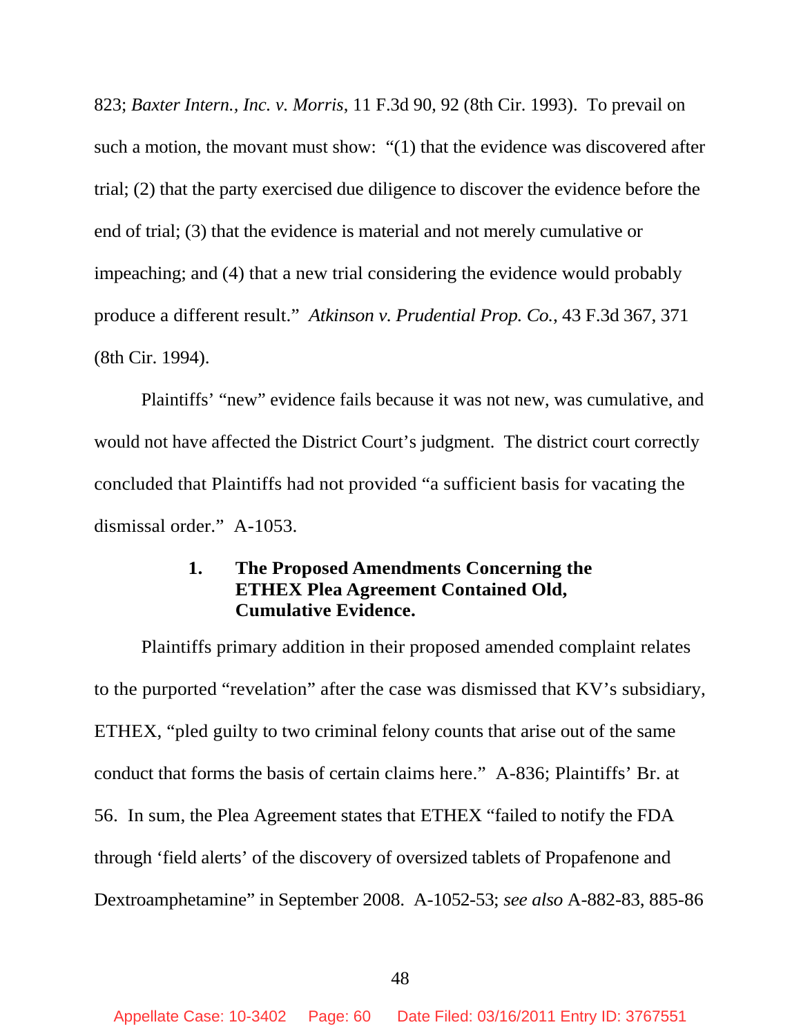823; *Baxter Intern., Inc. v. Morris*, 11 F.3d 90, 92 (8th Cir. 1993). To prevail on such a motion, the movant must show: "(1) that the evidence was discovered after trial; (2) that the party exercised due diligence to discover the evidence before the end of trial; (3) that the evidence is material and not merely cumulative or impeaching; and (4) that a new trial considering the evidence would probably produce a different result." *Atkinson v. Prudential Prop. Co.*, 43 F.3d 367, 371 (8th Cir. 1994).

Plaintiffs' "new" evidence fails because it was not new, was cumulative, and would not have affected the District Court's judgment. The district court correctly concluded that Plaintiffs had not provided "a sufficient basis for vacating the dismissal order." A-1053.

**1. The Proposed Amendments Concerning the ETHEX Plea Agreement Contained Old, Cumulative Evidence.**

Plaintiffs primary addition in their proposed amended complaint relates to the purported "revelation" after the case was dismissed that KV's subsidiary, ETHEX, "pled guilty to two criminal felony counts that arise out of the same conduct that forms the basis of certain claims here." A-836; Plaintiffs' Br. at 56. In sum, the Plea Agreement states that ETHEX "failed to notify the FDA through 'field alerts' of the discovery of oversized tablets of Propafenone and Dextroamphetamine" in September 2008. A-1052-53; *see also* A-882-83, 885-86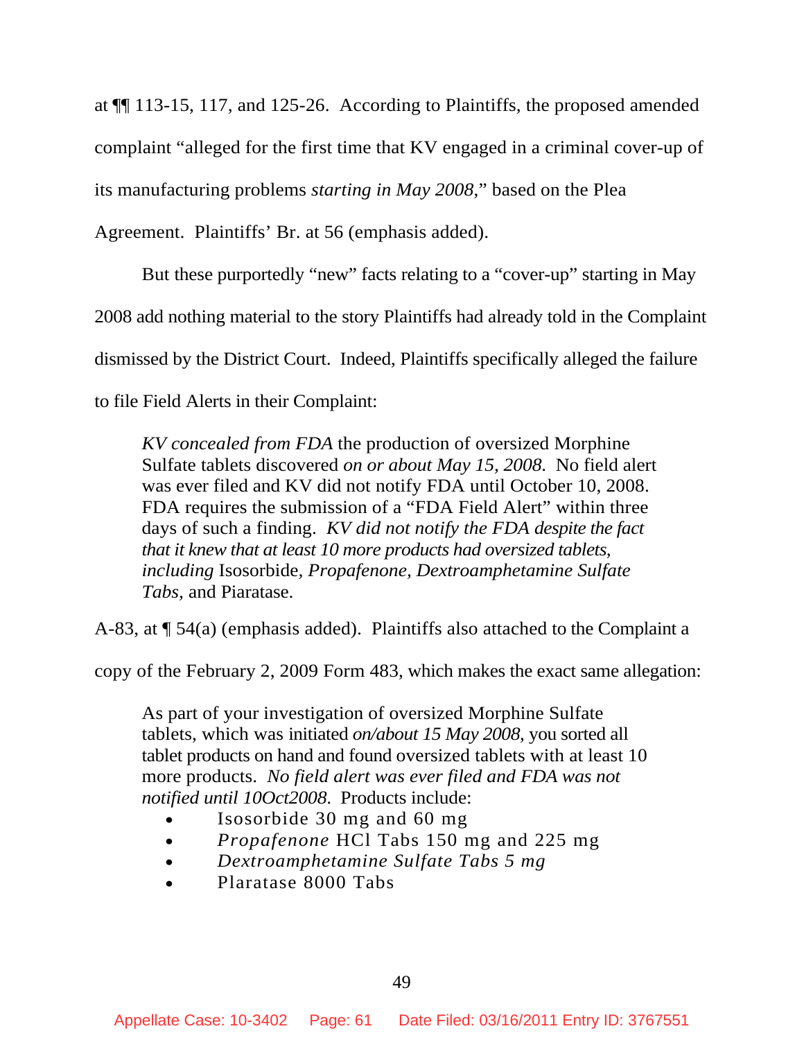at ¶¶ 113-15, 117, and 125-26. According to Plaintiffs, the proposed amended complaint "alleged for the first time that KV engaged in a criminal cover-up of its manufacturing problems *starting in May 2008*," based on the Plea Agreement. Plaintiffs' Br. at 56 (emphasis added).

But these purportedly "new" facts relating to a "cover-up" starting in May 2008 add nothing material to the story Plaintiffs had already told in the Complaint dismissed by the District Court. Indeed, Plaintiffs specifically alleged the failure to file Field Alerts in their Complaint:

> *KV concealed from FDA* the production of oversized Morphine Sulfate tablets discovered *on or about May 15, 2008*. No field alert was ever filed and KV did not notify FDA until October 10, 2008. FDA requires the submission of a "FDA Field Alert" within three days of such a finding. *KV did not notify the FDA despite the fact that it knew that at least 10 more products had oversized tablets, including* Isosorbide, *Propafenone*, *Dextroamphetamine Sulfate Tabs*, and Piaratase.

A-83, at ¶ 54(a) (emphasis added). Plaintiffs also attached to the Complaint a copy of the February 2, 2009 Form 483, which makes the exact same allegation:

> As part of your investigation of oversized Morphine Sulfate tablets, which was initiated *on/about 15 May 2008*, you sorted all tablet products on hand and found oversized tablets with at least 10 more products. *No field alert was ever filed and FDA was not notified until 10Oct2008*. Products include:
>
> - Isosorbide 30 mg and 60 mg
> - *Propafenone* HCl Tabs 150 mg and 225 mg
> - *Dextroamphetamine Sulfate Tabs 5 mg*
> - Plaratase 8000 Tabs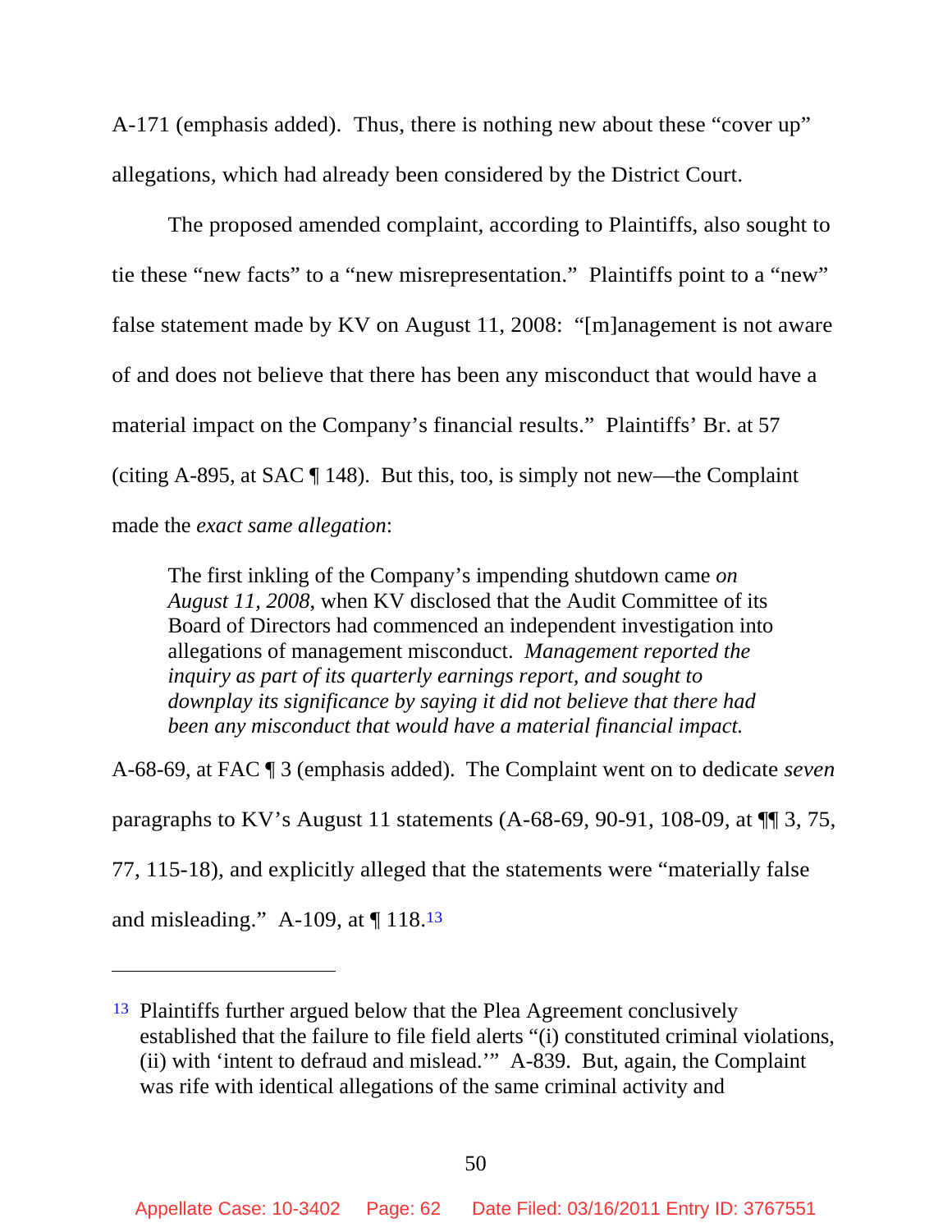A-171 (emphasis added). Thus, there is nothing new about these "cover up" allegations, which had already been considered by the District Court.

The proposed amended complaint, according to Plaintiffs, also sought to tie these "new facts" to a "new misrepresentation." Plaintiffs point to a "new" false statement made by KV on August 11, 2008: "[m]anagement is not aware of and does not believe that there has been any misconduct that would have a material impact on the Company's financial results." Plaintiffs' Br. at 57 (citing A-895, at SAC ¶ 148). But this, too, is simply not new—the Complaint made the *exact same allegation*:

> The first inkling of the Company's impending shutdown came *on August 11, 2008*, when KV disclosed that the Audit Committee of its Board of Directors had commenced an independent investigation into allegations of management misconduct. *Management reported the inquiry as part of its quarterly earnings report, and sought to downplay its significance by saying it did not believe that there had been any misconduct that would have a material financial impact.*

A-68-69, at FAC ¶ 3 (emphasis added). The Complaint went on to dedicate *seven* paragraphs to KV's August 11 statements (A-68-69, 90-91, 108-09, at ¶¶ 3, 75, 77, 115-18), and explicitly alleged that the statements were "materially false and misleading." A-109, at ¶ 118.[13]

---

[13] Plaintiffs further argued below that the Plea Agreement conclusively established that the failure to file field alerts "(i) constituted criminal violations, (ii) with 'intent to defraud and mislead.'" A-839. But, again, the Complaint was rife with identical allegations of the same criminal activity and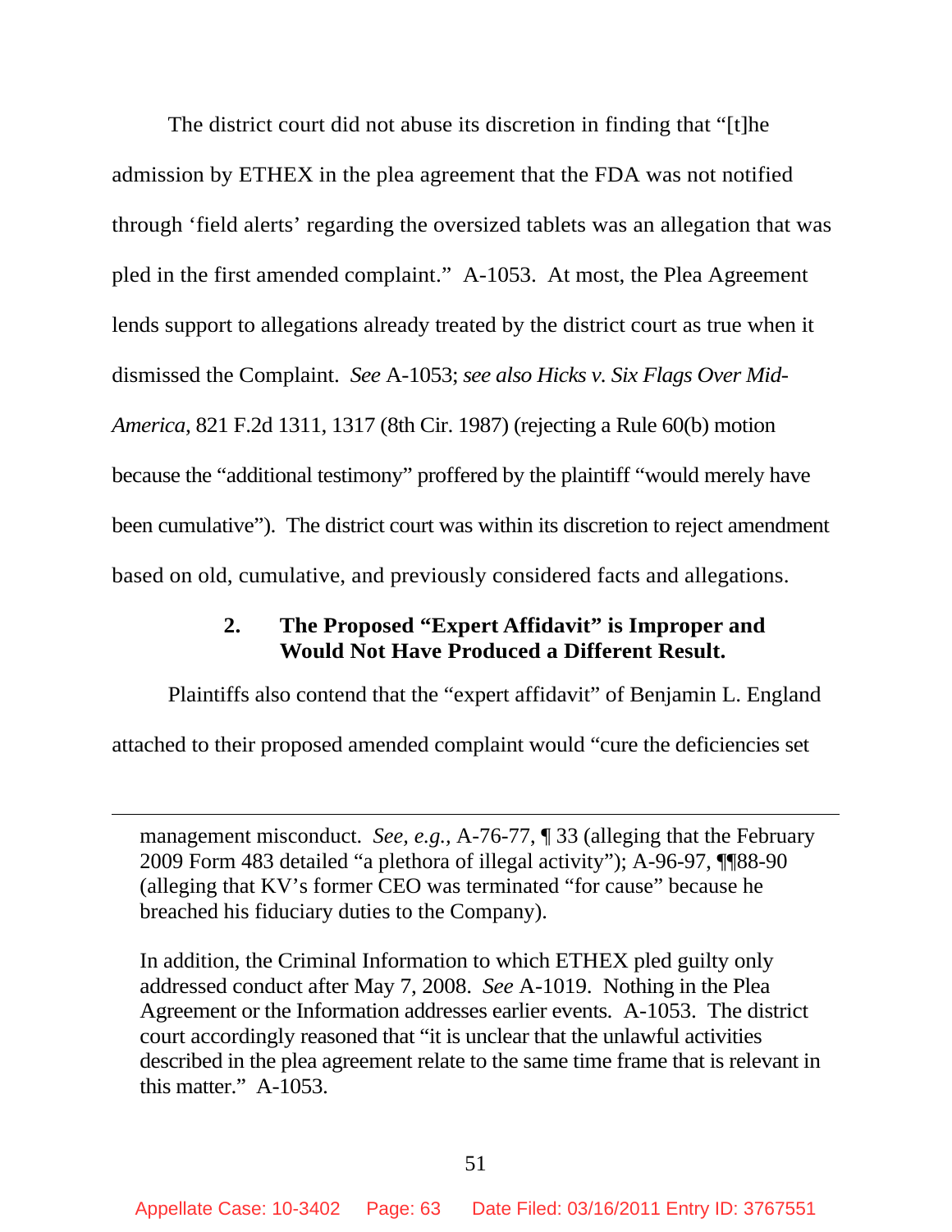The district court did not abuse its discretion in finding that "[t]he admission by ETHEX in the plea agreement that the FDA was not notified through 'field alerts' regarding the oversized tablets was an allegation that was pled in the first amended complaint." A-1053. At most, the Plea Agreement lends support to allegations already treated by the district court as true when it dismissed the Complaint. *See* A-1053; *see also Hicks v. Six Flags Over Mid-America*, 821 F.2d 1311, 1317 (8th Cir. 1987) (rejecting a Rule 60(b) motion because the "additional testimony" proffered by the plaintiff "would merely have been cumulative"). The district court was within its discretion to reject amendment based on old, cumulative, and previously considered facts and allegations.

### 2. The Proposed "Expert Affidavit" is Improper and Would Not Have Produced a Different Result.

Plaintiffs also contend that the "expert affidavit" of Benjamin L. England attached to their proposed amended complaint would "cure the deficiencies set

---

management misconduct. *See, e.g.,* A-76-77, ¶ 33 (alleging that the February 2009 Form 483 detailed "a plethora of illegal activity"); A-96-97, ¶¶88-90 (alleging that KV's former CEO was terminated "for cause" because he breached his fiduciary duties to the Company).

In addition, the Criminal Information to which ETHEX pled guilty only addressed conduct after May 7, 2008. *See* A-1019. Nothing in the Plea Agreement or the Information addresses earlier events. A-1053. The district court accordingly reasoned that "it is unclear that the unlawful activities described in the plea agreement relate to the same time frame that is relevant in this matter." A-1053.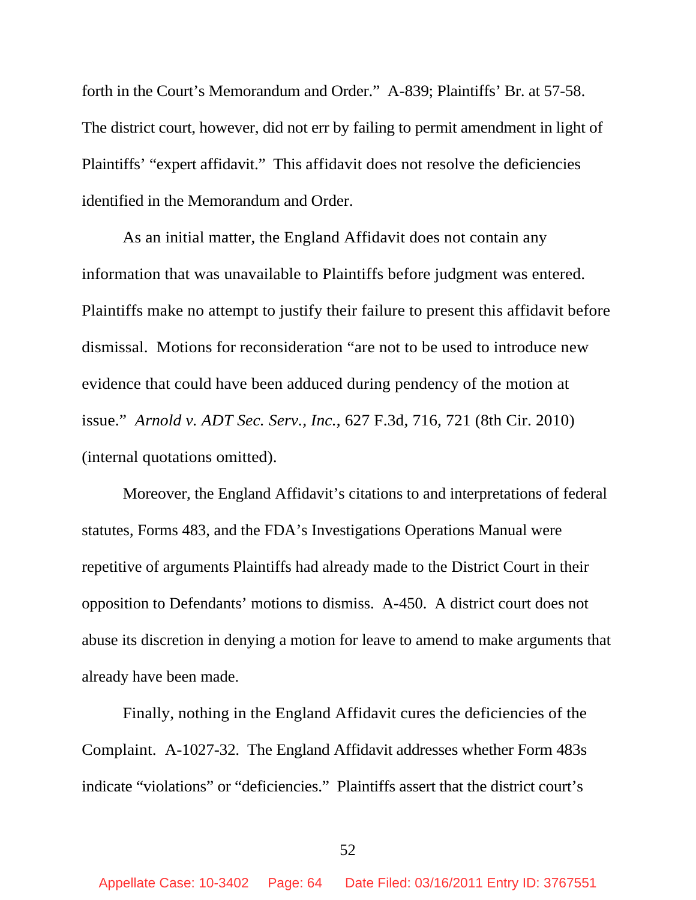forth in the Court's Memorandum and Order." A-839; Plaintiffs' Br. at 57-58. The district court, however, did not err by failing to permit amendment in light of Plaintiffs' "expert affidavit." This affidavit does not resolve the deficiencies identified in the Memorandum and Order.

As an initial matter, the England Affidavit does not contain any information that was unavailable to Plaintiffs before judgment was entered. Plaintiffs make no attempt to justify their failure to present this affidavit before dismissal. Motions for reconsideration "are not to be used to introduce new evidence that could have been adduced during pendency of the motion at issue." *Arnold v. ADT Sec. Serv., Inc.*, 627 F.3d, 716, 721 (8th Cir. 2010) (internal quotations omitted).

Moreover, the England Affidavit's citations to and interpretations of federal statutes, Forms 483, and the FDA's Investigations Operations Manual were repetitive of arguments Plaintiffs had already made to the District Court in their opposition to Defendants' motions to dismiss. A-450. A district court does not abuse its discretion in denying a motion for leave to amend to make arguments that already have been made.

Finally, nothing in the England Affidavit cures the deficiencies of the Complaint. A-1027-32. The England Affidavit addresses whether Form 483s indicate "violations" or "deficiencies." Plaintiffs assert that the district court's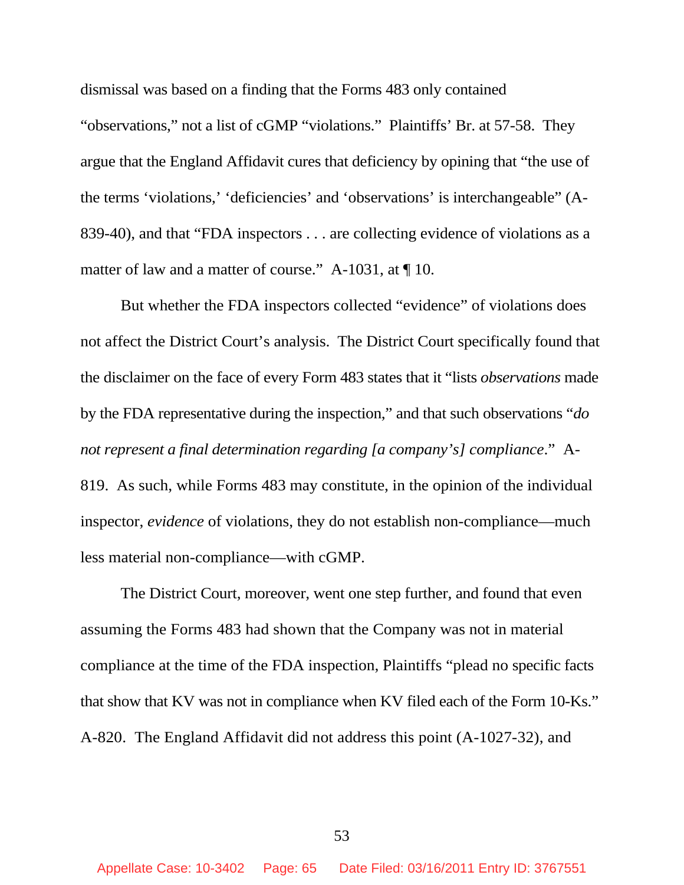dismissal was based on a finding that the Forms 483 only contained "observations," not a list of cGMP "violations." Plaintiffs' Br. at 57-58. They argue that the England Affidavit cures that deficiency by opining that "the use of the terms 'violations,' 'deficiencies' and 'observations' is interchangeable" (A-839-40), and that "FDA inspectors . . . are collecting evidence of violations as a matter of law and a matter of course." A-1031, at ¶ 10.

But whether the FDA inspectors collected "evidence" of violations does not affect the District Court's analysis. The District Court specifically found that the disclaimer on the face of every Form 483 states that it "lists *observations* made by the FDA representative during the inspection," and that such observations "*do not represent a final determination regarding [a company's] compliance*." A-819. As such, while Forms 483 may constitute, in the opinion of the individual inspector, *evidence* of violations, they do not establish non-compliance—much less material non-compliance—with cGMP.

The District Court, moreover, went one step further, and found that even assuming the Forms 483 had shown that the Company was not in material compliance at the time of the FDA inspection, Plaintiffs "plead no specific facts that show that KV was not in compliance when KV filed each of the Form 10-Ks." A-820. The England Affidavit did not address this point (A-1027-32), and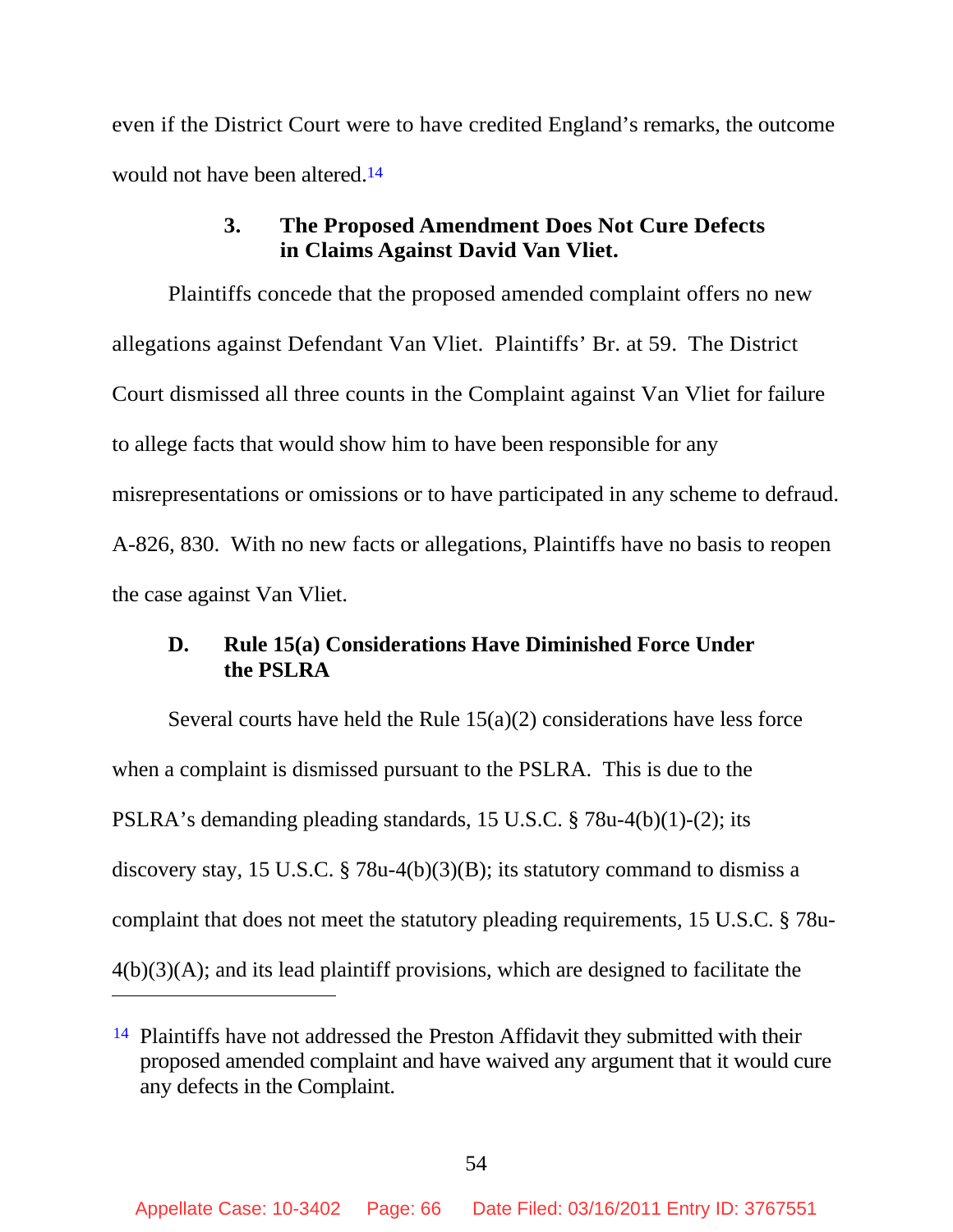even if the District Court were to have credited England's remarks, the outcome would not have been altered.[14]

### 3. The Proposed Amendment Does Not Cure Defects in Claims Against David Van Vliet.

Plaintiffs concede that the proposed amended complaint offers no new allegations against Defendant Van Vliet. Plaintiffs' Br. at 59. The District Court dismissed all three counts in the Complaint against Van Vliet for failure to allege facts that would show him to have been responsible for any misrepresentations or omissions or to have participated in any scheme to defraud. A-826, 830. With no new facts or allegations, Plaintiffs have no basis to reopen the case against Van Vliet.

## D. Rule 15(a) Considerations Have Diminished Force Under the PSLRA

Several courts have held the Rule 15(a)(2) considerations have less force when a complaint is dismissed pursuant to the PSLRA. This is due to the PSLRA's demanding pleading standards, 15 U.S.C. § 78u-4(b)(1)-(2); its discovery stay, 15 U.S.C. § 78u-4(b)(3)(B); its statutory command to dismiss a complaint that does not meet the statutory pleading requirements, 15 U.S.C. § 78u-4(b)(3)(A); and its lead plaintiff provisions, which are designed to facilitate the

---

[14] Plaintiffs have not addressed the Preston Affidavit they submitted with their proposed amended complaint and have waived any argument that it would cure any defects in the Complaint.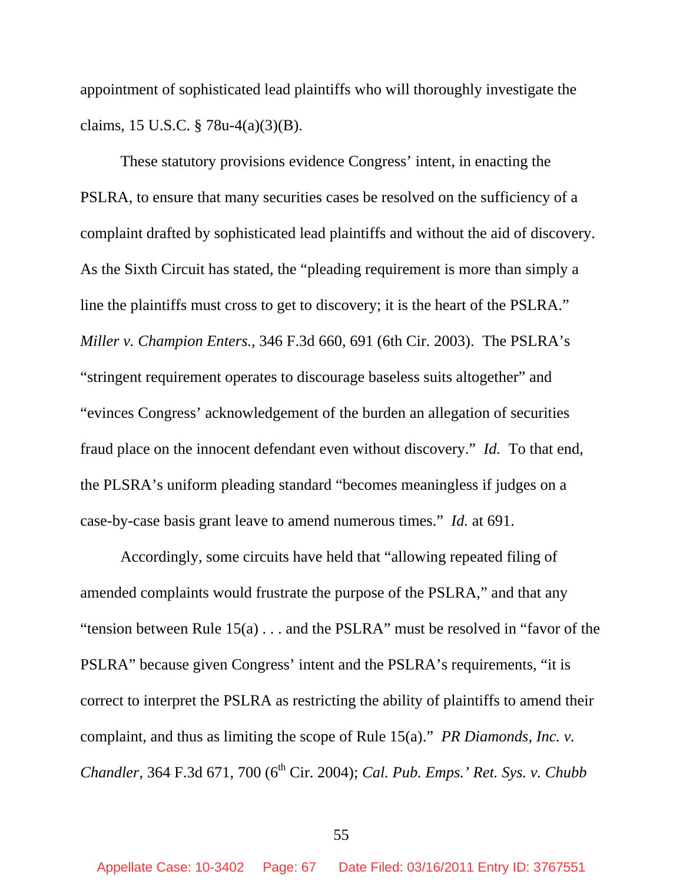appointment of sophisticated lead plaintiffs who will thoroughly investigate the claims, 15 U.S.C. § 78u-4(a)(3)(B).

These statutory provisions evidence Congress' intent, in enacting the PSLRA, to ensure that many securities cases be resolved on the sufficiency of a complaint drafted by sophisticated lead plaintiffs and without the aid of discovery. As the Sixth Circuit has stated, the "pleading requirement is more than simply a line the plaintiffs must cross to get to discovery; it is the heart of the PSLRA." *Miller v. Champion Enters.*, 346 F.3d 660, 691 (6th Cir. 2003). The PSLRA's "stringent requirement operates to discourage baseless suits altogether" and "evinces Congress' acknowledgement of the burden an allegation of securities fraud place on the innocent defendant even without discovery." *Id.* To that end, the PLSRA's uniform pleading standard "becomes meaningless if judges on a case-by-case basis grant leave to amend numerous times." *Id.* at 691.

Accordingly, some circuits have held that "allowing repeated filing of amended complaints would frustrate the purpose of the PSLRA," and that any "tension between Rule 15(a) . . . and the PSLRA" must be resolved in "favor of the PSLRA" because given Congress' intent and the PSLRA's requirements, "it is correct to interpret the PSLRA as restricting the ability of plaintiffs to amend their complaint, and thus as limiting the scope of Rule 15(a)." *PR Diamonds, Inc. v. Chandler*, 364 F.3d 671, 700 (6th Cir. 2004); *Cal. Pub. Emps.' Ret. Sys. v. Chubb*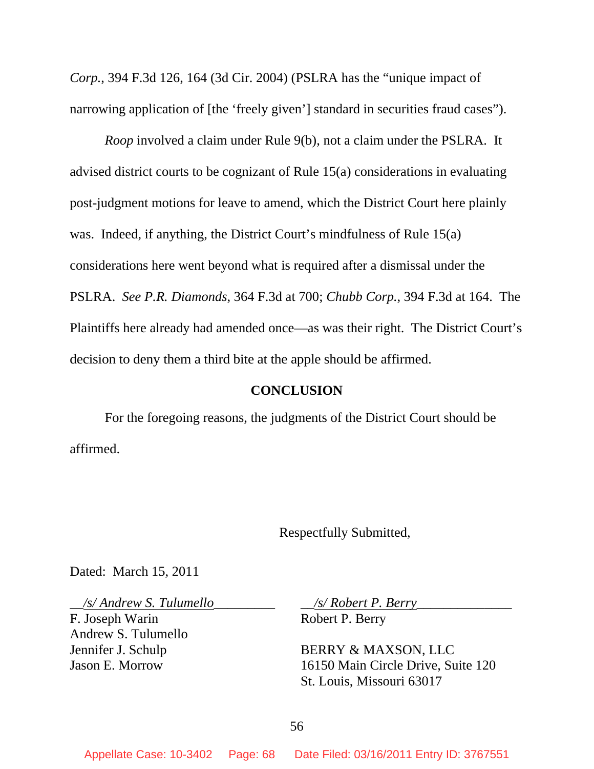*Corp.*, 394 F.3d 126, 164 (3d Cir. 2004) (PSLRA has the "unique impact of narrowing application of [the 'freely given'] standard in securities fraud cases").

*Roop* involved a claim under Rule 9(b), not a claim under the PSLRA. It advised district courts to be cognizant of Rule 15(a) considerations in evaluating post-judgment motions for leave to amend, which the District Court here plainly was. Indeed, if anything, the District Court's mindfulness of Rule 15(a) considerations here went beyond what is required after a dismissal under the PSLRA. *See P.R. Diamonds*, 364 F.3d at 700; *Chubb Corp.*, 394 F.3d at 164. The Plaintiffs here already had amended once—as was their right. The District Court's decision to deny them a third bite at the apple should be affirmed.

**CONCLUSION**

For the foregoing reasons, the judgments of the District Court should be affirmed.

Respectfully Submitted,

Dated: March 15, 2011

*/s/ Andrew S. Tulumello*
F. Joseph Warin
Andrew S. Tulumello
Jennifer J. Schulp
Jason E. Morrow

*/s/ Robert P. Berry*
Robert P. Berry

BERRY & MAXSON, LLC
16150 Main Circle Drive, Suite 120
St. Louis, Missouri 63017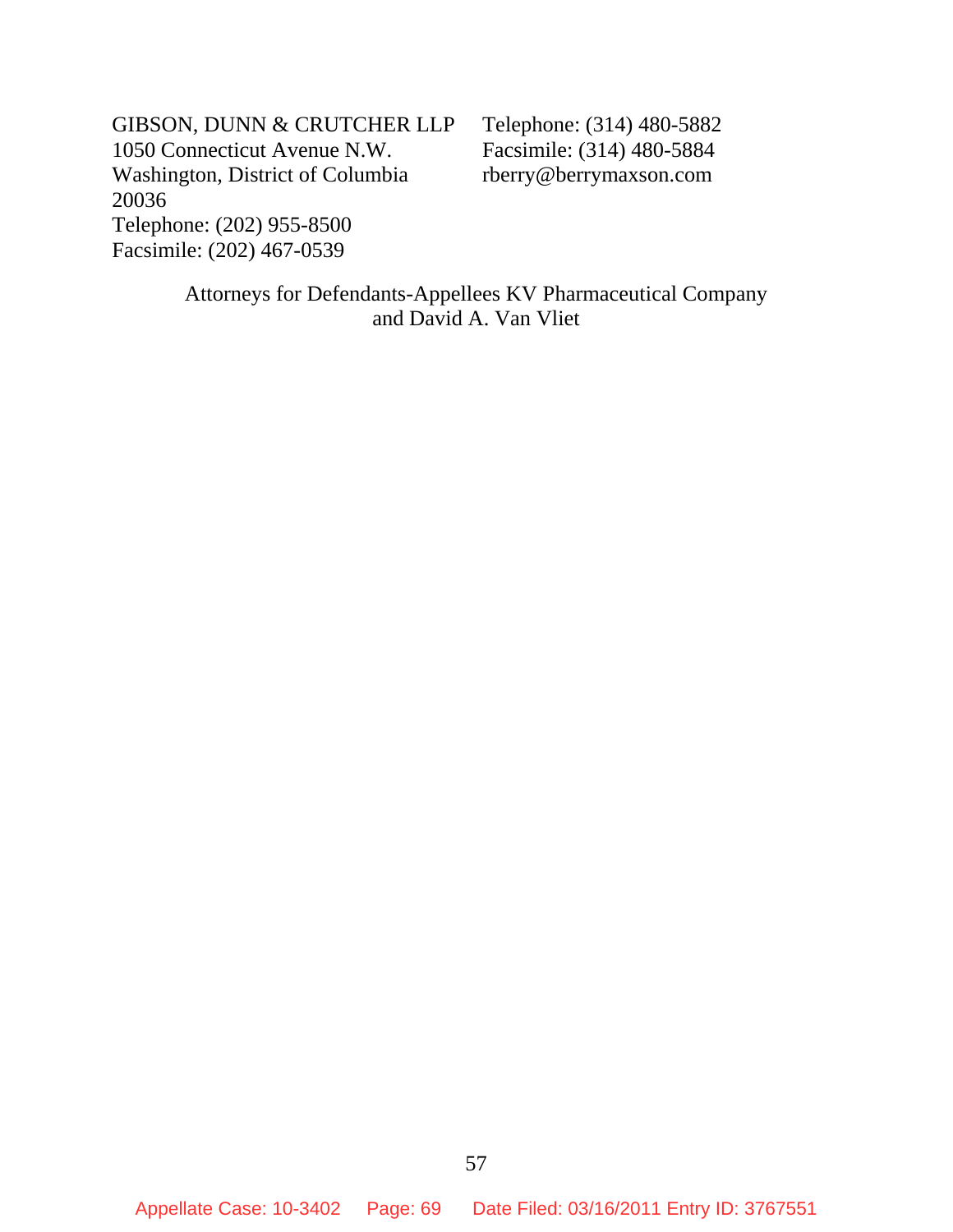GIBSON, DUNN & CRUTCHER LLP
1050 Connecticut Avenue N.W.
Washington, District of Columbia
20036
Telephone: (202) 955-8500
Facsimile: (202) 467-0539

Telephone: (314) 480-5882
Facsimile: (314) 480-5884
rberry@berrymaxson.com

Attorneys for Defendants-Appellees KV Pharmaceutical Company
and David A. Van Vliet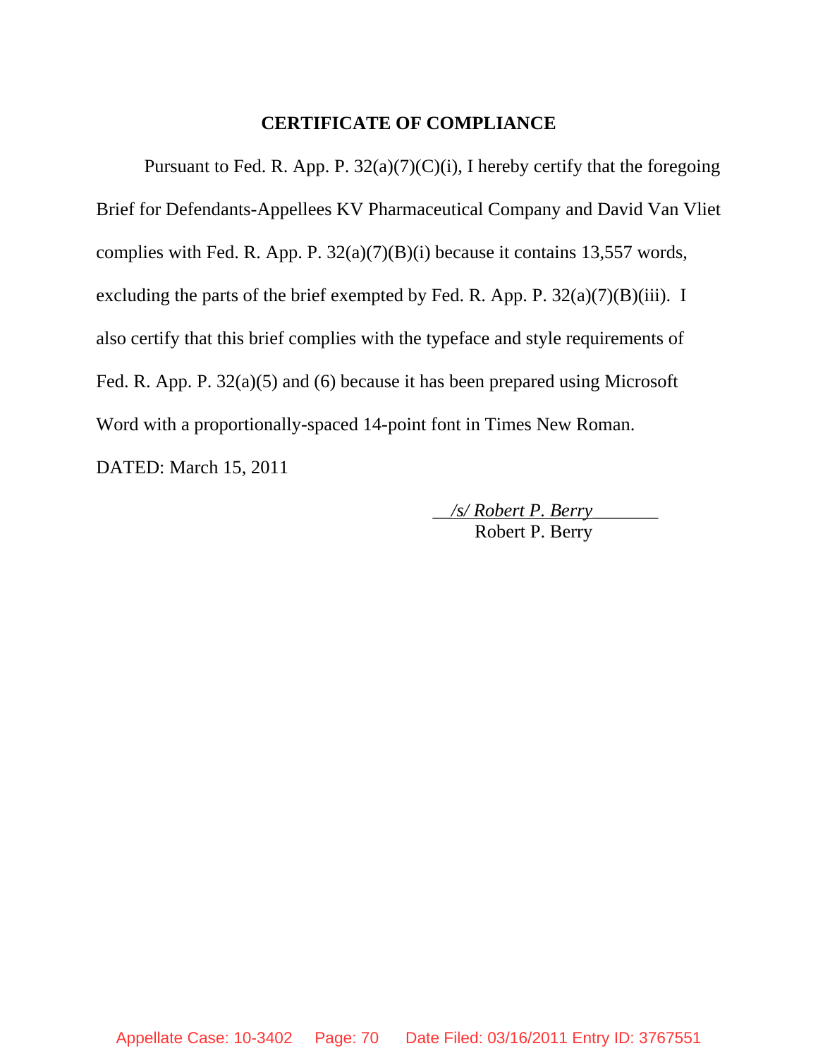## CERTIFICATE OF COMPLIANCE

Pursuant to Fed. R. App. P. 32(a)(7)(C)(i), I hereby certify that the foregoing Brief for Defendants-Appellees KV Pharmaceutical Company and David Van Vliet complies with Fed. R. App. P. 32(a)(7)(B)(i) because it contains 13,557 words, excluding the parts of the brief exempted by Fed. R. App. P. 32(a)(7)(B)(iii). I also certify that this brief complies with the typeface and style requirements of Fed. R. App. P. 32(a)(5) and (6) because it has been prepared using Microsoft Word with a proportionally-spaced 14-point font in Times New Roman.

DATED: March 15, 2011

*/s/ Robert P. Berry*
Robert P. Berry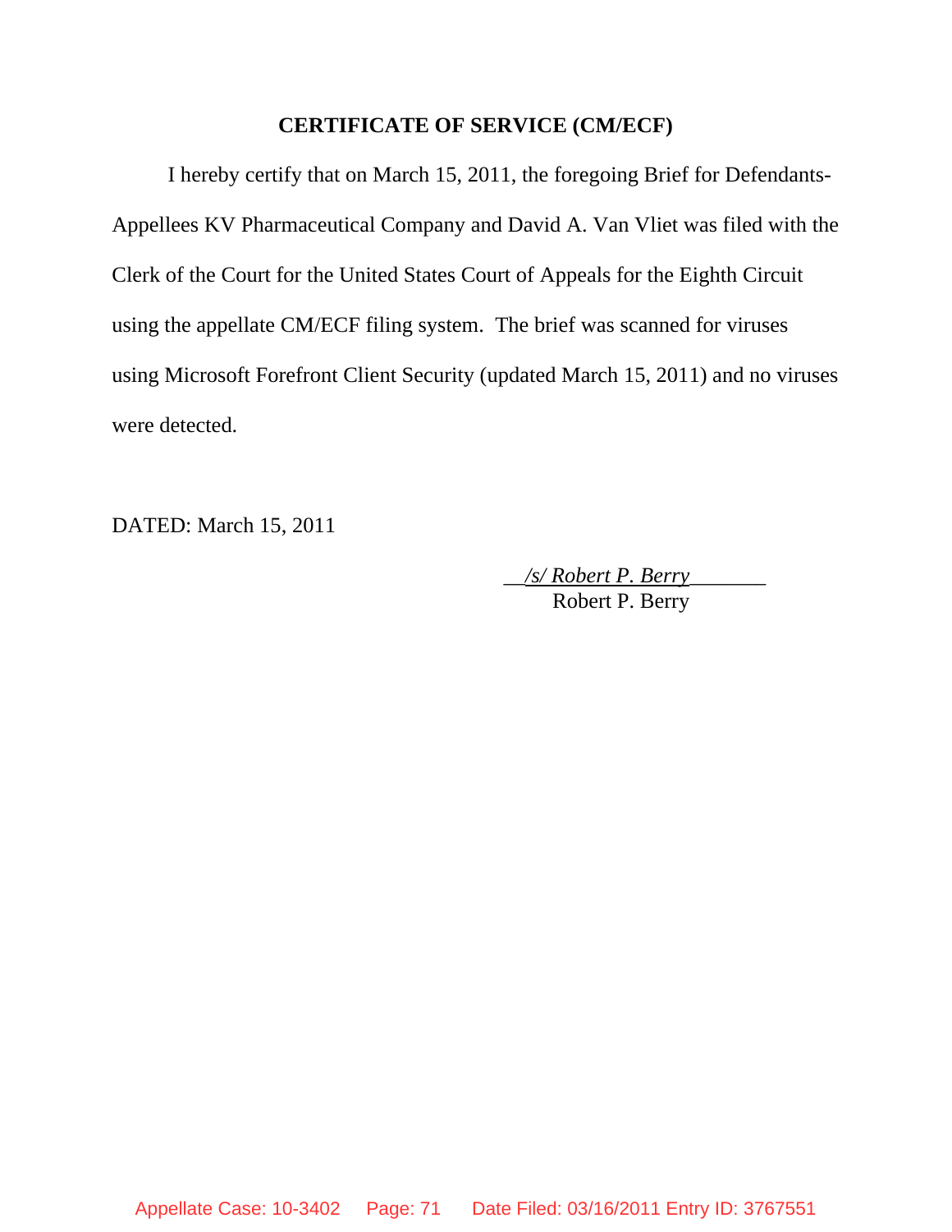## CERTIFICATE OF SERVICE (CM/ECF)

I hereby certify that on March 15, 2011, the foregoing Brief for Defendants-Appellees KV Pharmaceutical Company and David A. Van Vliet was filed with the Clerk of the Court for the United States Court of Appeals for the Eighth Circuit using the appellate CM/ECF filing system. The brief was scanned for viruses using Microsoft Forefront Client Security (updated March 15, 2011) and no viruses were detected.

DATED: March 15, 2011

*/s/ Robert P. Berry*
Robert P. Berry